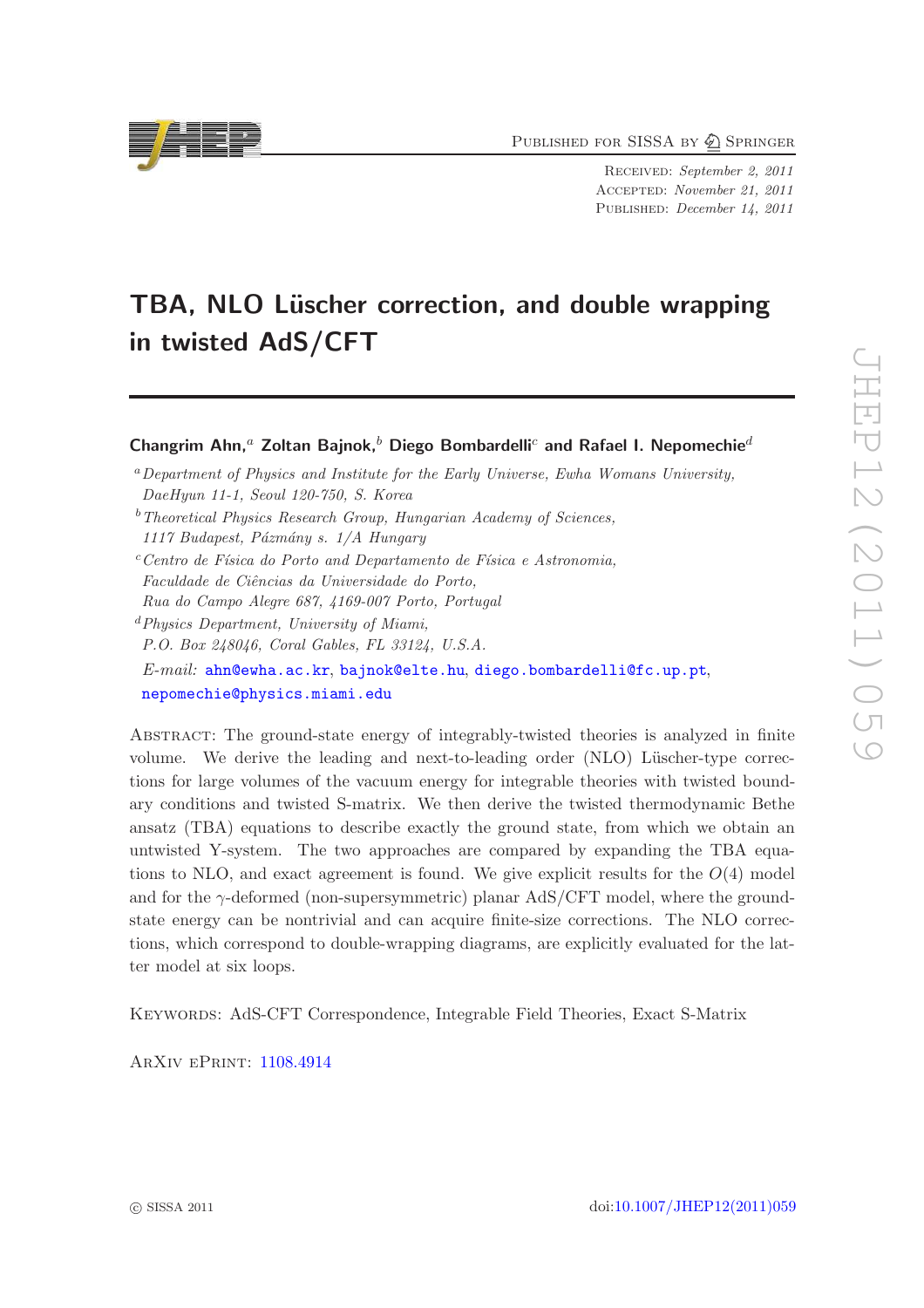Published for SISSA by Springer

Received: *September 2, 2011*
Accepted: *November 21, 2011*
Published: *December 14, 2011*

# TBA, NLO Lüscher correction, and double wrapping in twisted AdS/CFT

**Changrim Ahn,[a] Zoltan Bajnok,[b] Diego Bombardelli[c] and Rafael I. Nepomechie[d]**

[a] *Department of Physics and Institute for the Early Universe, Ewha Womans University, DaeHyun 11-1, Seoul 120-750, S. Korea*

[b] *Theoretical Physics Research Group, Hungarian Academy of Sciences, 1117 Budapest, Pázmány s. 1/A Hungary*

[c] *Centro de Física do Porto and Departamento de Física e Astronomia, Faculdade de Ciências da Universidade do Porto, Rua do Campo Alegre 687, 4169-007 Porto, Portugal*

[d] *Physics Department, University of Miami, P.O. Box 248046, Coral Gables, FL 33124, U.S.A.*

*E-mail:* ahn@ewha.ac.kr, bajnok@elte.hu, diego.bombardelli@fc.up.pt, nepomechie@physics.miami.edu

Abstract: The ground-state energy of integrably-twisted theories is analyzed in finite volume. We derive the leading and next-to-leading order (NLO) Lüscher-type corrections for large volumes of the vacuum energy for integrable theories with twisted boundary conditions and twisted S-matrix. We then derive the twisted thermodynamic Bethe ansatz (TBA) equations to describe exactly the ground state, from which we obtain an untwisted Y-system. The two approaches are compared by expanding the TBA equations to NLO, and exact agreement is found. We give explicit results for the $O(4)$ model and for the $\gamma$-deformed (non-supersymmetric) planar AdS/CFT model, where the ground-state energy can be nontrivial and can acquire finite-size corrections. The NLO corrections, which correspond to double-wrapping diagrams, are explicitly evaluated for the latter model at six loops.

Keywords: AdS-CFT Correspondence, Integrable Field Theories, Exact S-Matrix

ArXiv ePrint: 1108.4914

© SISSA 2011

doi:10.1007/JHEP12(2011)059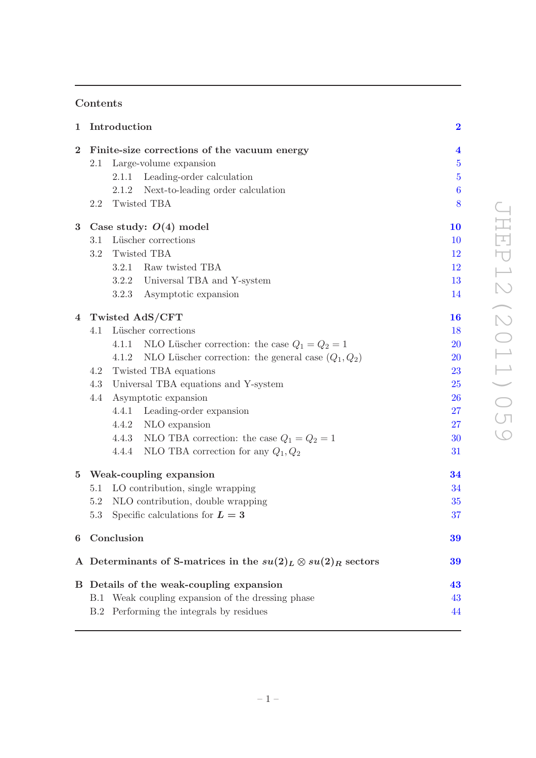## Contents

| | | |
|---|---|---|
| **1** | **Introduction** | **2** |
| **2** | **Finite-size corrections of the vacuum energy** | **4** |
| 2.1 | Large-volume expansion | 5 |
| 2.1.1 | Leading-order calculation | 5 |
| 2.1.2 | Next-to-leading order calculation | 6 |
| 2.2 | Twisted TBA | 8 |
| **3** | **Case study: $O(4)$ model** | **10** |
| 3.1 | Lüscher corrections | 10 |
| 3.2 | Twisted TBA | 12 |
| 3.2.1 | Raw twisted TBA | 12 |
| 3.2.2 | Universal TBA and Y-system | 13 |
| 3.2.3 | Asymptotic expansion | 14 |
| **4** | **Twisted AdS/CFT** | **16** |
| 4.1 | Lüscher corrections | 18 |
| 4.1.1 | NLO Lüscher correction: the case $Q_1 = Q_2 = 1$ | 20 |
| 4.1.2 | NLO Lüscher correction: the general case $(Q_1, Q_2)$ | 20 |
| 4.2 | Twisted TBA equations | 23 |
| 4.3 | Universal TBA equations and Y-system | 25 |
| 4.4 | Asymptotic expansion | 26 |
| 4.4.1 | Leading-order expansion | 27 |
| 4.4.2 | NLO expansion | 27 |
| 4.4.3 | NLO TBA correction: the case $Q_1 = Q_2 = 1$ | 30 |
| 4.4.4 | NLO TBA correction for any $Q_1, Q_2$ | 31 |
| **5** | **Weak-coupling expansion** | **34** |
| 5.1 | LO contribution, single wrapping | 34 |
| 5.2 | NLO contribution, double wrapping | 35 |
| 5.3 | Specific calculations for $L = 3$ | 37 |
| **6** | **Conclusion** | **39** |
| **A** | **Determinants of S-matrices in the $su(2)_L \otimes su(2)_R$ sectors** | **39** |
| **B** | **Details of the weak-coupling expansion** | **43** |
| B.1 | Weak coupling expansion of the dressing phase | 43 |
| B.2 | Performing the integrals by residues | 44 |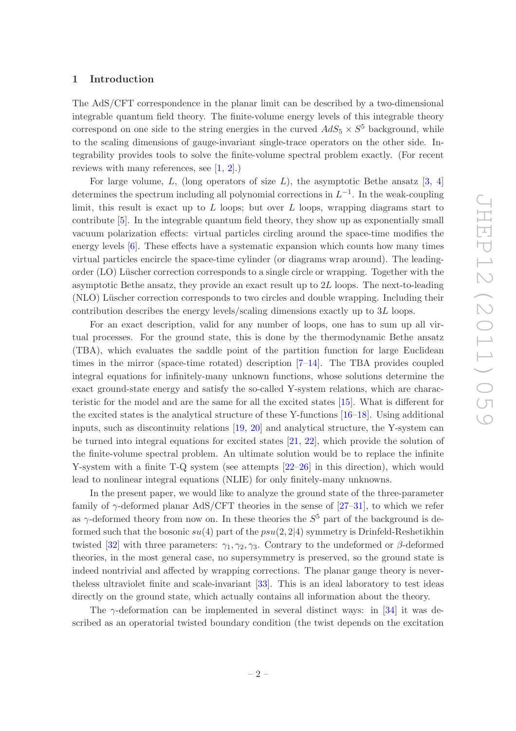## 1 Introduction

The AdS/CFT correspondence in the planar limit can be described by a two-dimensional integrable quantum field theory. The finite-volume energy levels of this integrable theory correspond on one side to the string energies in the curved $AdS_5 \times S^5$ background, while to the scaling dimensions of gauge-invariant single-trace operators on the other side. Integrability provides tools to solve the finite-volume spectral problem exactly. (For recent reviews with many references, see [1, 2].)

For large volume, $L$, (long operators of size $L$), the asymptotic Bethe ansatz [3, 4] determines the spectrum including all polynomial corrections in $L^{-1}$. In the weak-coupling limit, this result is exact up to $L$ loops; but over $L$ loops, wrapping diagrams start to contribute [5]. In the integrable quantum field theory, they show up as exponentially small vacuum polarization effects: virtual particles circling around the space-time modifies the energy levels [6]. These effects have a systematic expansion which counts how many times virtual particles encircle the space-time cylinder (or diagrams wrap around). The leading-order (LO) Lüscher correction corresponds to a single circle or wrapping. Together with the asymptotic Bethe ansatz, they provide an exact result up to $2L$ loops. The next-to-leading (NLO) Lüscher correction corresponds to two circles and double wrapping. Including their contribution describes the energy levels/scaling dimensions exactly up to $3L$ loops.

For an exact description, valid for any number of loops, one has to sum up all virtual processes. For the ground state, this is done by the thermodynamic Bethe ansatz (TBA), which evaluates the saddle point of the partition function for large Euclidean times in the mirror (space-time rotated) description [7–14]. The TBA provides coupled integral equations for infinitely-many unknown functions, whose solutions determine the exact ground-state energy and satisfy the so-called Y-system relations, which are characteristic for the model and are the same for all the excited states [15]. What is different for the excited states is the analytical structure of these Y-functions [16–18]. Using additional inputs, such as discontinuity relations [19, 20] and analytical structure, the Y-system can be turned into integral equations for excited states [21, 22], which provide the solution of the finite-volume spectral problem. An ultimate solution would be to replace the infinite Y-system with a finite T-Q system (see attempts [22–26] in this direction), which would lead to nonlinear integral equations (NLIE) for only finitely-many unknowns.

In the present paper, we would like to analyze the ground state of the three-parameter family of $\gamma$-deformed planar AdS/CFT theories in the sense of [27–31], to which we refer as $\gamma$-deformed theory from now on. In these theories the $S^5$ part of the background is deformed such that the bosonic $su(4)$ part of the $psu(2,2|4)$ symmetry is Drinfeld-Reshetikhin twisted [32] with three parameters: $\gamma_1, \gamma_2, \gamma_3$. Contrary to the undeformed or $\beta$-deformed theories, in the most general case, no supersymmetry is preserved, so the ground state is indeed nontrivial and affected by wrapping corrections. The planar gauge theory is nevertheless ultraviolet finite and scale-invariant [33]. This is an ideal laboratory to test ideas directly on the ground state, which actually contains all information about the theory.

The $\gamma$-deformation can be implemented in several distinct ways: in [34] it was described as an operatorial twisted boundary condition (the twist depends on the excitation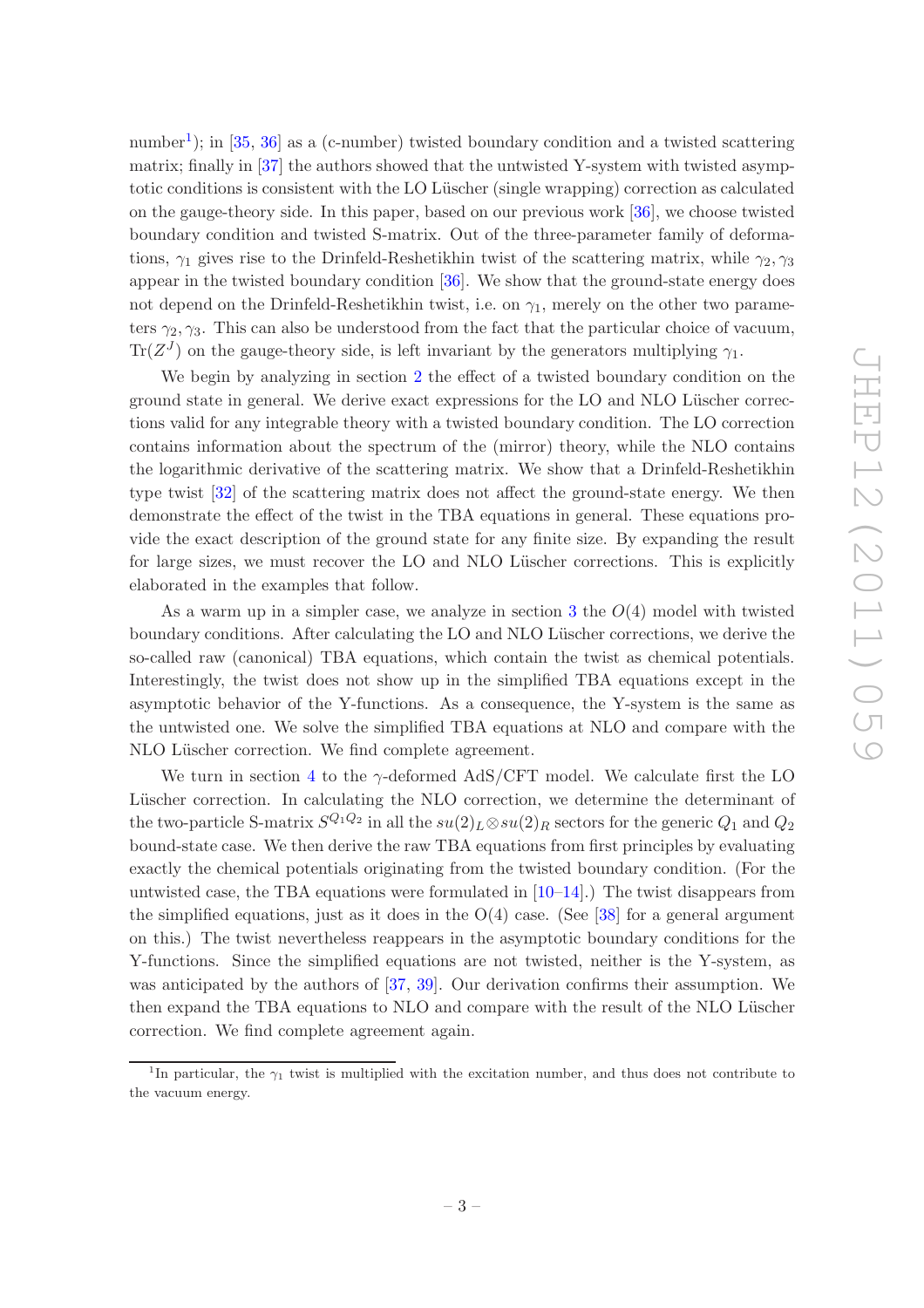number[1]); in [35, 36] as a (c-number) twisted boundary condition and a twisted scattering matrix; finally in [37] the authors showed that the untwisted Y-system with twisted asymptotic conditions is consistent with the LO Lüscher (single wrapping) correction as calculated on the gauge-theory side. In this paper, based on our previous work [36], we choose twisted boundary condition and twisted S-matrix. Out of the three-parameter family of deformations, $\gamma_1$ gives rise to the Drinfeld-Reshetikhin twist of the scattering matrix, while $\gamma_2, \gamma_3$ appear in the twisted boundary condition [36]. We show that the ground-state energy does not depend on the Drinfeld-Reshetikhin twist, i.e. on $\gamma_1$, merely on the other two parameters $\gamma_2, \gamma_3$. This can also be understood from the fact that the particular choice of vacuum, $\mathrm{Tr}(Z^J)$ on the gauge-theory side, is left invariant by the generators multiplying $\gamma_1$.

We begin by analyzing in section 2 the effect of a twisted boundary condition on the ground state in general. We derive exact expressions for the LO and NLO Lüscher corrections valid for any integrable theory with a twisted boundary condition. The LO correction contains information about the spectrum of the (mirror) theory, while the NLO contains the logarithmic derivative of the scattering matrix. We show that a Drinfeld-Reshetikhin type twist [32] of the scattering matrix does not affect the ground-state energy. We then demonstrate the effect of the twist in the TBA equations in general. These equations provide the exact description of the ground state for any finite size. By expanding the result for large sizes, we must recover the LO and NLO Lüscher corrections. This is explicitly elaborated in the examples that follow.

As a warm up in a simpler case, we analyze in section 3 the $O(4)$ model with twisted boundary conditions. After calculating the LO and NLO Lüscher corrections, we derive the so-called raw (canonical) TBA equations, which contain the twist as chemical potentials. Interestingly, the twist does not show up in the simplified TBA equations except in the asymptotic behavior of the Y-functions. As a consequence, the Y-system is the same as the untwisted one. We solve the simplified TBA equations at NLO and compare with the NLO Lüscher correction. We find complete agreement.

We turn in section 4 to the $\gamma$-deformed AdS/CFT model. We calculate first the LO Lüscher correction. In calculating the NLO correction, we determine the determinant of the two-particle S-matrix $S^{Q_1 Q_2}$ in all the $su(2)_L \otimes su(2)_R$ sectors for the generic $Q_1$ and $Q_2$ bound-state case. We then derive the raw TBA equations from first principles by evaluating exactly the chemical potentials originating from the twisted boundary condition. (For the untwisted case, the TBA equations were formulated in [10–14].) The twist disappears from the simplified equations, just as it does in the O(4) case. (See [38] for a general argument on this.) The twist nevertheless reappears in the asymptotic boundary conditions for the Y-functions. Since the simplified equations are not twisted, neither is the Y-system, as was anticipated by the authors of [37, 39]. Our derivation confirms their assumption. We then expand the TBA equations to NLO and compare with the result of the NLO Lüscher correction. We find complete agreement again.

[1]In particular, the $\gamma_1$ twist is multiplied with the excitation number, and thus does not contribute to the vacuum energy.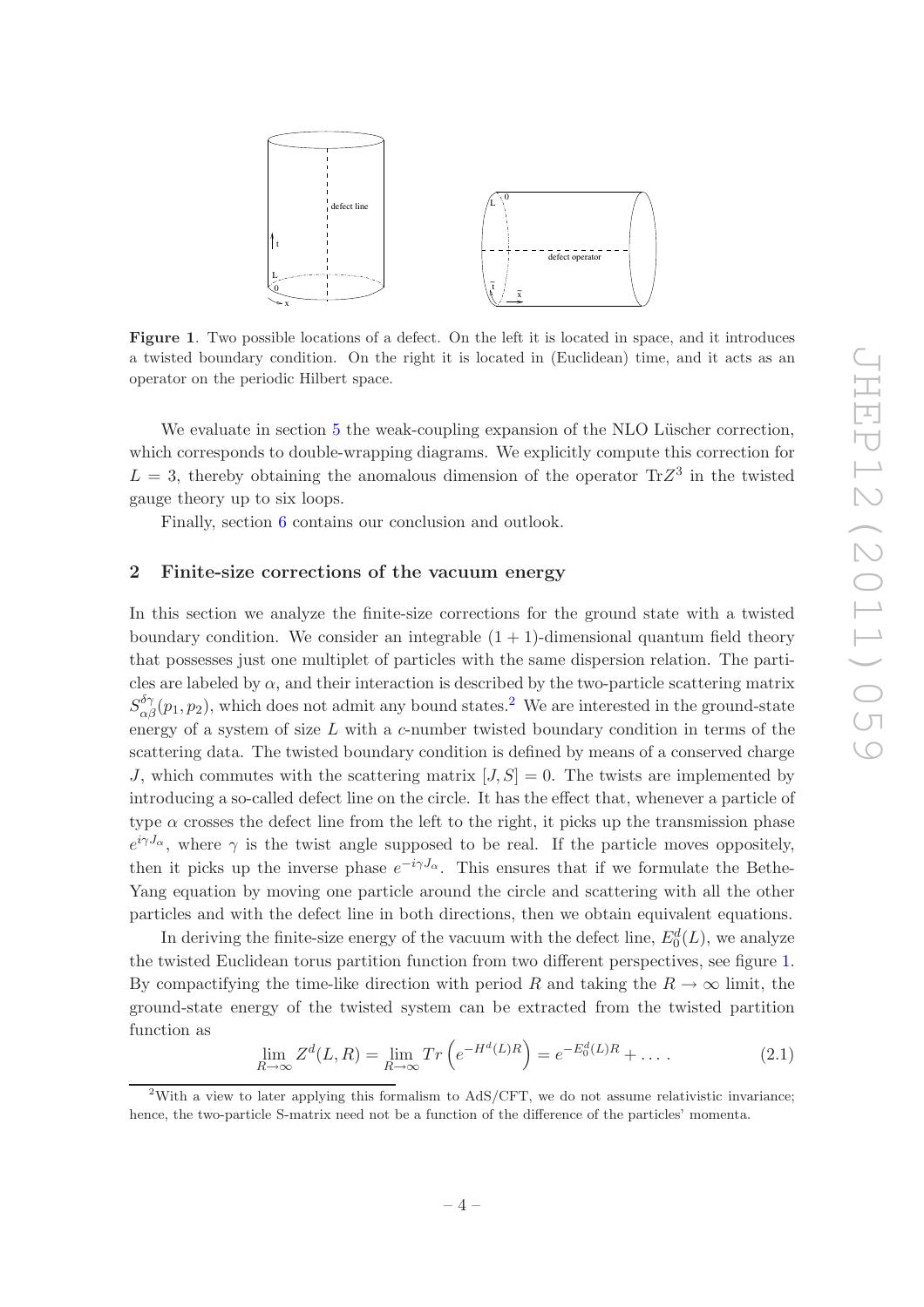defect line

t

L

0

x

L

0

defect operator

$\tilde{t}$

$\tilde{x}$

**Figure 1**. Two possible locations of a defect. On the left it is located in space, and it introduces a twisted boundary condition. On the right it is located in (Euclidean) time, and it acts as an operator on the periodic Hilbert space.

We evaluate in section 5 the weak-coupling expansion of the NLO Lüscher correction, which corresponds to double-wrapping diagrams. We explicitly compute this correction for $L = 3$, thereby obtaining the anomalous dimension of the operator $\mathrm{Tr}Z^3$ in the twisted gauge theory up to six loops.

Finally, section 6 contains our conclusion and outlook.

## 2 Finite-size corrections of the vacuum energy

In this section we analyze the finite-size corrections for the ground state with a twisted boundary condition. We consider an integrable $(1+1)$-dimensional quantum field theory that possesses just one multiplet of particles with the same dispersion relation. The particles are labeled by $\alpha$, and their interaction is described by the two-particle scattering matrix $S_{\alpha\beta}^{\delta\gamma}(p_1, p_2)$, which does not admit any bound states.[2] We are interested in the ground-state energy of a system of size $L$ with a $c$-number twisted boundary condition in terms of the scattering data. The twisted boundary condition is defined by means of a conserved charge $J$, which commutes with the scattering matrix $[J, S] = 0$. The twists are implemented by introducing a so-called defect line on the circle. It has the effect that, whenever a particle of type $\alpha$ crosses the defect line from the left to the right, it picks up the transmission phase $e^{i\gamma J_\alpha}$, where $\gamma$ is the twist angle supposed to be real. If the particle moves oppositely, then it picks up the inverse phase $e^{-i\gamma J_\alpha}$. This ensures that if we formulate the Bethe-Yang equation by moving one particle around the circle and scattering with all the other particles and with the defect line in both directions, then we obtain equivalent equations.

In deriving the finite-size energy of the vacuum with the defect line, $E_0^d(L)$, we analyze the twisted Euclidean torus partition function from two different perspectives, see figure 1. By compactifying the time-like direction with period $R$ and taking the $R \to \infty$ limit, the ground-state energy of the twisted system can be extracted from the twisted partition function as

$$\lim_{R\to\infty} Z^d(L, R) = \lim_{R\to\infty} Tr\left(e^{-H^d(L)R}\right) = e^{-E_0^d(L)R} + \dots \,. \tag{2.1}$$

[2] With a view to later applying this formalism to AdS/CFT, we do not assume relativistic invariance; hence, the two-particle S-matrix need not be a function of the difference of the particles' momenta.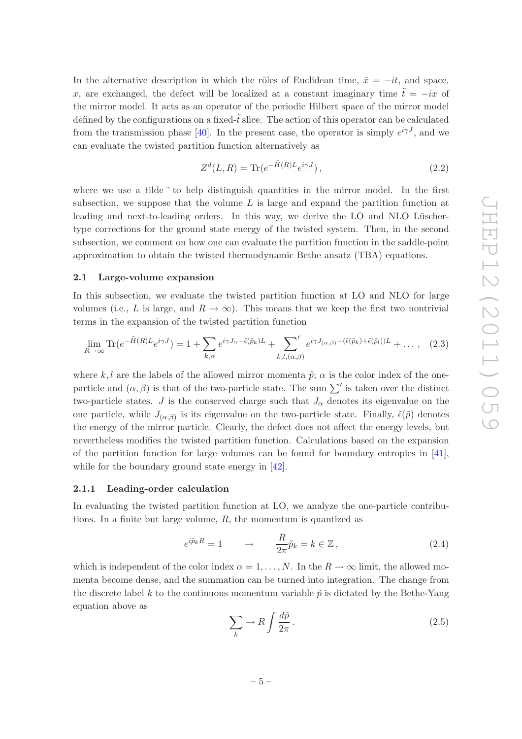In the alternative description in which the rôles of Euclidean time, $\tilde{x} = -it$, and space, $x$, are exchanged, the defect will be localized at a constant imaginary time $\tilde{t} = -ix$ of the mirror model. It acts as an operator of the periodic Hilbert space of the mirror model defined by the configurations on a fixed-$\tilde{t}$ slice. The action of this operator can be calculated from the transmission phase [40]. In the present case, the operator is simply $e^{i\gamma J}$, and we can evaluate the twisted partition function alternatively as

$$Z^d(L, R) = \mathrm{Tr}(e^{-\tilde{H}(R)L} e^{i\gamma J}) , \tag{2.2}$$

where we use a tilde $\tilde{}$ to help distinguish quantities in the mirror model. In the first subsection, we suppose that the volume $L$ is large and expand the partition function at leading and next-to-leading orders. In this way, we derive the LO and NLO Lüscher-type corrections for the ground state energy of the twisted system. Then, in the second subsection, we comment on how one can evaluate the partition function in the saddle-point approximation to obtain the twisted thermodynamic Bethe ansatz (TBA) equations.

### 2.1 Large-volume expansion

In this subsection, we evaluate the twisted partition function at LO and NLO for large volumes (i.e., $L$ is large, and $R \to \infty$). This means that we keep the first two nontrivial terms in the expansion of the twisted partition function

$$\lim_{R\to\infty} \mathrm{Tr}(e^{-\tilde{H}(R)L} e^{i\gamma J}) = 1 + \sum_{k,\alpha} e^{i\gamma J_\alpha - \tilde{\epsilon}(\tilde{p}_k)L} + \sum_{k,l,(\alpha,\beta)}{}' e^{i\gamma J_{(\alpha,\beta)} - (\tilde{\epsilon}(\tilde{p}_k) + \tilde{\epsilon}(\tilde{p}_l))L} + \dots , \tag{2.3}$$

where $k, l$ are the labels of the allowed mirror momenta $\tilde{p}$; $\alpha$ is the color index of the one-particle and $(\alpha, \beta)$ is that of the two-particle state. The sum $\sum'$ is taken over the distinct two-particle states. $J$ is the conserved charge such that $J_\alpha$ denotes its eigenvalue on the one particle, while $J_{(\alpha,\beta)}$ is its eigenvalue on the two-particle state. Finally, $\tilde{\epsilon}(\tilde{p})$ denotes the energy of the mirror particle. Clearly, the defect does not affect the energy levels, but nevertheless modifies the twisted partition function. Calculations based on the expansion of the partition function for large volumes can be found for boundary entropies in [41], while for the boundary ground state energy in [42].

#### 2.1.1 Leading-order calculation

In evaluating the twisted partition function at LO, we analyze the one-particle contributions. In a finite but large volume, $R$, the momentum is quantized as

$$e^{i\tilde{p}_k R} = 1 \qquad \to \qquad \frac{R}{2\pi}\tilde{p}_k = k \in \mathbb{Z} , \tag{2.4}$$

which is independent of the color index $\alpha = 1, \dots, N$. In the $R \to \infty$ limit, the allowed momenta become dense, and the summation can be turned into integration. The change from the discrete label $k$ to the continuous momentum variable $\tilde{p}$ is dictated by the Bethe-Yang equation above as

$$\sum_k \to R \int \frac{d\tilde{p}}{2\pi} . \tag{2.5}$$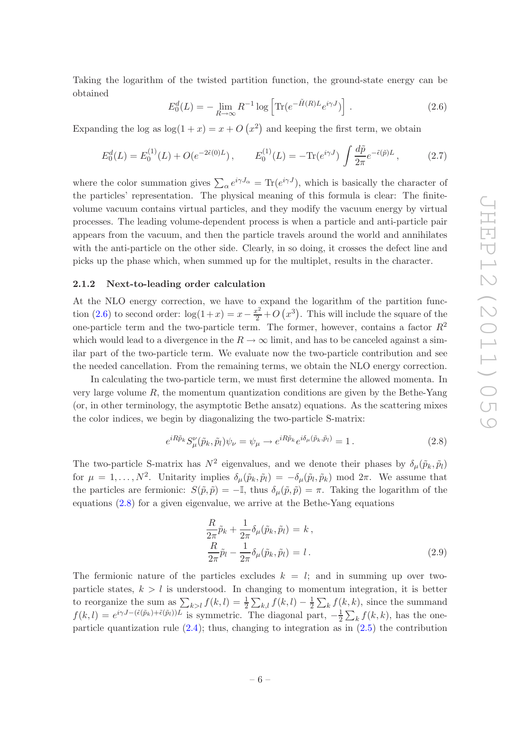Taking the logarithm of the twisted partition function, the ground-state energy can be obtained

$$E_0^d(L) = -\lim_{R\to\infty} R^{-1} \log\left[\mathrm{Tr}(e^{-\tilde{H}(R)L}e^{i\gamma J})\right]. \tag{2.6}$$

Expanding the log as $\log(1+x) = x + O\left(x^2\right)$ and keeping the first term, we obtain

$$E_0^d(L) = E_0^{(1)}(L) + O(e^{-2\tilde{\epsilon}(0)L}), \qquad E_0^{(1)}(L) = -\mathrm{Tr}(e^{i\gamma J})\int \frac{d\tilde{p}}{2\pi} e^{-\tilde{\epsilon}(\tilde{p})L}, \tag{2.7}$$

where the color summation gives $\sum_\alpha e^{i\gamma J_\alpha} = \mathrm{Tr}(e^{i\gamma J})$, which is basically the character of the particles' representation. The physical meaning of this formula is clear: The finite-volume vacuum contains virtual particles, and they modify the vacuum energy by virtual processes. The leading volume-dependent process is when a particle and anti-particle pair appears from the vacuum, and then the particle travels around the world and annihilates with the anti-particle on the other side. Clearly, in so doing, it crosses the defect line and picks up the phase which, when summed up for the multiplet, results in the character.

### 2.1.2 Next-to-leading order calculation

At the NLO energy correction, we have to expand the logarithm of the partition function (2.6) to second order: $\log(1+x) = x - \frac{x^2}{2} + O\left(x^3\right)$. This will include the square of the one-particle term and the two-particle term. The former, however, contains a factor $R^2$ which would lead to a divergence in the $R \to \infty$ limit, and has to be canceled against a similar part of the two-particle term. We evaluate now the two-particle contribution and see the needed cancellation. From the remaining terms, we obtain the NLO energy correction.

In calculating the two-particle term, we must first determine the allowed momenta. In very large volume $R$, the momentum quantization conditions are given by the Bethe-Yang (or, in other terminology, the asymptotic Bethe ansatz) equations. As the scattering mixes the color indices, we begin by diagonalizing the two-particle S-matrix:

$$e^{iR\tilde{p}_k} S_\mu^\nu(\tilde{p}_k,\tilde{p}_l)\psi_\nu = \psi_\mu \to e^{iR\tilde{p}_k} e^{i\delta_\mu(\tilde{p}_k,\tilde{p}_l)} = 1\,. \tag{2.8}$$

The two-particle S-matrix has $N^2$ eigenvalues, and we denote their phases by $\delta_\mu(\tilde{p}_k,\tilde{p}_l)$ for $\mu = 1,\ldots,N^2$. Unitarity implies $\delta_\mu(\tilde{p}_k,\tilde{p}_l) = -\delta_\mu(\tilde{p}_l,\tilde{p}_k)$ mod $2\pi$. We assume that the particles are fermionic: $S(\tilde{p},\tilde{p}) = -\mathbb{I}$, thus $\delta_\mu(\tilde{p},\tilde{p}) = \pi$. Taking the logarithm of the equations (2.8) for a given eigenvalue, we arrive at the Bethe-Yang equations

$$\begin{aligned}
\frac{R}{2\pi}\tilde{p}_k + \frac{1}{2\pi}\delta_\mu(\tilde{p}_k,\tilde{p}_l) &= k\,, \\
\frac{R}{2\pi}\tilde{p}_l - \frac{1}{2\pi}\delta_\mu(\tilde{p}_k,\tilde{p}_l) &= l\,.
\end{aligned} \tag{2.9}$$

The fermionic nature of the particles excludes $k = l$; and in summing up over two-particle states, $k > l$ is understood. In changing to momentum integration, it is better to reorganize the sum as $\sum_{k>l} f(k,l) = \frac{1}{2}\sum_{k,l} f(k,l) - \frac{1}{2}\sum_k f(k,k)$, since the summand $f(k,l) = e^{i\gamma J - (\tilde{\epsilon}(\tilde{p}_k)+\tilde{\epsilon}(\tilde{p}_l))L}$ is symmetric. The diagonal part, $-\frac{1}{2}\sum_k f(k,k)$, has the one-particle quantization rule (2.4); thus, changing to integration as in (2.5) the contribution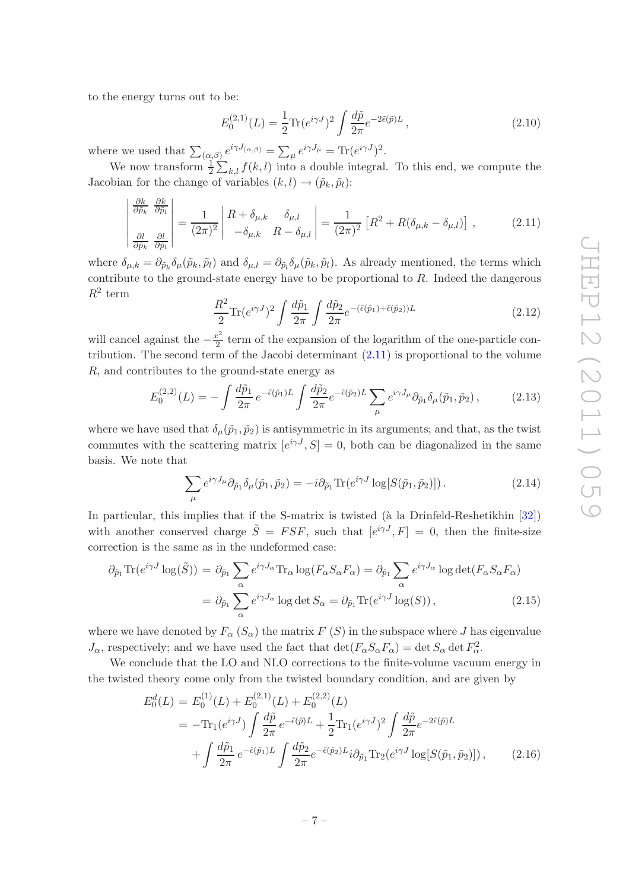to the energy turns out to be:

$$E_0^{(2,1)}(L) = \frac{1}{2}\mathrm{Tr}(e^{i\gamma J})^2 \int \frac{d\tilde{p}}{2\pi} e^{-2\tilde{\epsilon}(\tilde{p})L}\,, \tag{2.10}$$

where we used that $\sum_{(\alpha,\beta)} e^{i\gamma J_{(\alpha,\beta)}} = \sum_\mu e^{i\gamma J_\mu} = \mathrm{Tr}(e^{i\gamma J})^2$.

We now transform $\frac{1}{2}\sum_{k,l} f(k,l)$ into a double integral. To this end, we compute the Jacobian for the change of variables $(k,l) \to (\tilde{p}_k, \tilde{p}_l)$:

$$\begin{vmatrix} \frac{\partial k}{\partial \tilde{p}_k} & \frac{\partial k}{\partial \tilde{p}_l} \\ \frac{\partial l}{\partial \tilde{p}_k} & \frac{\partial l}{\partial \tilde{p}_l} \end{vmatrix} = \frac{1}{(2\pi)^2} \begin{vmatrix} R + \delta_{\mu,k} & \delta_{\mu,l} \\ -\delta_{\mu,k} & R - \delta_{\mu,l} \end{vmatrix} = \frac{1}{(2\pi)^2}\left[R^2 + R(\delta_{\mu,k} - \delta_{\mu,l})\right]\,, \tag{2.11}$$

where $\delta_{\mu,k} = \partial_{\tilde{p}_k}\delta_\mu(\tilde{p}_k,\tilde{p}_l)$ and $\delta_{\mu,l} = \partial_{\tilde{p}_l}\delta_\mu(\tilde{p}_k,\tilde{p}_l)$. As already mentioned, the terms which contribute to the ground-state energy have to be proportional to $R$. Indeed the dangerous $R^2$ term

$$\frac{R^2}{2}\mathrm{Tr}(e^{i\gamma J})^2 \int \frac{d\tilde{p}_1}{2\pi}\int \frac{d\tilde{p}_2}{2\pi} e^{-(\tilde{\epsilon}(\tilde{p}_1)+\tilde{\epsilon}(\tilde{p}_2))L} \tag{2.12}$$

will cancel against the $-\frac{x^2}{2}$ term of the expansion of the logarithm of the one-particle contribution. The second term of the Jacobi determinant (2.11) is proportional to the volume $R$, and contributes to the ground-state energy as

$$E_0^{(2,2)}(L) = -\int \frac{d\tilde{p}_1}{2\pi}\, e^{-\tilde{\epsilon}(\tilde{p}_1)L}\int \frac{d\tilde{p}_2}{2\pi} e^{-\tilde{\epsilon}(\tilde{p}_2)L} \sum_\mu e^{i\gamma J_\mu}\partial_{\tilde{p}_1}\delta_\mu(\tilde{p}_1,\tilde{p}_2)\,, \tag{2.13}$$

where we have used that $\delta_\mu(\tilde{p}_1,\tilde{p}_2)$ is antisymmetric in its arguments; and that, as the twist commutes with the scattering matrix $[e^{i\gamma J}, S] = 0$, both can be diagonalized in the same basis. We note that

$$\sum_\mu e^{i\gamma J_\mu}\partial_{\tilde{p}_1}\delta_\mu(\tilde{p}_1,\tilde{p}_2) = -i\partial_{\tilde{p}_1}\mathrm{Tr}(e^{i\gamma J}\log[S(\tilde{p}_1,\tilde{p}_2)])\,. \tag{2.14}$$

In particular, this implies that if the S-matrix is twisted (à la Drinfeld-Reshetikhin [32]) with another conserved charge $\tilde{S} = FSF$, such that $[e^{i\gamma J}, F] = 0$, then the finite-size correction is the same as in the undeformed case:

$$\begin{aligned}\partial_{\tilde{p}_1}\mathrm{Tr}(e^{i\gamma J}\log(\tilde{S})) &= \partial_{\tilde{p}_1}\sum_\alpha e^{i\gamma J_\alpha}\mathrm{Tr}_\alpha \log(F_\alpha S_\alpha F_\alpha) = \partial_{\tilde{p}_1}\sum_\alpha e^{i\gamma J_\alpha}\log\det(F_\alpha S_\alpha F_\alpha) \\ &= \partial_{\tilde{p}_1}\sum_\alpha e^{i\gamma J_\alpha}\log\det S_\alpha = \partial_{\tilde{p}_1}\mathrm{Tr}(e^{i\gamma J}\log(S))\,,\end{aligned} \tag{2.15}$$

where we have denoted by $F_\alpha$ ($S_\alpha$) the matrix $F$ ($S$) in the subspace where $J$ has eigenvalue $J_\alpha$, respectively; and we have used the fact that $\det(F_\alpha S_\alpha F_\alpha) = \det S_\alpha \det F_\alpha^2$.

We conclude that the LO and NLO corrections to the finite-volume vacuum energy in the twisted theory come only from the twisted boundary condition, and are given by

$$\begin{aligned}E_0^d(L) &= E_0^{(1)}(L) + E_0^{(2,1)}(L) + E_0^{(2,2)}(L) \\ &= -\mathrm{Tr}_1(e^{i\gamma J})\int \frac{d\tilde{p}}{2\pi}\, e^{-\tilde{\epsilon}(\tilde{p})L} + \frac{1}{2}\mathrm{Tr}_1(e^{i\gamma J})^2 \int \frac{d\tilde{p}}{2\pi} e^{-2\tilde{\epsilon}(\tilde{p})L} \\ &\quad + \int \frac{d\tilde{p}_1}{2\pi}\, e^{-\tilde{\epsilon}(\tilde{p}_1)L}\int \frac{d\tilde{p}_2}{2\pi} e^{-\tilde{\epsilon}(\tilde{p}_2)L} i\partial_{\tilde{p}_1}\mathrm{Tr}_2(e^{i\gamma J}\log[S(\tilde{p}_1,\tilde{p}_2)])\,,\end{aligned} \tag{2.16}$$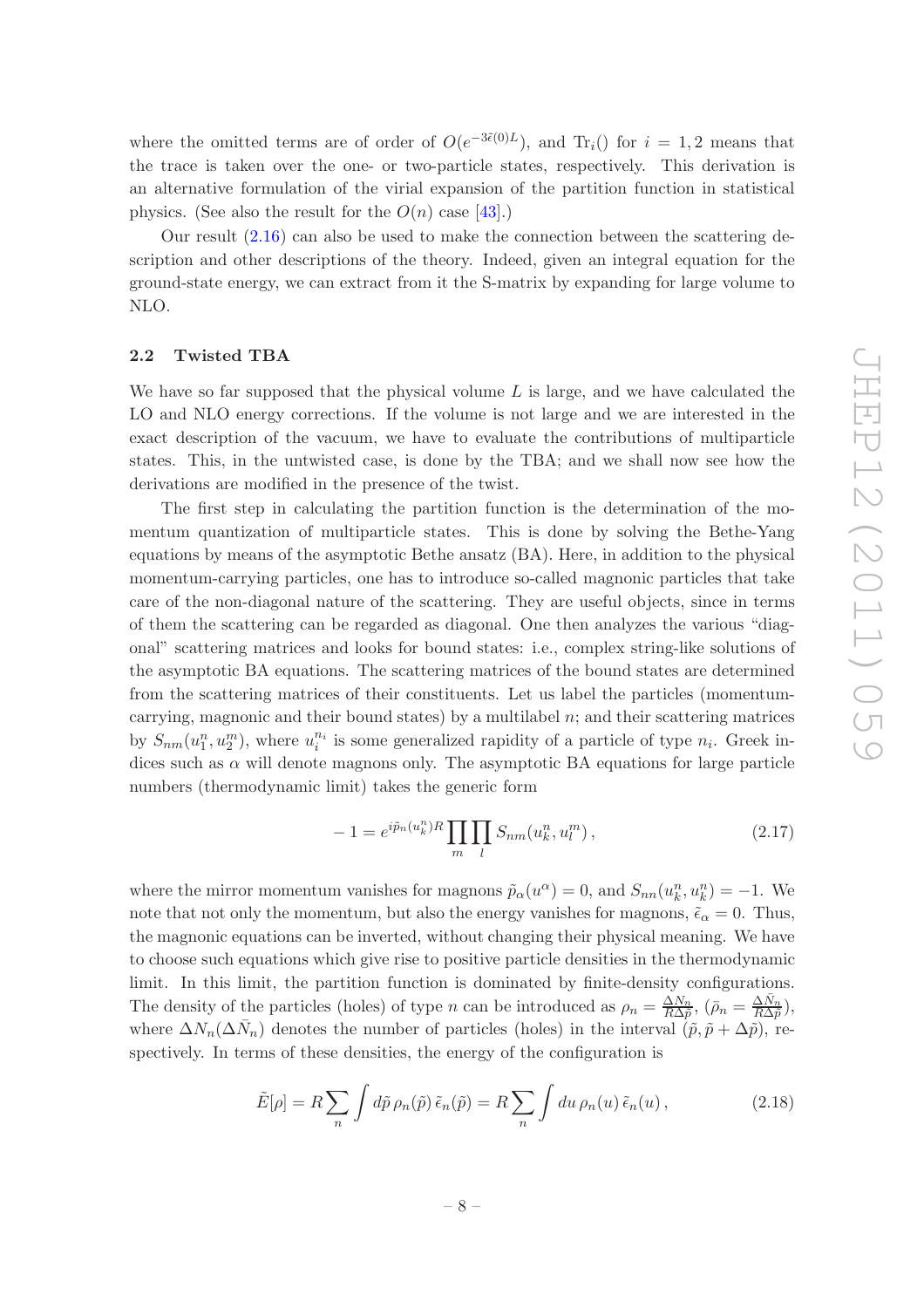where the omitted terms are of order of $O(e^{-3\tilde{\epsilon}(0)L})$, and $\mathrm{Tr}_i()$ for $i = 1, 2$ means that the trace is taken over the one- or two-particle states, respectively. This derivation is an alternative formulation of the virial expansion of the partition function in statistical physics. (See also the result for the $O(n)$ case [43].)

Our result (2.16) can also be used to make the connection between the scattering description and other descriptions of the theory. Indeed, given an integral equation for the ground-state energy, we can extract from it the S-matrix by expanding for large volume to NLO.

### 2.2 Twisted TBA

We have so far supposed that the physical volume $L$ is large, and we have calculated the LO and NLO energy corrections. If the volume is not large and we are interested in the exact description of the vacuum, we have to evaluate the contributions of multiparticle states. This, in the untwisted case, is done by the TBA; and we shall now see how the derivations are modified in the presence of the twist.

The first step in calculating the partition function is the determination of the momentum quantization of multiparticle states. This is done by solving the Bethe-Yang equations by means of the asymptotic Bethe ansatz (BA). Here, in addition to the physical momentum-carrying particles, one has to introduce so-called magnonic particles that take care of the non-diagonal nature of the scattering. They are useful objects, since in terms of them the scattering can be regarded as diagonal. One then analyzes the various "diagonal" scattering matrices and looks for bound states: i.e., complex string-like solutions of the asymptotic BA equations. The scattering matrices of the bound states are determined from the scattering matrices of their constituents. Let us label the particles (momentum-carrying, magnonic and their bound states) by a multilabel $n$; and their scattering matrices by $S_{nm}(u_1^n, u_2^m)$, where $u_i^{n_i}$ is some generalized rapidity of a particle of type $n_i$. Greek indices such as $\alpha$ will denote magnons only. The asymptotic BA equations for large particle numbers (thermodynamic limit) takes the generic form

$$-1 = e^{i\tilde{p}_n(u_k^n)R} \prod_m \prod_l S_{nm}(u_k^n, u_l^m)\,, \tag{2.17}$$

where the mirror momentum vanishes for magnons $\tilde{p}_\alpha(u^\alpha) = 0$, and $S_{nn}(u_k^n, u_k^n) = -1$. We note that not only the momentum, but also the energy vanishes for magnons, $\tilde{\epsilon}_\alpha = 0$. Thus, the magnonic equations can be inverted, without changing their physical meaning. We have to choose such equations which give rise to positive particle densities in the thermodynamic limit. In this limit, the partition function is dominated by finite-density configurations. The density of the particles (holes) of type $n$ can be introduced as $\rho_n = \frac{\Delta N_n}{R\Delta\tilde{p}}$, ($\bar{\rho}_n = \frac{\Delta \bar{N}_n}{R\Delta\tilde{p}}$), where $\Delta N_n (\Delta \bar{N}_n)$ denotes the number of particles (holes) in the interval $(\tilde{p}, \tilde{p} + \Delta\tilde{p})$, respectively. In terms of these densities, the energy of the configuration is

$$\tilde{E}[\rho] = R \sum_n \int d\tilde{p}\, \rho_n(\tilde{p})\, \tilde{\epsilon}_n(\tilde{p}) = R \sum_n \int du\, \rho_n(u)\, \tilde{\epsilon}_n(u)\,, \tag{2.18}$$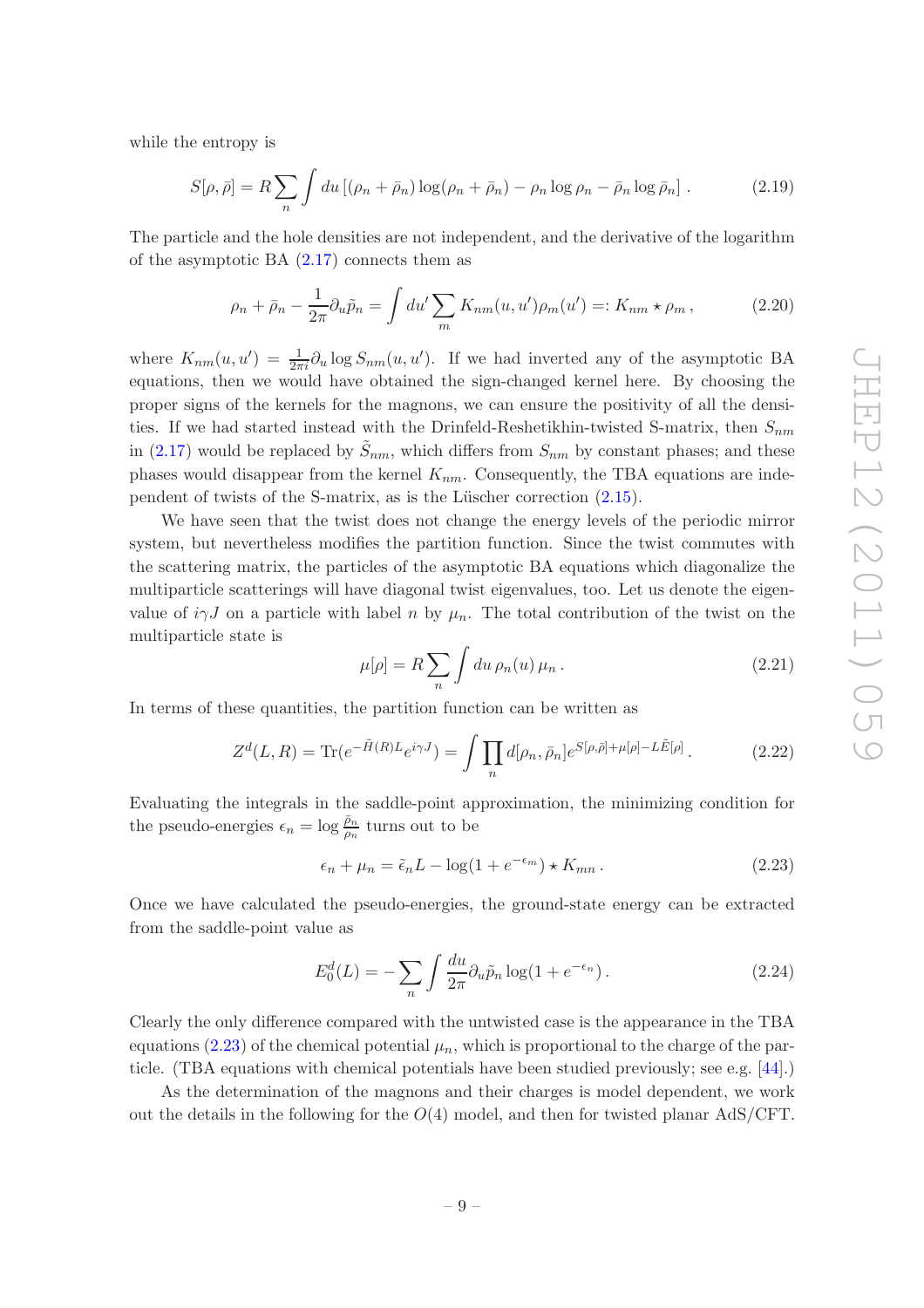while the entropy is

$$S[\rho,\bar{\rho}] = R\sum_n \int du\left[(\rho_n+\bar{\rho}_n)\log(\rho_n+\bar{\rho}_n) - \rho_n\log\rho_n - \bar{\rho}_n\log\bar{\rho}_n\right]. \tag{2.19}$$

The particle and the hole densities are not independent, and the derivative of the logarithm of the asymptotic BA (2.17) connects them as

$$\rho_n + \bar{\rho}_n - \frac{1}{2\pi}\partial_u\tilde{p}_n = \int du'\sum_m K_{nm}(u,u')\rho_m(u') =: K_{nm}\star\rho_m\,, \tag{2.20}$$

where $K_{nm}(u,u') = \frac{1}{2\pi i}\partial_u \log S_{nm}(u,u')$. If we had inverted any of the asymptotic BA equations, then we would have obtained the sign-changed kernel here. By choosing the proper signs of the kernels for the magnons, we can ensure the positivity of all the densities. If we had started instead with the Drinfeld-Reshetikhin-twisted S-matrix, then $S_{nm}$ in (2.17) would be replaced by $\tilde{S}_{nm}$, which differs from $S_{nm}$ by constant phases; and these phases would disappear from the kernel $K_{nm}$. Consequently, the TBA equations are independent of twists of the S-matrix, as is the Lüscher correction (2.15).

We have seen that the twist does not change the energy levels of the periodic mirror system, but nevertheless modifies the partition function. Since the twist commutes with the scattering matrix, the particles of the asymptotic BA equations which diagonalize the multiparticle scatterings will have diagonal twist eigenvalues, too. Let us denote the eigenvalue of $i\gamma J$ on a particle with label $n$ by $\mu_n$. The total contribution of the twist on the multiparticle state is

$$\mu[\rho] = R\sum_n \int du\,\rho_n(u)\,\mu_n\,. \tag{2.21}$$

In terms of these quantities, the partition function can be written as

$$Z^d(L,R) = \mathrm{Tr}(e^{-\tilde{H}(R)L}e^{i\gamma J}) = \int \prod_n d[\rho_n,\bar{\rho}_n]e^{S[\rho,\bar{\rho}]+\mu[\rho]-L\tilde{E}[\rho]}\,. \tag{2.22}$$

Evaluating the integrals in the saddle-point approximation, the minimizing condition for the pseudo-energies $\epsilon_n = \log\frac{\bar{\rho}_n}{\rho_n}$ turns out to be

$$\epsilon_n + \mu_n = \tilde{\epsilon}_n L - \log(1+e^{-\epsilon_m})\star K_{mn}\,. \tag{2.23}$$

Once we have calculated the pseudo-energies, the ground-state energy can be extracted from the saddle-point value as

$$E_0^d(L) = -\sum_n \int \frac{du}{2\pi}\partial_u\tilde{p}_n\log(1+e^{-\epsilon_n})\,. \tag{2.24}$$

Clearly the only difference compared with the untwisted case is the appearance in the TBA equations (2.23) of the chemical potential $\mu_n$, which is proportional to the charge of the particle. (TBA equations with chemical potentials have been studied previously; see e.g. [44].)

As the determination of the magnons and their charges is model dependent, we work out the details in the following for the $O(4)$ model, and then for twisted planar AdS/CFT.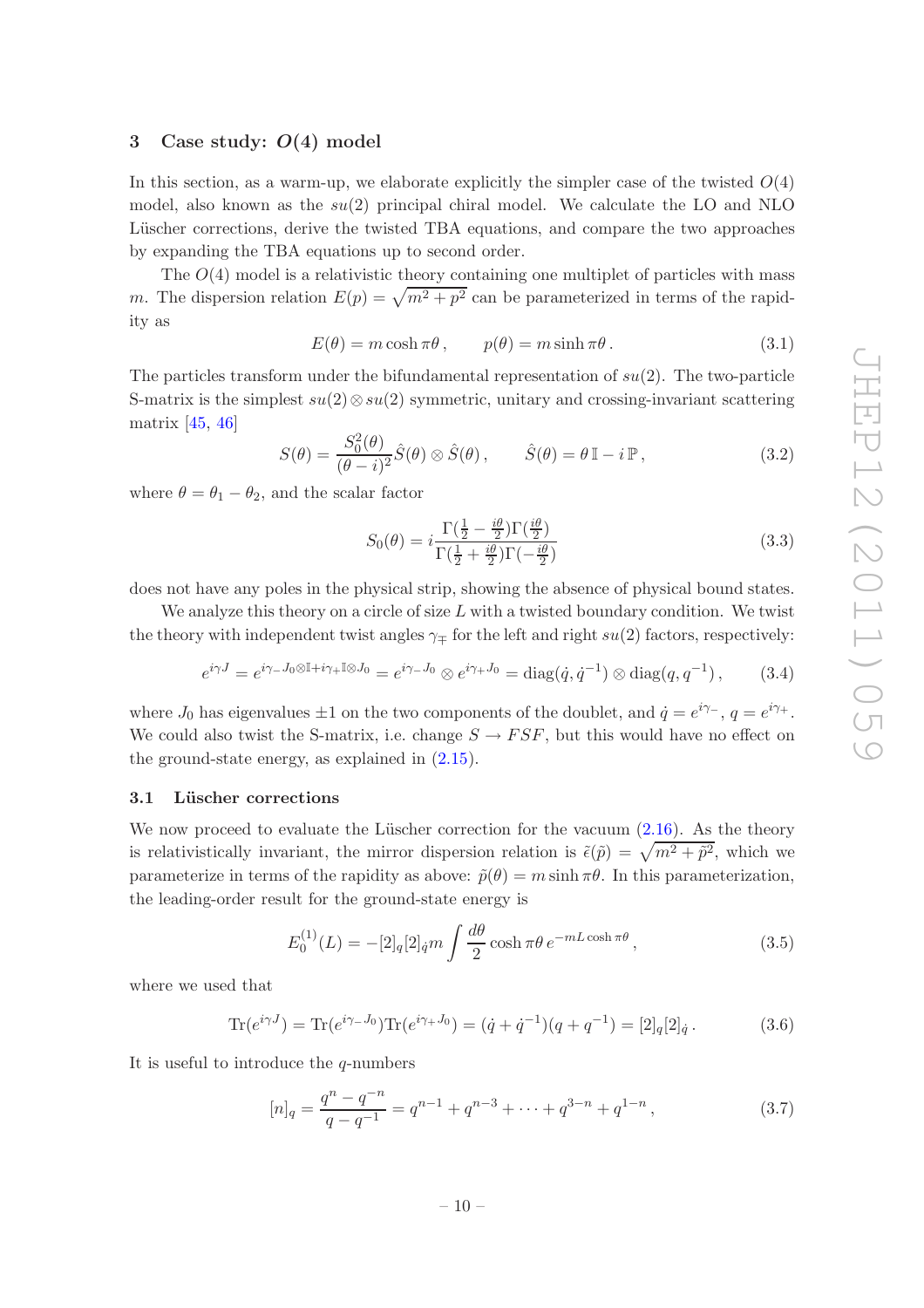## 3 Case study: $O(4)$ model

In this section, as a warm-up, we elaborate explicitly the simpler case of the twisted $O(4)$ model, also known as the $su(2)$ principal chiral model. We calculate the LO and NLO Lüscher corrections, derive the twisted TBA equations, and compare the two approaches by expanding the TBA equations up to second order.

The $O(4)$ model is a relativistic theory containing one multiplet of particles with mass $m$. The dispersion relation $E(p) = \sqrt{m^2 + p^2}$ can be parameterized in terms of the rapidity as

$$E(\theta) = m\cosh\pi\theta\,, \qquad p(\theta) = m\sinh\pi\theta\,. \tag{3.1}$$

The particles transform under the bifundamental representation of $su(2)$. The two-particle S-matrix is the simplest $su(2)\otimes su(2)$ symmetric, unitary and crossing-invariant scattering matrix [45, 46]

$$S(\theta) = \frac{S_0^2(\theta)}{(\theta - i)^2}\hat{S}(\theta)\otimes\hat{S}(\theta)\,, \qquad \hat{S}(\theta) = \theta\,\mathbb{I} - i\,\mathbb{P}\,, \tag{3.2}$$

where $\theta = \theta_1 - \theta_2$, and the scalar factor

$$S_0(\theta) = i\frac{\Gamma(\frac{1}{2} - \frac{i\theta}{2})\Gamma(\frac{i\theta}{2})}{\Gamma(\frac{1}{2} + \frac{i\theta}{2})\Gamma(-\frac{i\theta}{2})} \tag{3.3}$$

does not have any poles in the physical strip, showing the absence of physical bound states.

We analyze this theory on a circle of size $L$ with a twisted boundary condition. We twist the theory with independent twist angles $\gamma_\mp$ for the left and right $su(2)$ factors, respectively:

$$e^{i\gamma J} = e^{i\gamma_- J_0\otimes\mathbb{I} + i\gamma_+\mathbb{I}\otimes J_0} = e^{i\gamma_- J_0}\otimes e^{i\gamma_+ J_0} = \text{diag}(\dot{q}, \dot{q}^{-1})\otimes\text{diag}(q, q^{-1})\,, \tag{3.4}$$

where $J_0$ has eigenvalues $\pm 1$ on the two components of the doublet, and $\dot{q} = e^{i\gamma_-}$, $q = e^{i\gamma_+}$. We could also twist the S-matrix, i.e. change $S \to FSF$, but this would have no effect on the ground-state energy, as explained in (2.15).

### 3.1 Lüscher corrections

We now proceed to evaluate the Lüscher correction for the vacuum (2.16). As the theory is relativistically invariant, the mirror dispersion relation is $\tilde{\epsilon}(\tilde{p}) = \sqrt{m^2 + \tilde{p}^2}$, which we parameterize in terms of the rapidity as above: $\tilde{p}(\theta) = m\sinh\pi\theta$. In this parameterization, the leading-order result for the ground-state energy is

$$E_0^{(1)}(L) = -[2]_q[2]_{\dot{q}}m\int\frac{d\theta}{2}\cosh\pi\theta\, e^{-mL\cosh\pi\theta}\,, \tag{3.5}$$

where we used that

$$\text{Tr}(e^{i\gamma J}) = \text{Tr}(e^{i\gamma_- J_0})\text{Tr}(e^{i\gamma_+ J_0}) = (\dot{q} + \dot{q}^{-1})(q + q^{-1}) = [2]_q[2]_{\dot{q}}\,. \tag{3.6}$$

It is useful to introduce the $q$-numbers

$$[n]_q = \frac{q^n - q^{-n}}{q - q^{-1}} = q^{n-1} + q^{n-3} + \cdots + q^{3-n} + q^{1-n}\,, \tag{3.7}$$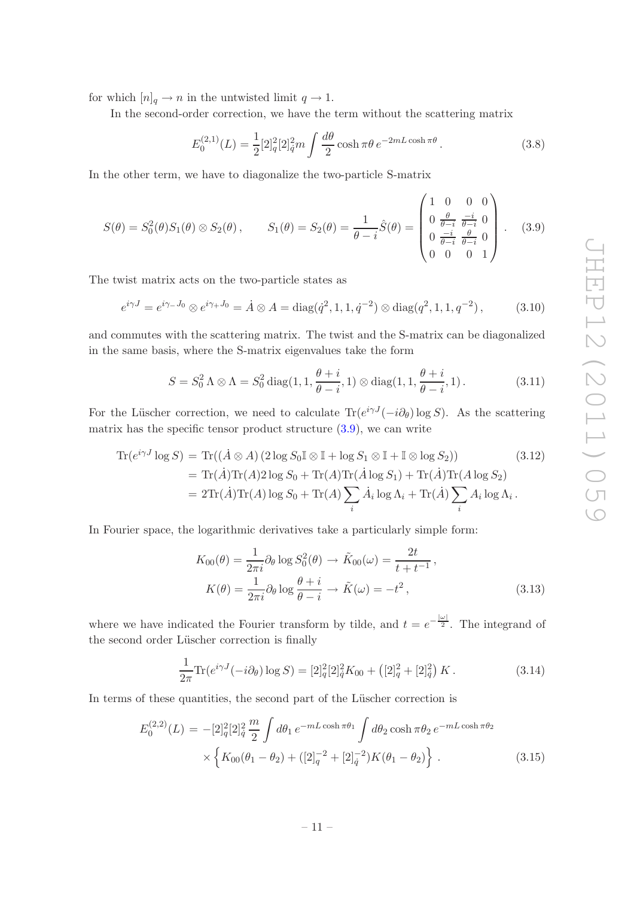for which $[n]_q \to n$ in the untwisted limit $q \to 1$.

In the second-order correction, we have the term without the scattering matrix

$$E_0^{(2,1)}(L) = \frac{1}{2}[2]_q^2[2]_{\dot{q}}^2 m \int \frac{d\theta}{2} \cosh \pi\theta \, e^{-2mL\cosh \pi\theta} \,. \tag{3.8}$$

In the other term, we have to diagonalize the two-particle S-matrix

$$S(\theta) = S_0^2(\theta) S_1(\theta) \otimes S_2(\theta) \,, \qquad S_1(\theta) = S_2(\theta) = \frac{1}{\theta - i}\hat{S}(\theta) = \begin{pmatrix} 1 & 0 & 0 & 0 \\ 0 & \frac{\theta}{\theta - i} & \frac{-i}{\theta - i} & 0 \\ 0 & \frac{-i}{\theta - i} & \frac{\theta}{\theta - i} & 0 \\ 0 & 0 & 0 & 1 \end{pmatrix} \,. \tag{3.9}$$

The twist matrix acts on the two-particle states as

$$e^{i\gamma J} = e^{i\gamma_- J_0} \otimes e^{i\gamma_+ J_0} = \dot{A} \otimes A = \mathrm{diag}(\dot{q}^2, 1, 1, \dot{q}^{-2}) \otimes \mathrm{diag}(q^2, 1, 1, q^{-2}) \,, \tag{3.10}$$

and commutes with the scattering matrix. The twist and the S-matrix can be diagonalized in the same basis, where the S-matrix eigenvalues take the form

$$S = S_0^2 \, \Lambda \otimes \Lambda = S_0^2 \, \mathrm{diag}(1, 1, \frac{\theta + i}{\theta - i}, 1) \otimes \mathrm{diag}(1, 1, \frac{\theta + i}{\theta - i}, 1) \,. \tag{3.11}$$

For the Lüscher correction, we need to calculate $\mathrm{Tr}(e^{i\gamma J}(-i\partial_\theta) \log S)$. As the scattering matrix has the specific tensor product structure (3.9), we can write

$$\begin{aligned} \mathrm{Tr}(e^{i\gamma J} \log S) &= \mathrm{Tr}((\dot{A} \otimes A) \, (2 \log S_0 \mathbb{I} \otimes \mathbb{I} + \log S_1 \otimes \mathbb{I} + \mathbb{I} \otimes \log S_2)) \\ &= \mathrm{Tr}(\dot{A})\mathrm{Tr}(A) 2 \log S_0 + \mathrm{Tr}(A)\mathrm{Tr}(\dot{A} \log S_1) + \mathrm{Tr}(\dot{A})\mathrm{Tr}(A \log S_2) \\ &= 2\mathrm{Tr}(\dot{A})\mathrm{Tr}(A) \log S_0 + \mathrm{Tr}(A) \sum_i \dot{A}_i \log \Lambda_i + \mathrm{Tr}(\dot{A}) \sum_i A_i \log \Lambda_i \,. \end{aligned} \tag{3.12}$$

In Fourier space, the logarithmic derivatives take a particularly simple form:

$$\begin{aligned} K_{00}(\theta) &= \frac{1}{2\pi i} \partial_\theta \log S_0^2(\theta) \to \tilde{K}_{00}(\omega) = \frac{2t}{t + t^{-1}} \,, \\ K(\theta) &= \frac{1}{2\pi i} \partial_\theta \log \frac{\theta + i}{\theta - i} \to \tilde{K}(\omega) = -t^2 \,, \end{aligned} \tag{3.13}$$

where we have indicated the Fourier transform by tilde, and $t = e^{-\frac{|\omega|}{2}}$. The integrand of the second order Lüscher correction is finally

$$\frac{1}{2\pi} \mathrm{Tr}(e^{i\gamma J}(-i\partial_\theta) \log S) = [2]_q^2 [2]_{\dot{q}}^2 K_{00} + \left([2]_q^2 + [2]_{\dot{q}}^2\right) K \,. \tag{3.14}$$

In terms of these quantities, the second part of the Lüscher correction is

$$\begin{aligned} E_0^{(2,2)}(L) &= -[2]_q^2 [2]_{\dot{q}}^2 \, \frac{m}{2} \int d\theta_1 \, e^{-mL\cosh \pi\theta_1} \int d\theta_2 \cosh \pi\theta_2 \, e^{-mL\cosh \pi\theta_2} \\ &\quad \times \left\{ K_{00}(\theta_1 - \theta_2) + ([2]_q^{-2} + [2]_{\dot{q}}^{-2}) K(\theta_1 - \theta_2) \right\} \,. \end{aligned} \tag{3.15}$$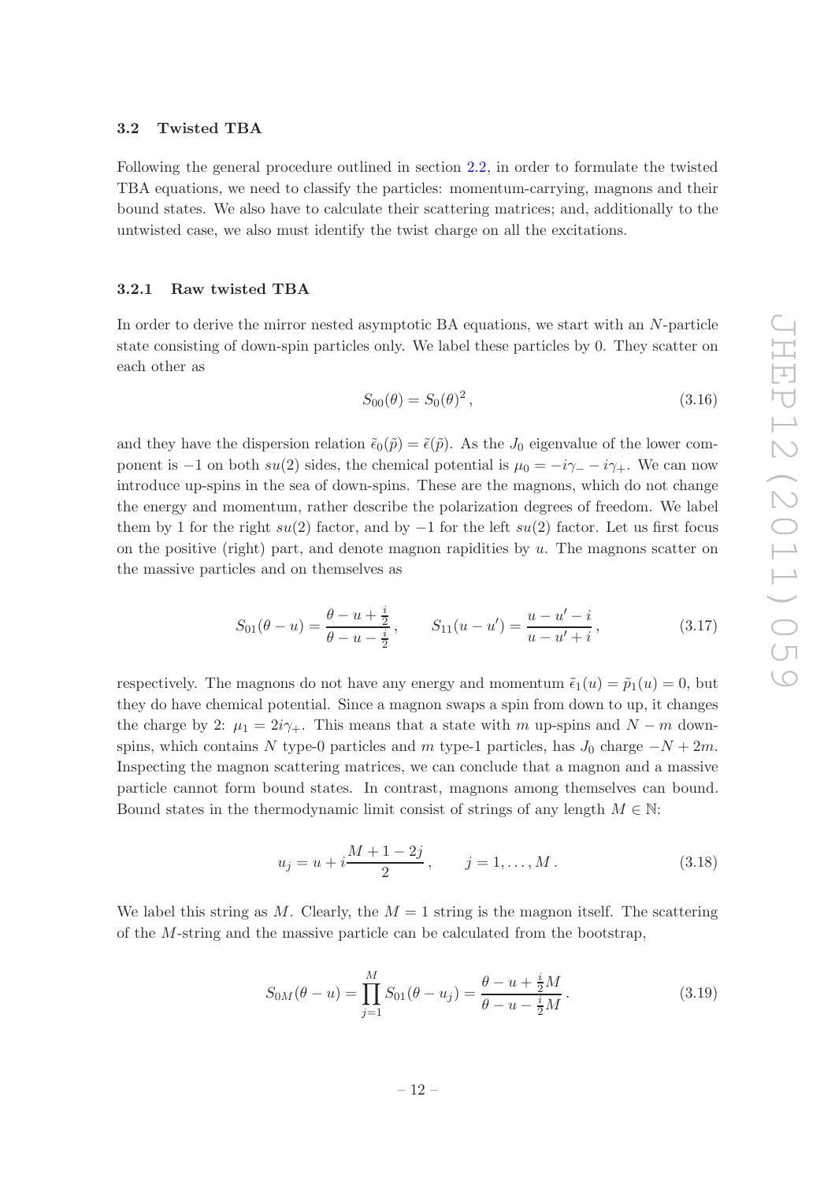### 3.2 Twisted TBA

Following the general procedure outlined in section 2.2, in order to formulate the twisted TBA equations, we need to classify the particles: momentum-carrying, magnons and their bound states. We also have to calculate their scattering matrices; and, additionally to the untwisted case, we also must identify the twist charge on all the excitations.

#### 3.2.1 Raw twisted TBA

In order to derive the mirror nested asymptotic BA equations, we start with an $N$-particle state consisting of down-spin particles only. We label these particles by 0. They scatter on each other as

$$S_{00}(\theta) = S_0(\theta)^2 \,, \tag{3.16}$$

and they have the dispersion relation $\tilde{\epsilon}_0(\tilde{p}) = \tilde{\epsilon}(\tilde{p})$. As the $J_0$ eigenvalue of the lower component is $-1$ on both $su(2)$ sides, the chemical potential is $\mu_0 = -i\gamma_- - i\gamma_+$. We can now introduce up-spins in the sea of down-spins. These are the magnons, which do not change the energy and momentum, rather describe the polarization degrees of freedom. We label them by 1 for the right $su(2)$ factor, and by $-1$ for the left $su(2)$ factor. Let us first focus on the positive (right) part, and denote magnon rapidities by $u$. The magnons scatter on the massive particles and on themselves as

$$S_{01}(\theta - u) = \frac{\theta - u + \frac{i}{2}}{\theta - u - \frac{i}{2}} \,, \qquad S_{11}(u - u') = \frac{u - u' - i}{u - u' + i} \,, \tag{3.17}$$

respectively. The magnons do not have any energy and momentum $\tilde{\epsilon}_1(u) = \tilde{p}_1(u) = 0$, but they do have chemical potential. Since a magnon swaps a spin from down to up, it changes the charge by 2: $\mu_1 = 2i\gamma_+$. This means that a state with $m$ up-spins and $N - m$ down-spins, which contains $N$ type-0 particles and $m$ type-1 particles, has $J_0$ charge $-N + 2m$. Inspecting the magnon scattering matrices, we can conclude that a magnon and a massive particle cannot form bound states. In contrast, magnons among themselves can bound. Bound states in the thermodynamic limit consist of strings of any length $M \in \mathbb{N}$:

$$u_j = u + i\frac{M + 1 - 2j}{2} \,, \qquad j = 1, \ldots, M \,. \tag{3.18}$$

We label this string as $M$. Clearly, the $M = 1$ string is the magnon itself. The scattering of the $M$-string and the massive particle can be calculated from the bootstrap,

$$S_{0M}(\theta - u) = \prod_{j=1}^{M} S_{01}(\theta - u_j) = \frac{\theta - u + \frac{i}{2}M}{\theta - u - \frac{i}{2}M} \,. \tag{3.19}$$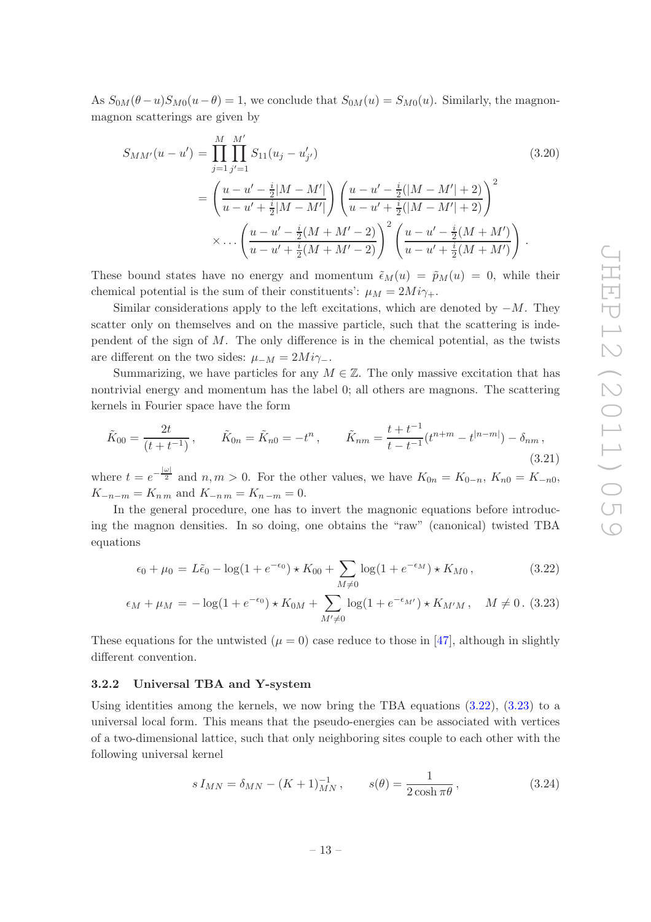As $S_{0M}(\theta - u) S_{M0}(u - \theta) = 1$, we conclude that $S_{0M}(u) = S_{M0}(u)$. Similarly, the magnon-magnon scatterings are given by

$$
\begin{aligned}
S_{MM'}(u - u') &= \prod_{j=1}^{M} \prod_{j'=1}^{M'} S_{11}(u_j - u'_{j'}) \qquad (3.20)\\
&= \left( \frac{u - u' - \frac{i}{2}|M - M'|}{u - u' + \frac{i}{2}|M - M'|} \right) \left( \frac{u - u' - \frac{i}{2}(|M - M'| + 2)}{u - u' + \frac{i}{2}(|M - M'| + 2)} \right)^2 \\
&\quad \times \ldots \left( \frac{u - u' - \frac{i}{2}(M + M' - 2)}{u - u' + \frac{i}{2}(M + M' - 2)} \right)^2 \left( \frac{u - u' - \frac{i}{2}(M + M')}{u - u' + \frac{i}{2}(M + M')} \right).
\end{aligned}
$$

These bound states have no energy and momentum $\tilde{\epsilon}_M(u) = \tilde{p}_M(u) = 0$, while their chemical potential is the sum of their constituents': $\mu_M = 2Mi\gamma_+$.

Similar considerations apply to the left excitations, which are denoted by $-M$. They scatter only on themselves and on the massive particle, such that the scattering is independent of the sign of $M$. The only difference is in the chemical potential, as the twists are different on the two sides: $\mu_{-M} = 2Mi\gamma_-$.

Summarizing, we have particles for any $M \in \mathbb{Z}$. The only massive excitation that has nontrivial energy and momentum has the label 0; all others are magnons. The scattering kernels in Fourier space have the form

$$
\tilde{K}_{00} = \frac{2t}{(t + t^{-1})}, \qquad \tilde{K}_{0n} = \tilde{K}_{n0} = -t^n, \qquad \tilde{K}_{nm} = \frac{t + t^{-1}}{t - t^{-1}} (t^{n+m} - t^{|n-m|}) - \delta_{nm}, \tag{3.21}
$$

where $t = e^{-\frac{|\omega|}{2}}$ and $n, m > 0$. For the other values, we have $K_{0n} = K_{0\,-n}$, $K_{n0} = K_{-n0}$, $K_{-n\,-m} = K_{n\,m}$ and $K_{-n\,m} = K_{n\,-m} = 0$.

In the general procedure, one has to invert the magnonic equations before introducing the magnon densities. In so doing, one obtains the "raw" (canonical) twisted TBA equations

$$
\epsilon_0 + \mu_0 = L\tilde{\epsilon}_0 - \log(1 + e^{-\epsilon_0}) \star K_{00} + \sum_{M \neq 0} \log(1 + e^{-\epsilon_M}) \star K_{M0}, \tag{3.22}
$$

$$
\epsilon_M + \mu_M = -\log(1 + e^{-\epsilon_0}) \star K_{0M} + \sum_{M' \neq 0} \log(1 + e^{-\epsilon_{M'}}) \star K_{M'M}, \quad M \neq 0. \tag{3.23}
$$

These equations for the untwisted ($\mu = 0$) case reduce to those in [47], although in slightly different convention.

### 3.2.2 Universal TBA and Y-system

Using identities among the kernels, we now bring the TBA equations (3.22), (3.23) to a universal local form. This means that the pseudo-energies can be associated with vertices of a two-dimensional lattice, such that only neighboring sites couple to each other with the following universal kernel

$$
s\, I_{MN} = \delta_{MN} - (K + 1)^{-1}_{MN}, \qquad s(\theta) = \frac{1}{2\cosh \pi\theta}, \tag{3.24}
$$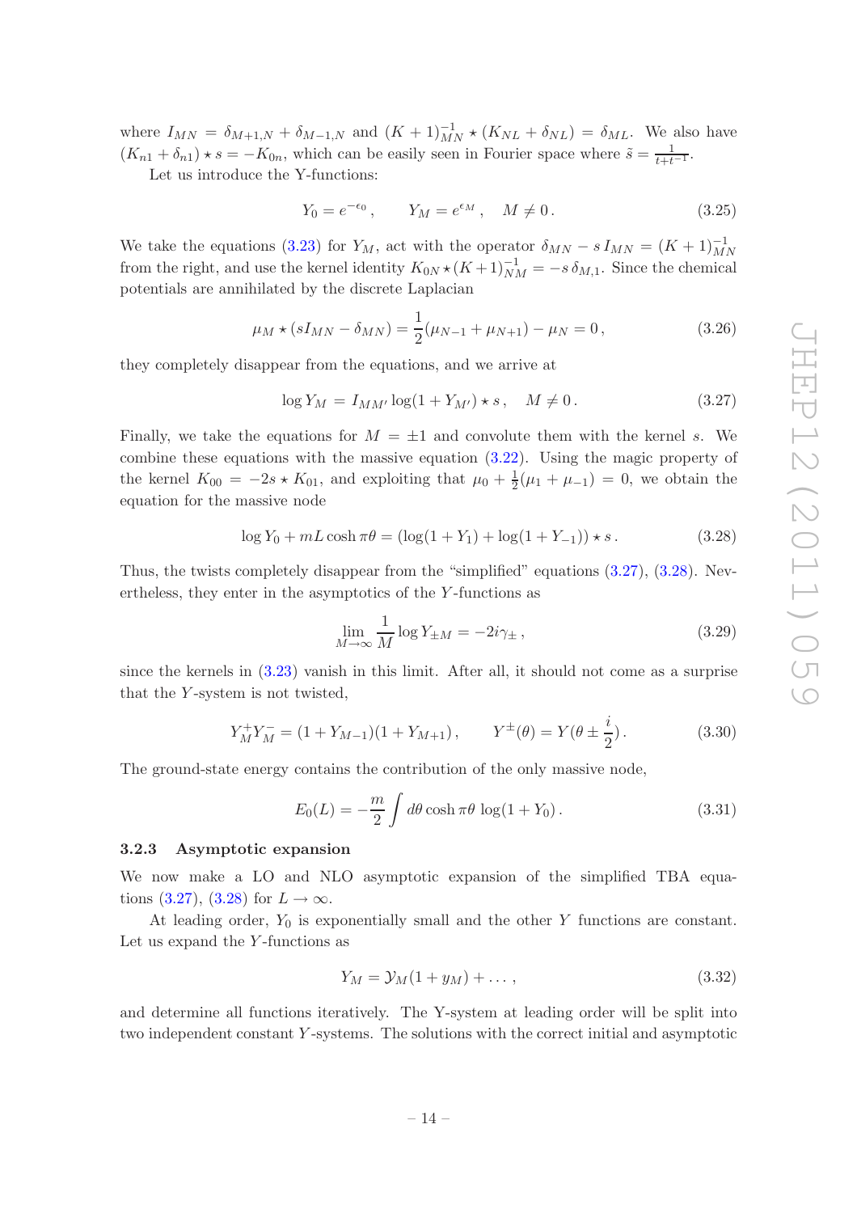where $I_{MN} = \delta_{M+1,N} + \delta_{M-1,N}$ and $(K+1)^{-1}_{MN} \star (K_{NL} + \delta_{NL}) = \delta_{ML}$. We also have $(K_{n1} + \delta_{n1}) \star s = -K_{0n}$, which can be easily seen in Fourier space where $\tilde{s} = \frac{1}{t+t^{-1}}$.

Let us introduce the Y-functions:

$$Y_0 = e^{-\epsilon_0}\,, \qquad Y_M = e^{\epsilon_M}\,, \quad M \neq 0\,. \tag{3.25}$$

We take the equations (3.23) for $Y_M$, act with the operator $\delta_{MN} - s\, I_{MN} = (K+1)^{-1}_{MN}$ from the right, and use the kernel identity $K_{0N} \star (K+1)^{-1}_{NM} = -s\,\delta_{M,1}$. Since the chemical potentials are annihilated by the discrete Laplacian

$$\mu_M \star (sI_{MN} - \delta_{MN}) = \frac{1}{2}(\mu_{N-1} + \mu_{N+1}) - \mu_N = 0\,, \tag{3.26}$$

they completely disappear from the equations, and we arrive at

$$\log Y_M = I_{MM'} \log(1 + Y_{M'}) \star s\,, \quad M \neq 0\,. \tag{3.27}$$

Finally, we take the equations for $M = \pm 1$ and convolute them with the kernel $s$. We combine these equations with the massive equation (3.22). Using the magic property of the kernel $K_{00} = -2s \star K_{01}$, and exploiting that $\mu_0 + \frac{1}{2}(\mu_1 + \mu_{-1}) = 0$, we obtain the equation for the massive node

$$\log Y_0 + mL \cosh \pi\theta = (\log(1 + Y_1) + \log(1 + Y_{-1})) \star s\,. \tag{3.28}$$

Thus, the twists completely disappear from the "simplified" equations (3.27), (3.28). Nevertheless, they enter in the asymptotics of the $Y$-functions as

$$\lim_{M \to \infty} \frac{1}{M} \log Y_{\pm M} = -2i\gamma_\pm\,, \tag{3.29}$$

since the kernels in (3.23) vanish in this limit. After all, it should not come as a surprise that the $Y$-system is not twisted,

$$Y_M^+ Y_M^- = (1 + Y_{M-1})(1 + Y_{M+1})\,, \qquad Y^\pm(\theta) = Y(\theta \pm \frac{i}{2})\,. \tag{3.30}$$

The ground-state energy contains the contribution of the only massive node,

$$E_0(L) = -\frac{m}{2} \int d\theta \cosh \pi\theta \, \log(1 + Y_0)\,. \tag{3.31}$$

### 3.2.3 Asymptotic expansion

We now make a LO and NLO asymptotic expansion of the simplified TBA equations (3.27), (3.28) for $L \to \infty$.

At leading order, $Y_0$ is exponentially small and the other $Y$ functions are constant. Let us expand the $Y$-functions as

$$Y_M = \mathcal{Y}_M(1 + y_M) + \ldots\,, \tag{3.32}$$

and determine all functions iteratively. The Y-system at leading order will be split into two independent constant $Y$-systems. The solutions with the correct initial and asymptotic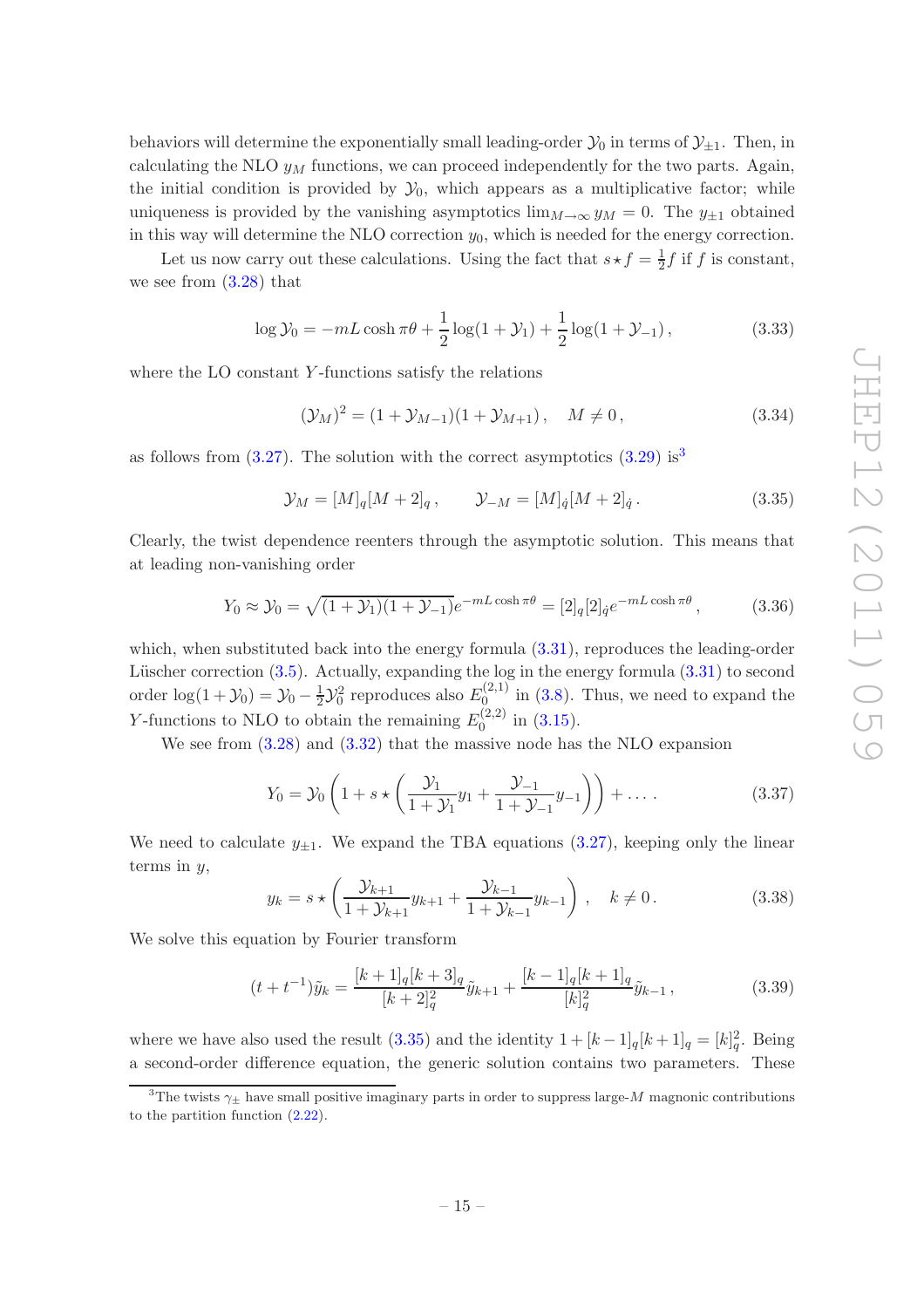behaviors will determine the exponentially small leading-order $\mathcal{Y}_0$ in terms of $\mathcal{Y}_{\pm 1}$. Then, in calculating the NLO $y_M$ functions, we can proceed independently for the two parts. Again, the initial condition is provided by $\mathcal{Y}_0$, which appears as a multiplicative factor; while uniqueness is provided by the vanishing asymptotics $\lim_{M\to\infty} y_M = 0$. The $y_{\pm 1}$ obtained in this way will determine the NLO correction $y_0$, which is needed for the energy correction.

Let us now carry out these calculations. Using the fact that $s \star f = \frac{1}{2} f$ if $f$ is constant, we see from (3.28) that

$$\log \mathcal{Y}_0 = -mL\cosh \pi\theta + \frac{1}{2}\log(1+\mathcal{Y}_1) + \frac{1}{2}\log(1+\mathcal{Y}_{-1})\,, \tag{3.33}$$

where the LO constant $Y$-functions satisfy the relations

$$(\mathcal{Y}_M)^2 = (1+\mathcal{Y}_{M-1})(1+\mathcal{Y}_{M+1})\,, \quad M \neq 0\,, \tag{3.34}$$

as follows from (3.27). The solution with the correct asymptotics (3.29) is[3]

$$\mathcal{Y}_M = [M]_q [M+2]_q\,, \qquad \mathcal{Y}_{-M} = [M]_{\dot{q}} [M+2]_{\dot{q}}\,. \tag{3.35}$$

Clearly, the twist dependence reenters through the asymptotic solution. This means that at leading non-vanishing order

$$Y_0 \approx \mathcal{Y}_0 = \sqrt{(1+\mathcal{Y}_1)(1+\mathcal{Y}_{-1})}\, e^{-mL\cosh \pi\theta} = [2]_q [2]_{\dot{q}} e^{-mL\cosh\pi\theta}\,, \tag{3.36}$$

which, when substituted back into the energy formula (3.31), reproduces the leading-order Lüscher correction (3.5). Actually, expanding the log in the energy formula (3.31) to second order $\log(1+\mathcal{Y}_0) = \mathcal{Y}_0 - \frac{1}{2}\mathcal{Y}_0^2$ reproduces also $E_0^{(2,1)}$ in (3.8). Thus, we need to expand the $Y$-functions to NLO to obtain the remaining $E_0^{(2,2)}$ in (3.15).

We see from (3.28) and (3.32) that the massive node has the NLO expansion

$$Y_0 = \mathcal{Y}_0 \left(1 + s \star \left(\frac{\mathcal{Y}_1}{1+\mathcal{Y}_1} y_1 + \frac{\mathcal{Y}_{-1}}{1+\mathcal{Y}_{-1}} y_{-1}\right)\right) + \ldots\,. \tag{3.37}$$

We need to calculate $y_{\pm 1}$. We expand the TBA equations (3.27), keeping only the linear terms in $y$,

$$y_k = s \star \left(\frac{\mathcal{Y}_{k+1}}{1+\mathcal{Y}_{k+1}} y_{k+1} + \frac{\mathcal{Y}_{k-1}}{1+\mathcal{Y}_{k-1}} y_{k-1}\right)\,, \quad k \neq 0\,. \tag{3.38}$$

We solve this equation by Fourier transform

$$(t+t^{-1})\tilde{y}_k = \frac{[k+1]_q [k+3]_q}{[k+2]_q^2} \tilde{y}_{k+1} + \frac{[k-1]_q [k+1]_q}{[k]_q^2} \tilde{y}_{k-1}\,, \tag{3.39}$$

where we have also used the result (3.35) and the identity $1 + [k-1]_q [k+1]_q = [k]_q^2$. Being a second-order difference equation, the generic solution contains two parameters. These

[3] The twists $\gamma_\pm$ have small positive imaginary parts in order to suppress large-$M$ magnonic contributions to the partition function (2.22).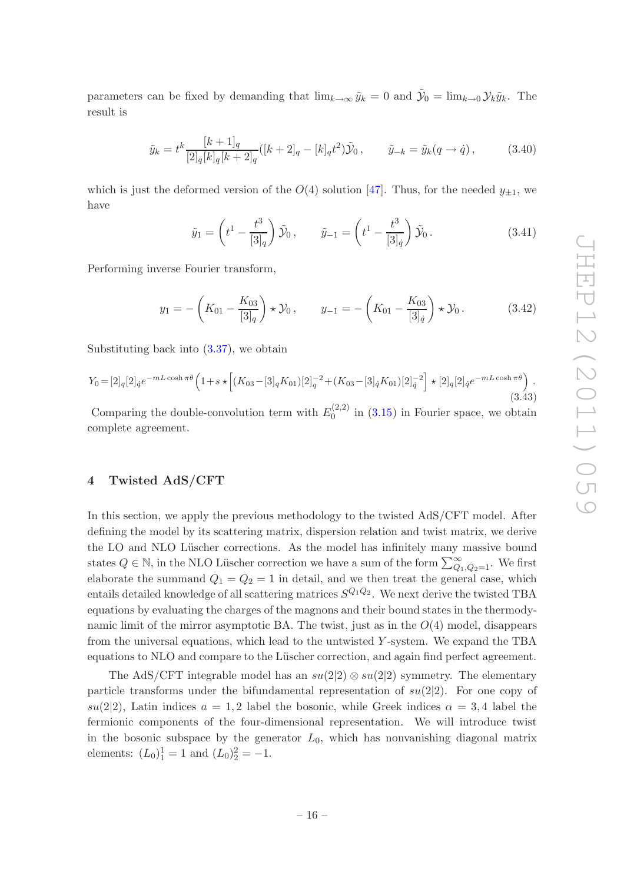parameters can be fixed by demanding that $\lim_{k\to\infty} \tilde{y}_k = 0$ and $\tilde{\mathcal{Y}}_0 = \lim_{k\to 0} \mathcal{Y}_k \tilde{y}_k$. The result is

$$
\tilde{y}_k = t^k \frac{[k+1]_q}{[2]_q [k]_q [k+2]_q} ([k+2]_q - [k]_q t^2) \tilde{\mathcal{Y}}_0 \,, \qquad \tilde{y}_{-k} = \tilde{y}_k (q \to \dot{q}) \,, \tag{3.40}
$$

which is just the deformed version of the $O(4)$ solution [47]. Thus, for the needed $y_{\pm 1}$, we have

$$
\tilde{y}_1 = \left( t^1 - \frac{t^3}{[3]_q} \right) \tilde{\mathcal{Y}}_0 \,, \qquad \tilde{y}_{-1} = \left( t^1 - \frac{t^3}{[3]_{\dot{q}}} \right) \tilde{\mathcal{Y}}_0 \,. \tag{3.41}
$$

Performing inverse Fourier transform,

$$
y_1 = - \left( K_{01} - \frac{K_{03}}{[3]_q} \right) \star \mathcal{Y}_0 \,, \qquad y_{-1} = - \left( K_{01} - \frac{K_{03}}{[3]_{\dot{q}}} \right) \star \mathcal{Y}_0 \,. \tag{3.42}
$$

Substituting back into (3.37), we obtain

$$
Y_0 = [2]_q [2]_{\dot{q}} e^{-mL\cosh \pi\theta} \Big( 1 + s \star \Big[ (K_{03} - [3]_q K_{01}) [2]_q^{-2} + (K_{03} - [3]_{\dot{q}} K_{01}) [2]_{\dot{q}}^{-2} \Big] \star [2]_q [2]_{\dot{q}} e^{-mL\cosh \pi\theta} \Big) \,. \tag{3.43}
$$

Comparing the double-convolution term with $E_0^{(2,2)}$ in (3.15) in Fourier space, we obtain complete agreement.

## 4 Twisted AdS/CFT

In this section, we apply the previous methodology to the twisted AdS/CFT model. After defining the model by its scattering matrix, dispersion relation and twist matrix, we derive the LO and NLO Lüscher corrections. As the model has infinitely many massive bound states $Q \in \mathbb{N}$, in the NLO Lüscher correction we have a sum of the form $\sum_{Q_1,Q_2=1}^{\infty}$. We first elaborate the summand $Q_1 = Q_2 = 1$ in detail, and we then treat the general case, which entails detailed knowledge of all scattering matrices $S^{Q_1 Q_2}$. We next derive the twisted TBA equations by evaluating the charges of the magnons and their bound states in the thermodynamic limit of the mirror asymptotic BA. The twist, just as in the $O(4)$ model, disappears from the universal equations, which lead to the untwisted $Y$-system. We expand the TBA equations to NLO and compare to the Lüscher correction, and again find perfect agreement.

The AdS/CFT integrable model has an $su(2|2) \otimes su(2|2)$ symmetry. The elementary particle transforms under the bifundamental representation of $su(2|2)$. For one copy of $su(2|2)$, Latin indices $a = 1, 2$ label the bosonic, while Greek indices $\alpha = 3, 4$ label the fermionic components of the four-dimensional representation. We will introduce twist in the bosonic subspace by the generator $L_0$, which has nonvanishing diagonal matrix elements: $(L_0)_1^1 = 1$ and $(L_0)_2^2 = -1$.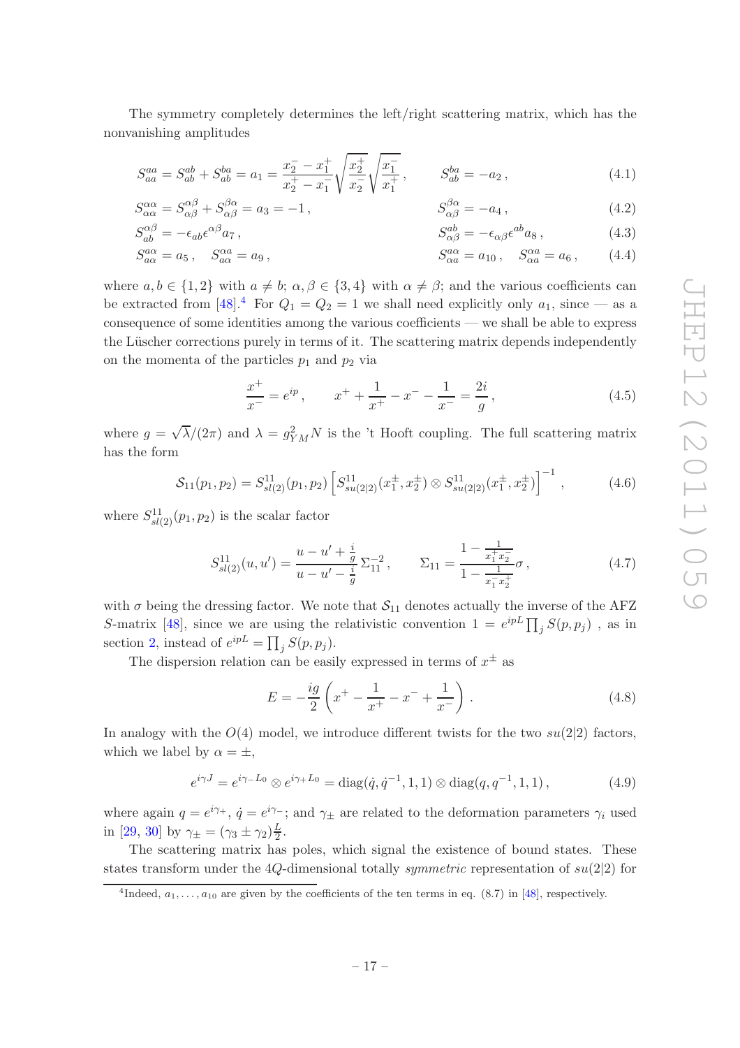The symmetry completely determines the left/right scattering matrix, which has the nonvanishing amplitudes

$$S^{aa}_{aa} = S^{ab}_{ab} + S^{ba}_{ab} = a_1 = \frac{x_2^- - x_1^+}{x_2^+ - x_1^-}\sqrt{\frac{x_2^+}{x_2^-}}\sqrt{\frac{x_1^-}{x_1^+}}\,, \qquad S^{ba}_{ab} = -a_2\,, \tag{4.1}$$

$$S^{\alpha\alpha}_{\alpha\alpha} = S^{\alpha\beta}_{\alpha\beta} + S^{\beta\alpha}_{\alpha\beta} = a_3 = -1\,, \qquad S^{\beta\alpha}_{\alpha\beta} = -a_4\,, \tag{4.2}$$

$$S^{\alpha\beta}_{ab} = -\epsilon_{ab}\epsilon^{\alpha\beta} a_7\,, \qquad S^{ab}_{\alpha\beta} = -\epsilon_{\alpha\beta}\epsilon^{ab} a_8\,, \tag{4.3}$$

$$S^{a\alpha}_{a\alpha} = a_5\,, \quad S^{\alpha a}_{a\alpha} = a_9\,, \qquad S^{\alpha a}_{\alpha a} = a_{10}\,, \quad S^{a\alpha}_{\alpha a} = a_6\,, \tag{4.4}$$

where $a, b \in \{1, 2\}$ with $a \neq b$; $\alpha, \beta \in \{3, 4\}$ with $\alpha \neq \beta$; and the various coefficients can be extracted from [48].[4] For $Q_1 = Q_2 = 1$ we shall need explicitly only $a_1$, since — as a consequence of some identities among the various coefficients — we shall be able to express the Lüscher corrections purely in terms of it. The scattering matrix depends independently on the momenta of the particles $p_1$ and $p_2$ via

$$\frac{x^+}{x^-} = e^{ip}\,, \qquad x^+ + \frac{1}{x^+} - x^- - \frac{1}{x^-} = \frac{2i}{g}\,, \tag{4.5}$$

where $g = \sqrt{\lambda}/(2\pi)$ and $\lambda = g_{YM}^2 N$ is the 't Hooft coupling. The full scattering matrix has the form

$$\mathcal{S}_{11}(p_1, p_2) = S^{11}_{sl(2)}(p_1, p_2)\left[S^{11}_{su(2|2)}(x_1^\pm, x_2^\pm) \otimes S^{11}_{su(2|2)}(x_1^\pm, x_2^\pm)\right]^{-1}\,, \tag{4.6}$$

where $S^{11}_{sl(2)}(p_1, p_2)$ is the scalar factor

$$S^{11}_{sl(2)}(u, u') = \frac{u - u' + \frac{i}{g}}{u - u' - \frac{i}{g}}\,\Sigma_{11}^{-2}\,, \qquad \Sigma_{11} = \frac{1 - \frac{1}{x_1^+ x_2^-}}{1 - \frac{1}{x_1^- x_2^+}}\sigma\,, \tag{4.7}$$

with $\sigma$ being the dressing factor. We note that $\mathcal{S}_{11}$ denotes actually the inverse of the AFZ $S$-matrix [48], since we are using the relativistic convention $1 = e^{ipL}\prod_j S(p, p_j)$ , as in section 2, instead of $e^{ipL} = \prod_j S(p, p_j)$.

The dispersion relation can be easily expressed in terms of $x^\pm$ as

$$E = -\frac{ig}{2}\left(x^+ - \frac{1}{x^+} - x^- + \frac{1}{x^-}\right)\,. \tag{4.8}$$

In analogy with the $O(4)$ model, we introduce different twists for the two $su(2|2)$ factors, which we label by $\alpha = \pm$,

$$e^{i\gamma J} = e^{i\gamma_- L_0} \otimes e^{i\gamma_+ L_0} = \mathrm{diag}(\dot{q}, \dot{q}^{-1}, 1, 1) \otimes \mathrm{diag}(q, q^{-1}, 1, 1)\,, \tag{4.9}$$

where again $q = e^{i\gamma_+}$, $\dot{q} = e^{i\gamma_-}$; and $\gamma_\pm$ are related to the deformation parameters $\gamma_i$ used in [29, 30] by $\gamma_\pm = (\gamma_3 \pm \gamma_2)\frac{L}{2}$.

The scattering matrix has poles, which signal the existence of bound states. These states transform under the $4Q$-dimensional totally *symmetric* representation of $su(2|2)$ for

[4] Indeed, $a_1, \ldots, a_{10}$ are given by the coefficients of the ten terms in eq. (8.7) in [48], respectively.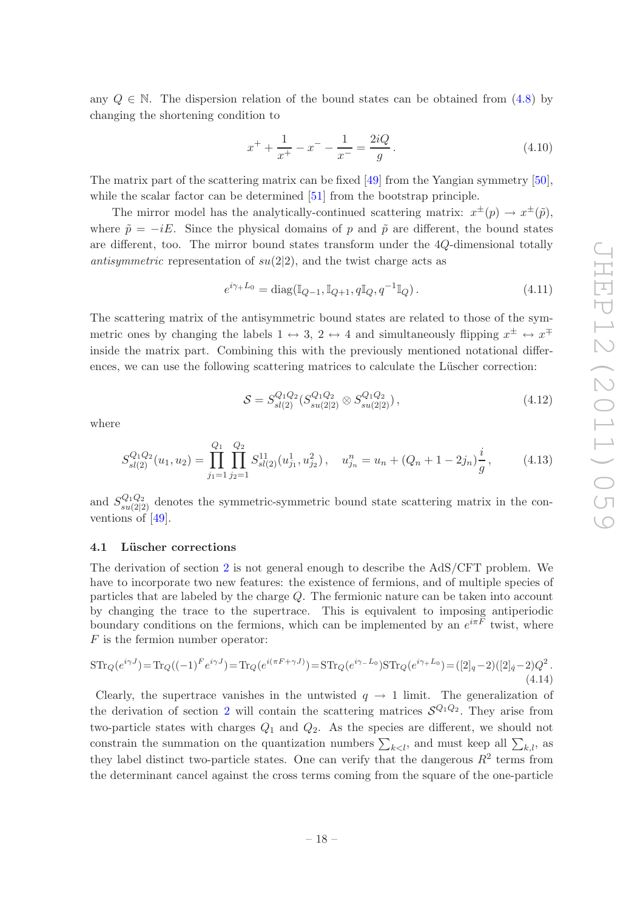any $Q \in \mathbb{N}$. The dispersion relation of the bound states can be obtained from (4.8) by changing the shortening condition to

$$x^+ + \frac{1}{x^+} - x^- - \frac{1}{x^-} = \frac{2iQ}{g}. \tag{4.10}$$

The matrix part of the scattering matrix can be fixed [49] from the Yangian symmetry [50], while the scalar factor can be determined [51] from the bootstrap principle.

The mirror model has the analytically-continued scattering matrix: $x^\pm(p) \to x^\pm(\tilde{p})$, where $\tilde{p} = -iE$. Since the physical domains of $p$ and $\tilde{p}$ are different, the bound states are different, too. The mirror bound states transform under the $4Q$-dimensional totally *antisymmetric* representation of $su(2|2)$, and the twist charge acts as

$$e^{i\gamma_+ L_0} = \mathrm{diag}(\mathbb{I}_{Q-1}, \mathbb{I}_{Q+1}, q\mathbb{I}_Q, q^{-1}\mathbb{I}_Q). \tag{4.11}$$

The scattering matrix of the antisymmetric bound states are related to those of the symmetric ones by changing the labels $1 \leftrightarrow 3$, $2 \leftrightarrow 4$ and simultaneously flipping $x^\pm \leftrightarrow x^\mp$ inside the matrix part. Combining this with the previously mentioned notational differences, we can use the following scattering matrices to calculate the Lüscher correction:

$$\mathcal{S} = S^{Q_1 Q_2}_{sl(2)}(S^{Q_1 Q_2}_{su(2|2)} \otimes S^{Q_1 Q_2}_{su(2|2)}), \tag{4.12}$$

where

$$S^{Q_1 Q_2}_{sl(2)}(u_1, u_2) = \prod_{j_1=1}^{Q_1} \prod_{j_2=1}^{Q_2} S^{11}_{sl(2)}(u^1_{j_1}, u^2_{j_2}), \quad u^n_{j_n} = u_n + (Q_n + 1 - 2j_n)\frac{i}{g}, \tag{4.13}$$

and $S^{Q_1 Q_2}_{su(2|2)}$ denotes the symmetric-symmetric bound state scattering matrix in the conventions of [49].

### 4.1 Lüscher corrections

The derivation of section 2 is not general enough to describe the AdS/CFT problem. We have to incorporate two new features: the existence of fermions, and of multiple species of particles that are labeled by the charge $Q$. The fermionic nature can be taken into account by changing the trace to the supertrace. This is equivalent to imposing antiperiodic boundary conditions on the fermions, which can be implemented by an $e^{i\pi F}$ twist, where $F$ is the fermion number operator:

$$\mathrm{STr}_Q(e^{i\gamma J}) = \mathrm{Tr}_Q((-1)^F e^{i\gamma J}) = \mathrm{Tr}_Q(e^{i(\pi F + \gamma J)}) = \mathrm{STr}_Q(e^{i\gamma_- L_0})\mathrm{STr}_Q(e^{i\gamma_+ L_0}) = ([2]_q - 2)([2]_{\dot{q}} - 2)Q^2. \tag{4.14}$$

Clearly, the supertrace vanishes in the untwisted $q \to 1$ limit. The generalization of the derivation of section 2 will contain the scattering matrices $\mathcal{S}^{Q_1 Q_2}$. They arise from two-particle states with charges $Q_1$ and $Q_2$. As the species are different, we should not constrain the summation on the quantization numbers $\sum_{k<l}$, and must keep all $\sum_{k,l}$, as they label distinct two-particle states. One can verify that the dangerous $R^2$ terms from the determinant cancel against the cross terms coming from the square of the one-particle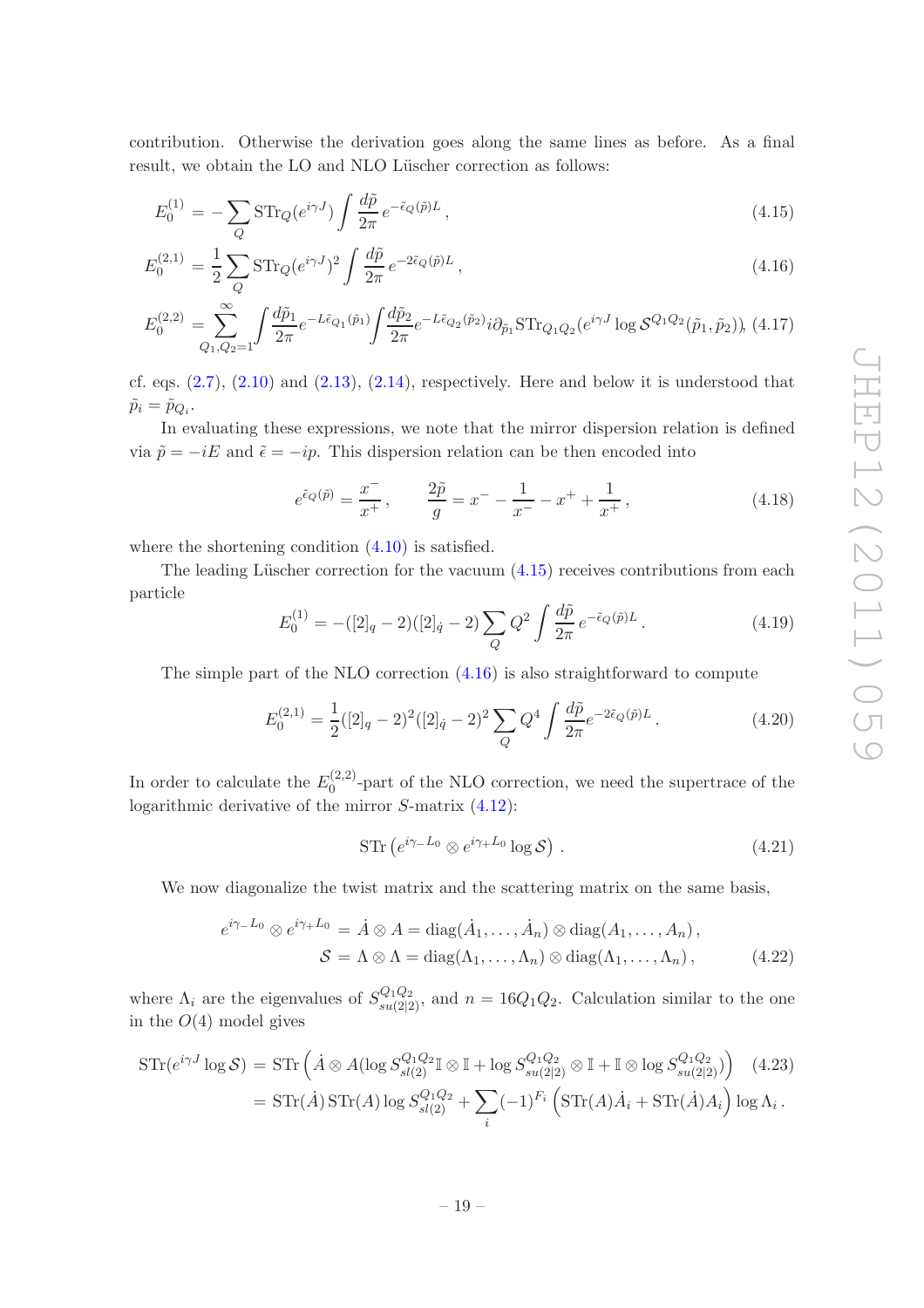contribution. Otherwise the derivation goes along the same lines as before. As a final result, we obtain the LO and NLO Lüscher correction as follows:

$$E_0^{(1)} = -\sum_Q \mathrm{STr}_Q(e^{i\gamma J}) \int \frac{d\tilde{p}}{2\pi}\, e^{-\tilde{\epsilon}_Q(\tilde{p})L}\,, \tag{4.15}$$

$$E_0^{(2,1)} = \frac{1}{2}\sum_Q \mathrm{STr}_Q(e^{i\gamma J})^2 \int \frac{d\tilde{p}}{2\pi}\, e^{-2\tilde{\epsilon}_Q(\tilde{p})L}\,, \tag{4.16}$$

$$E_0^{(2,2)} = \sum_{Q_1,Q_2=1}^{\infty}\int\frac{d\tilde{p}_1}{2\pi}e^{-L\tilde{\epsilon}_{Q_1}(\tilde{p}_1)}\int\frac{d\tilde{p}_2}{2\pi}e^{-L\tilde{\epsilon}_{Q_2}(\tilde{p}_2)}i\partial_{\tilde{p}_1}\mathrm{STr}_{Q_1Q_2}(e^{i\gamma J}\log\mathcal{S}^{Q_1Q_2}(\tilde{p}_1,\tilde{p}_2)), \tag{4.17}$$

cf. eqs. (2.7), (2.10) and (2.13), (2.14), respectively. Here and below it is understood that $\tilde{p}_i = \tilde{p}_{Q_i}$.

In evaluating these expressions, we note that the mirror dispersion relation is defined via $\tilde{p} = -iE$ and $\tilde{\epsilon} = -ip$. This dispersion relation can be then encoded into

$$e^{\tilde{\epsilon}_Q(\tilde{p})} = \frac{x^-}{x^+}\,, \qquad \frac{2\tilde{p}}{g} = x^- - \frac{1}{x^-} - x^+ + \frac{1}{x^+}\,, \tag{4.18}$$

where the shortening condition (4.10) is satisfied.

The leading Lüscher correction for the vacuum (4.15) receives contributions from each particle

$$E_0^{(1)} = -([2]_q - 2)([2]_{\dot{q}} - 2)\sum_Q Q^2 \int \frac{d\tilde{p}}{2\pi}\, e^{-\tilde{\epsilon}_Q(\tilde{p})L}\,. \tag{4.19}$$

The simple part of the NLO correction (4.16) is also straightforward to compute

$$E_0^{(2,1)} = \frac{1}{2}([2]_q - 2)^2([2]_{\dot{q}} - 2)^2\sum_Q Q^4 \int \frac{d\tilde{p}}{2\pi} e^{-2\tilde{\epsilon}_Q(\tilde{p})L}\,. \tag{4.20}$$

In order to calculate the $E_0^{(2,2)}$-part of the NLO correction, we need the supertrace of the logarithmic derivative of the mirror $S$-matrix (4.12):

$$\mathrm{STr}\left(e^{i\gamma_- L_0}\otimes e^{i\gamma_+ L_0}\log\mathcal{S}\right)\,. \tag{4.21}$$

We now diagonalize the twist matrix and the scattering matrix on the same basis,

$$\begin{aligned} e^{i\gamma_- L_0}\otimes e^{i\gamma_+ L_0} &= \dot{A}\otimes A = \mathrm{diag}(\dot{A}_1,\ldots,\dot{A}_n)\otimes\mathrm{diag}(A_1,\ldots,A_n)\,,\\ \mathcal{S} &= \Lambda\otimes\Lambda = \mathrm{diag}(\Lambda_1,\ldots,\Lambda_n)\otimes\mathrm{diag}(\Lambda_1,\ldots,\Lambda_n)\,, \end{aligned} \tag{4.22}$$

where $\Lambda_i$ are the eigenvalues of $S^{Q_1Q_2}_{su(2|2)}$, and $n = 16Q_1Q_2$. Calculation similar to the one in the $O(4)$ model gives

$$\begin{aligned} \mathrm{STr}(e^{i\gamma J}\log\mathcal{S}) &= \mathrm{STr}\left(\dot{A}\otimes A(\log S^{Q_1Q_2}_{sl(2)}\mathbb{I}\otimes\mathbb{I} + \log S^{Q_1Q_2}_{su(2|2)}\otimes\mathbb{I} + \mathbb{I}\otimes\log S^{Q_1Q_2}_{su(2|2)})\right) \\ &= \mathrm{STr}(\dot{A})\,\mathrm{STr}(A)\log S^{Q_1Q_2}_{sl(2)} + \sum_i(-1)^{F_i}\left(\mathrm{STr}(A)\dot{A}_i + \mathrm{STr}(\dot{A})A_i\right)\log\Lambda_i\,. \end{aligned} \tag{4.23}$$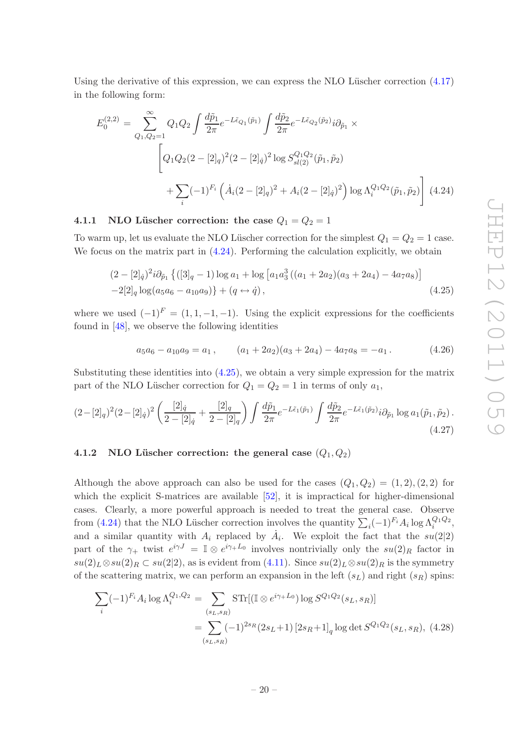Using the derivative of this expression, we can express the NLO Lüscher correction (4.17) in the following form:

$$E_0^{(2,2)} = \sum_{Q_1,Q_2=1}^{\infty} Q_1 Q_2 \int \frac{d\tilde{p}_1}{2\pi} e^{-L\tilde{\epsilon}_{Q_1}(\tilde{p}_1)} \int \frac{d\tilde{p}_2}{2\pi} e^{-L\tilde{\epsilon}_{Q_2}(\tilde{p}_2)} i\partial_{\tilde{p}_1} \times \Bigg[ Q_1 Q_2 (2-[2]_q)^2 (2-[2]_{\dot{q}})^2 \log S_{sl(2)}^{Q_1 Q_2}(\tilde{p}_1,\tilde{p}_2) + \sum_i (-1)^{F_i} \left( \dot{A}_i (2-[2]_q)^2 + A_i (2-[2]_{\dot{q}})^2 \right) \log \Lambda_i^{Q_1 Q_2}(\tilde{p}_1,\tilde{p}_2) \Bigg] \tag{4.24}$$

### 4.1.1 NLO Lüscher correction: the case $Q_1 = Q_2 = 1$

To warm up, let us evaluate the NLO Lüscher correction for the simplest $Q_1 = Q_2 = 1$ case. We focus on the matrix part in (4.24). Performing the calculation explicitly, we obtain

$$(2-[2]_{\dot{q}})^2 i\partial_{\tilde{p}_1} \left\{ ([3]_q - 1)\log a_1 + \log\left[ a_1 a_3^3 \left( (a_1+2a_2)(a_3+2a_4) - 4a_7 a_8 \right) \right] -2[2]_q \log(a_5 a_6 - a_{10} a_9) \right\} + (q \leftrightarrow \dot{q}), \tag{4.25}$$

where we used $(-1)^F = (1,1,-1,-1)$. Using the explicit expressions for the coefficients found in [48], we observe the following identities

$$a_5 a_6 - a_{10} a_9 = a_1\,, \qquad (a_1+2a_2)(a_3+2a_4) - 4a_7 a_8 = -a_1\,. \tag{4.26}$$

Substituting these identities into (4.25), we obtain a very simple expression for the matrix part of the NLO Lüscher correction for $Q_1 = Q_2 = 1$ in terms of only $a_1$,

$$(2-[2]_q)^2(2-[2]_{\dot{q}})^2 \left( \frac{[2]_{\dot{q}}}{2-[2]_{\dot{q}}} + \frac{[2]_q}{2-[2]_q} \right) \int \frac{d\tilde{p}_1}{2\pi} e^{-L\tilde{\epsilon}_1(\tilde{p}_1)} \int \frac{d\tilde{p}_2}{2\pi} e^{-L\tilde{\epsilon}_1(\tilde{p}_2)} i\partial_{\tilde{p}_1} \log a_1(\tilde{p}_1,\tilde{p}_2)\,. \tag{4.27}$$

### 4.1.2 NLO Lüscher correction: the general case $(Q_1, Q_2)$

Although the above approach can also be used for the cases $(Q_1,Q_2) = (1,2),(2,2)$ for which the explicit S-matrices are available [52], it is impractical for higher-dimensional cases. Clearly, a more powerful approach is needed to treat the general case. Observe from (4.24) that the NLO Lüscher correction involves the quantity $\sum_i (-1)^{F_i} A_i \log \Lambda_i^{Q_1 Q_2}$, and a similar quantity with $A_i$ replaced by $\dot{A}_i$. We exploit the fact that the $su(2|2)$ part of the $\gamma_+$ twist $e^{i\gamma J} = \mathbb{I} \otimes e^{i\gamma_+ L_0}$ involves nontrivially only the $su(2)_R$ factor in $su(2)_L \otimes su(2)_R \subset su(2|2)$, as is evident from (4.11). Since $su(2)_L \otimes su(2)_R$ is the symmetry of the scattering matrix, we can perform an expansion in the left ($s_L$) and right ($s_R$) spins:

$$\begin{aligned}
\sum_i (-1)^{F_i} A_i \log \Lambda_i^{Q_1,Q_2} &= \sum_{(s_L,s_R)} \mathrm{STr}[(\mathbb{I} \otimes e^{i\gamma_+ L_0}) \log S^{Q_1 Q_2}(s_L,s_R)] \\
&= \sum_{(s_L,s_R)} (-1)^{2s_R} (2s_L+1) \left[2s_R+1\right]_q \log\det S^{Q_1 Q_2}(s_L,s_R), \quad (4.28)
\end{aligned}$$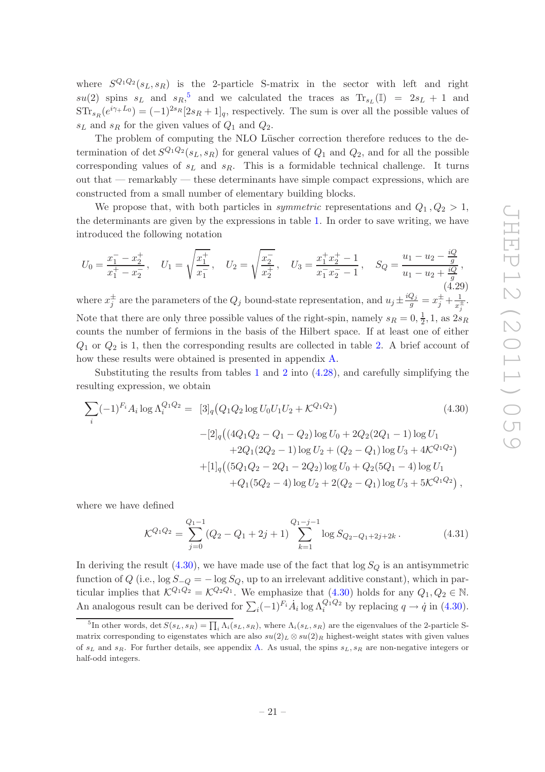where $S^{Q_1 Q_2}(s_L, s_R)$ is the 2-particle S-matrix in the sector with left and right $su(2)$ spins $s_L$ and $s_R$,[5] and we calculated the traces as $\mathrm{Tr}_{s_L}(\mathbb{I}) = 2s_L + 1$ and $\mathrm{STr}_{s_R}(e^{i\gamma_+ L_0}) = (-1)^{2s_R}[2s_R+1]_q$, respectively. The sum is over all the possible values of $s_L$ and $s_R$ for the given values of $Q_1$ and $Q_2$.

The problem of computing the NLO Lüscher correction therefore reduces to the determination of $\det S^{Q_1 Q_2}(s_L, s_R)$ for general values of $Q_1$ and $Q_2$, and for all the possible corresponding values of $s_L$ and $s_R$. This is a formidable technical challenge. It turns out that — remarkably — these determinants have simple compact expressions, which are constructed from a small number of elementary building blocks.

We propose that, with both particles in *symmetric* representations and $Q_1, Q_2 > 1$, the determinants are given by the expressions in table 1. In order to save writing, we have introduced the following notation

$$U_0 = \frac{x_1^- - x_2^+}{x_1^+ - x_2^-}\,, \quad U_1 = \sqrt{\frac{x_1^+}{x_1^-}}\,, \quad U_2 = \sqrt{\frac{x_2^-}{x_2^+}}\,, \quad U_3 = \frac{x_1^+ x_2^+ - 1}{x_1^- x_2^- - 1}\,, \quad S_Q = \frac{u_1 - u_2 - \frac{iQ}{g}}{u_1 - u_2 + \frac{iQ}{g}}\,, \tag{4.29}$$

where $x_j^\pm$ are the parameters of the $Q_j$ bound-state representation, and $u_j \pm \frac{iQ_j}{g} = x_j^\pm + \frac{1}{x_j^\pm}$. Note that there are only three possible values of the right-spin, namely $s_R = 0, \frac{1}{2}, 1$, as $2s_R$ counts the number of fermions in the basis of the Hilbert space. If at least one of either $Q_1$ or $Q_2$ is 1, then the corresponding results are collected in table 2. A brief account of how these results were obtained is presented in appendix A.

Substituting the results from tables 1 and 2 into (4.28), and carefully simplifying the resulting expression, we obtain

$$\begin{aligned}
\sum_i (-1)^{F_i} A_i \log \Lambda_i^{Q_1 Q_2} = \; & [3]_q \big( Q_1 Q_2 \log U_0 U_1 U_2 + \mathcal{K}^{Q_1 Q_2} \big) \\
& - [2]_q \big( (4Q_1 Q_2 - Q_1 - Q_2) \log U_0 + 2Q_2(2Q_1 - 1) \log U_1 \\
& \qquad + 2Q_1(2Q_2 - 1) \log U_2 + (Q_2 - Q_1) \log U_3 + 4\mathcal{K}^{Q_1 Q_2} \big) \\
& + [1]_q \big( (5Q_1 Q_2 - 2Q_1 - 2Q_2) \log U_0 + Q_2(5Q_1 - 4) \log U_1 \\
& \qquad + Q_1(5Q_2 - 4) \log U_2 + 2(Q_2 - Q_1) \log U_3 + 5\mathcal{K}^{Q_1 Q_2} \big)\,,
\end{aligned} \tag{4.30}$$

where we have defined

$$\mathcal{K}^{Q_1 Q_2} = \sum_{j=0}^{Q_1 - 1} (Q_2 - Q_1 + 2j + 1) \sum_{k=1}^{Q_1 - j - 1} \log S_{Q_2 - Q_1 + 2j + 2k}\,. \tag{4.31}$$

In deriving the result (4.30), we have made use of the fact that $\log S_Q$ is an antisymmetric function of $Q$ (i.e., $\log S_{-Q} = -\log S_Q$, up to an irrelevant additive constant), which in particular implies that $\mathcal{K}^{Q_1 Q_2} = \mathcal{K}^{Q_2 Q_1}$. We emphasize that (4.30) holds for any $Q_1, Q_2 \in \mathbb{N}$. An analogous result can be derived for $\sum_i (-1)^{F_i} \dot{A}_i \log \Lambda_i^{Q_1 Q_2}$ by replacing $q \to \dot{q}$ in (4.30).

---

[5] In other words, $\det S(s_L, s_R) = \prod_i \Lambda_i(s_L, s_R)$, where $\Lambda_i(s_L, s_R)$ are the eigenvalues of the 2-particle S-matrix corresponding to eigenstates which are also $su(2)_L \otimes su(2)_R$ highest-weight states with given values of $s_L$ and $s_R$. For further details, see appendix A. As usual, the spins $s_L, s_R$ are non-negative integers or half-odd integers.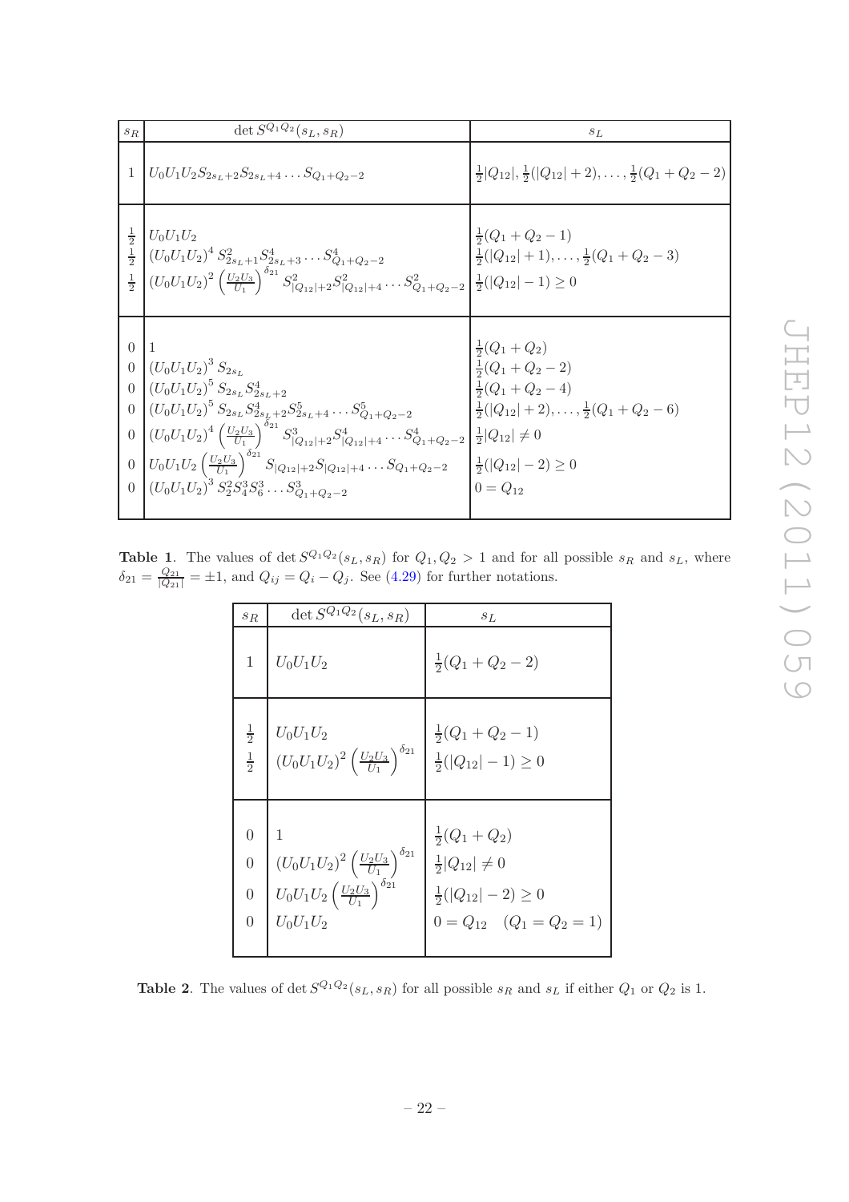| $s_R$ | $\det S^{Q_1Q_2}(s_L, s_R)$ | $s_L$ |
|---|---|---|
| 1 | $U_0U_1U_2S_{2s_L+2}S_{2s_L+4}\ldots S_{Q_1+Q_2-2}$ | $\frac{1}{2}\lvert Q_{12}\rvert, \frac{1}{2}(\lvert Q_{12}\rvert+2), \ldots, \frac{1}{2}(Q_1+Q_2-2)$ |
| $\frac{1}{2}$ | $U_0U_1U_2$ | $\frac{1}{2}(Q_1+Q_2-1)$ |
| $\frac{1}{2}$ | $(U_0U_1U_2)^4\, S^2_{2s_L+1}S^4_{2s_L+3}\ldots S^4_{Q_1+Q_2-2}$ | $\frac{1}{2}(\lvert Q_{12}\rvert+1), \ldots, \frac{1}{2}(Q_1+Q_2-3)$ |
| $\frac{1}{2}$ | $(U_0U_1U_2)^2\left(\frac{U_2U_3}{U_1}\right)^{\delta_{21}} S^2_{\lvert Q_{12}\rvert+2}S^2_{\lvert Q_{12}\rvert+4}\ldots S^2_{Q_1+Q_2-2}$ | $\frac{1}{2}(\lvert Q_{12}\rvert-1)\geq 0$ |
| 0 | 1 | $\frac{1}{2}(Q_1+Q_2)$ |
| 0 | $(U_0U_1U_2)^3\, S_{2s_L}$ | $\frac{1}{2}(Q_1+Q_2-2)$ |
| 0 | $(U_0U_1U_2)^5\, S_{2s_L}S^4_{2s_L+2}$ | $\frac{1}{2}(Q_1+Q_2-4)$ |
| 0 | $(U_0U_1U_2)^5\, S_{2s_L}S^4_{2s_L+2}S^5_{2s_L+4}\ldots S^5_{Q_1+Q_2-2}$ | $\frac{1}{2}(\lvert Q_{12}\rvert+2), \ldots, \frac{1}{2}(Q_1+Q_2-6)$ |
| 0 | $(U_0U_1U_2)^4\left(\frac{U_2U_3}{U_1}\right)^{\delta_{21}} S^3_{\lvert Q_{12}\rvert+2}S^4_{\lvert Q_{12}\rvert+4}\ldots S^4_{Q_1+Q_2-2}$ | $\frac{1}{2}\lvert Q_{12}\rvert \neq 0$ |
| 0 | $U_0U_1U_2\left(\frac{U_2U_3}{U_1}\right)^{\delta_{21}} S_{\lvert Q_{12}\rvert+2}S_{\lvert Q_{12}\rvert+4}\ldots S_{Q_1+Q_2-2}$ | $\frac{1}{2}(\lvert Q_{12}\rvert-2)\geq 0$ |
| 0 | $(U_0U_1U_2)^3\, S^2_2S^3_4S^3_6\ldots S^3_{Q_1+Q_2-2}$ | $0 = Q_{12}$ |

**Table 1**. The values of $\det S^{Q_1Q_2}(s_L, s_R)$ for $Q_1, Q_2 > 1$ and for all possible $s_R$ and $s_L$, where $\delta_{21} = \frac{Q_{21}}{\lvert Q_{21}\rvert} = \pm 1$, and $Q_{ij} = Q_i - Q_j$. See (4.29) for further notations.

| $s_R$ | $\det S^{Q_1Q_2}(s_L, s_R)$ | $s_L$ |
|---|---|---|
| 1 | $U_0U_1U_2$ | $\frac{1}{2}(Q_1+Q_2-2)$ |
| $\frac{1}{2}$ | $U_0U_1U_2$ | $\frac{1}{2}(Q_1+Q_2-1)$ |
| $\frac{1}{2}$ | $(U_0U_1U_2)^2\left(\frac{U_2U_3}{U_1}\right)^{\delta_{21}}$ | $\frac{1}{2}(\lvert Q_{12}\rvert-1)\geq 0$ |
| 0 | 1 | $\frac{1}{2}(Q_1+Q_2)$ |
| 0 | $(U_0U_1U_2)^2\left(\frac{U_2U_3}{U_1}\right)^{\delta_{21}}$ | $\frac{1}{2}\lvert Q_{12}\rvert \neq 0$ |
| 0 | $U_0U_1U_2\left(\frac{U_2U_3}{U_1}\right)^{\delta_{21}}$ | $\frac{1}{2}(\lvert Q_{12}\rvert-2)\geq 0$ |
| 0 | $U_0U_1U_2$ | $0 = Q_{12} \quad (Q_1 = Q_2 = 1)$ |

**Table 2**. The values of $\det S^{Q_1Q_2}(s_L, s_R)$ for all possible $s_R$ and $s_L$ if either $Q_1$ or $Q_2$ is 1.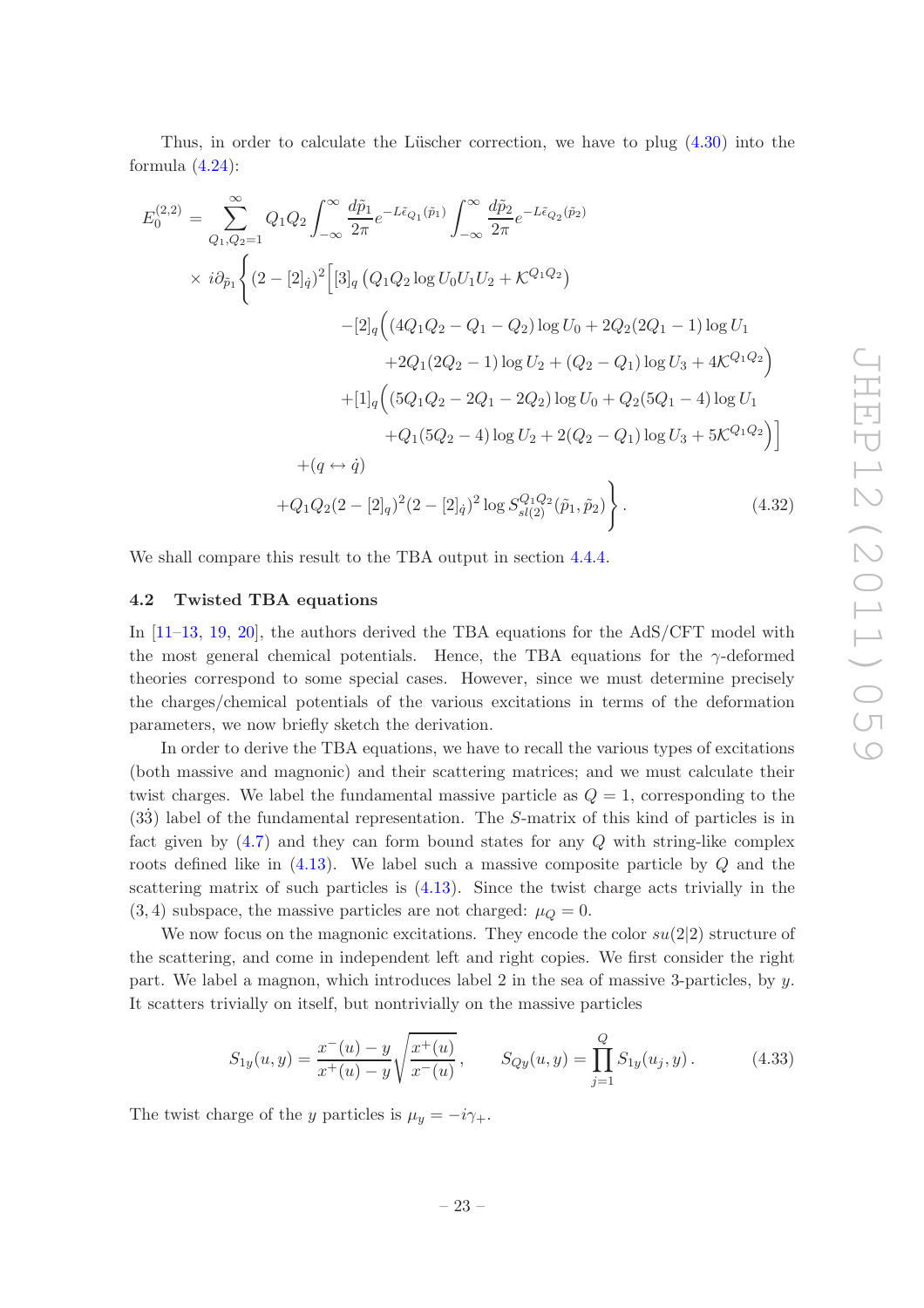Thus, in order to calculate the Lüscher correction, we have to plug (4.30) into the formula (4.24):

$$
\begin{aligned}
E_0^{(2,2)} = \sum_{Q_1,Q_2=1}^{\infty} & Q_1 Q_2 \int_{-\infty}^{\infty} \frac{d\tilde{p}_1}{2\pi} e^{-L\tilde{\epsilon}_{Q_1}(\tilde{p}_1)} \int_{-\infty}^{\infty} \frac{d\tilde{p}_2}{2\pi} e^{-L\tilde{\epsilon}_{Q_2}(\tilde{p}_2)} \\
\times\, i\partial_{\tilde{p}_1} \Bigg\{ & (2-[2]_{\dot{q}})^2 \Big[ [3]_q \left( Q_1 Q_2 \log U_0 U_1 U_2 + \mathcal{K}^{Q_1 Q_2} \right) \\
& \qquad -[2]_q \Big( (4Q_1Q_2 - Q_1 - Q_2) \log U_0 + 2Q_2(2Q_1-1) \log U_1 \\
& \qquad\qquad + 2Q_1(2Q_2-1)\log U_2 + (Q_2-Q_1)\log U_3 + 4\mathcal{K}^{Q_1Q_2} \Big) \\
& \qquad +[1]_q \Big( (5Q_1Q_2 - 2Q_1 - 2Q_2)\log U_0 + Q_2(5Q_1-4)\log U_1 \\
& \qquad\qquad + Q_1(5Q_2-4)\log U_2 + 2(Q_2-Q_1)\log U_3 + 5\mathcal{K}^{Q_1Q_2} \Big) \Big] \\
& + (q \leftrightarrow \dot{q}) \\
& + Q_1 Q_2 (2-[2]_q)^2 (2-[2]_{\dot{q}})^2 \log S_{sl(2)}^{Q_1Q_2}(\tilde{p}_1,\tilde{p}_2) \Bigg\} .
\end{aligned}
\tag{4.32}
$$

We shall compare this result to the TBA output in section 4.4.4.

### 4.2 Twisted TBA equations

In [11–13, 19, 20], the authors derived the TBA equations for the AdS/CFT model with the most general chemical potentials. Hence, the TBA equations for the $\gamma$-deformed theories correspond to some special cases. However, since we must determine precisely the charges/chemical potentials of the various excitations in terms of the deformation parameters, we now briefly sketch the derivation.

In order to derive the TBA equations, we have to recall the various types of excitations (both massive and magnonic) and their scattering matrices; and we must calculate their twist charges. We label the fundamental massive particle as $Q=1$, corresponding to the $(3\dot{3})$ label of the fundamental representation. The $S$-matrix of this kind of particles is in fact given by (4.7) and they can form bound states for any $Q$ with string-like complex roots defined like in (4.13). We label such a massive composite particle by $Q$ and the scattering matrix of such particles is (4.13). Since the twist charge acts trivially in the $(3,4)$ subspace, the massive particles are not charged: $\mu_Q = 0$.

We now focus on the magnonic excitations. They encode the color $su(2|2)$ structure of the scattering, and come in independent left and right copies. We first consider the right part. We label a magnon, which introduces label 2 in the sea of massive 3-particles, by $y$. It scatters trivially on itself, but nontrivially on the massive particles

$$
S_{1y}(u,y) = \frac{x^-(u)-y}{x^+(u)-y}\sqrt{\frac{x^+(u)}{x^-(u)}} , \qquad S_{Qy}(u,y) = \prod_{j=1}^{Q} S_{1y}(u_j,y) . \tag{4.33}
$$

The twist charge of the $y$ particles is $\mu_y = -i\gamma_+$.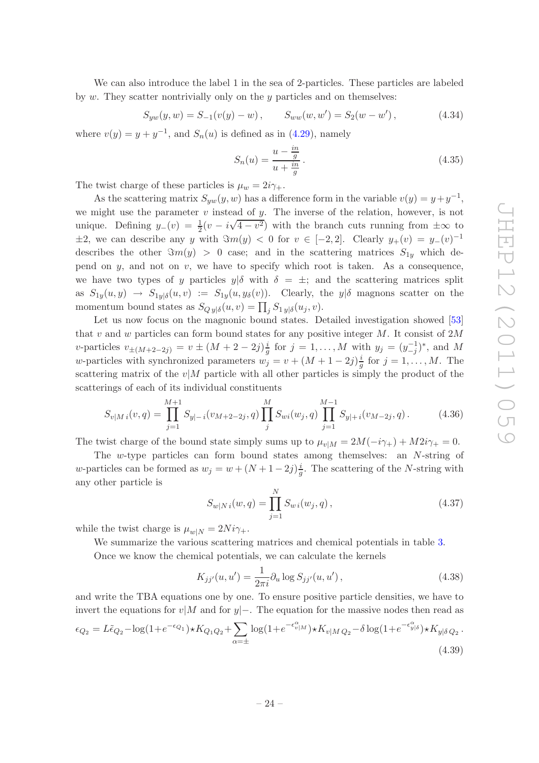We can also introduce the label 1 in the sea of 2-particles. These particles are labeled by $w$. They scatter nontrivially only on the $y$ particles and on themselves:

$$S_{yw}(y,w) = S_{-1}(v(y)-w)\,, \qquad S_{ww}(w,w') = S_2(w-w')\,, \tag{4.34}$$

where $v(y) = y + y^{-1}$, and $S_n(u)$ is defined as in (4.29), namely

$$S_n(u) = \frac{u - \frac{in}{g}}{u + \frac{in}{g}}\,. \tag{4.35}$$

The twist charge of these particles is $\mu_w = 2i\gamma_+$.

As the scattering matrix $S_{yw}(y,w)$ has a difference form in the variable $v(y) = y + y^{-1}$, we might use the parameter $v$ instead of $y$. The inverse of the relation, however, is not unique. Defining $y_-(v) = \frac{1}{2}(v - i\sqrt{4-v^2})$ with the branch cuts running from $\pm\infty$ to $\pm 2$, we can describe any $y$ with $\Im m(y) < 0$ for $v \in [-2,2]$. Clearly $y_+(v) = y_-(v)^{-1}$ describes the other $\Im m(y) > 0$ case; and in the scattering matrices $S_{1y}$ which depend on $y$, and not on $v$, we have to specify which root is taken. As a consequence, we have two types of $y$ particles $y|\delta$ with $\delta = \pm$; and the scattering matrices split as $S_{1y}(u,y) \to S_{1y|\delta}(u,v) := S_{1y}(u, y_\delta(v))$. Clearly, the $y|\delta$ magnons scatter on the momentum bound states as $S_{Q\,y|\delta}(u,v) = \prod_j S_{1\,y|\delta}(u_j, v)$.

Let us now focus on the magnonic bound states. Detailed investigation showed [53] that $v$ and $w$ particles can form bound states for any positive integer $M$. It consist of $2M$ $v$-particles $v_{\pm(M+2-2j)} = v \pm (M+2-2j)\frac{i}{g}$ for $j = 1,\ldots,M$ with $y_j = (y_{-j}^{-1})^*$, and $M$ $w$-particles with synchronized parameters $w_j = v + (M+1-2j)\frac{i}{g}$ for $j = 1,\ldots,M$. The scattering matrix of the $v|M$ particle with all other particles is simply the product of the scatterings of each of its individual constituents

$$S_{v|M\,i}(v,q) = \prod_{j=1}^{M+1} S_{y|-\,i}(v_{M+2-2j}, q) \prod_{j}^{M} S_{wi}(w_j, q) \prod_{j=1}^{M-1} S_{y|+\,i}(v_{M-2j}, q)\,. \tag{4.36}$$

The twist charge of the bound state simply sums up to $\mu_{v|M} = 2M(-i\gamma_+) + M2i\gamma_+ = 0$.

The $w$-type particles can form bound states among themselves: an $N$-string of $w$-particles can be formed as $w_j = w + (N+1-2j)\frac{i}{g}$. The scattering of the $N$-string with any other particle is

$$S_{w|N\,i}(w,q) = \prod_{j=1}^{N} S_{w\,i}(w_j, q)\,, \tag{4.37}$$

while the twist charge is $\mu_{w|N} = 2Ni\gamma_+$.

We summarize the various scattering matrices and chemical potentials in table 3.

Once we know the chemical potentials, we can calculate the kernels

$$K_{jj'}(u,u') = \frac{1}{2\pi i}\partial_u \log S_{jj'}(u,u')\,, \tag{4.38}$$

and write the TBA equations one by one. To ensure positive particle densities, we have to invert the equations for $v|M$ and for $y|-$. The equation for the massive nodes then read as

$$\epsilon_{Q_2} = L\tilde{\epsilon}_{Q_2} - \log(1+e^{-\epsilon_{Q_1}})\star K_{Q_1Q_2} + \sum_{\alpha=\pm}\log(1+e^{-\epsilon^{\alpha}_{v|M}})\star K_{v|M\,Q_2} - \delta\log(1+e^{-\epsilon^{\alpha}_{y|\delta}})\star K_{y|\delta\,Q_2}\,. \tag{4.39}$$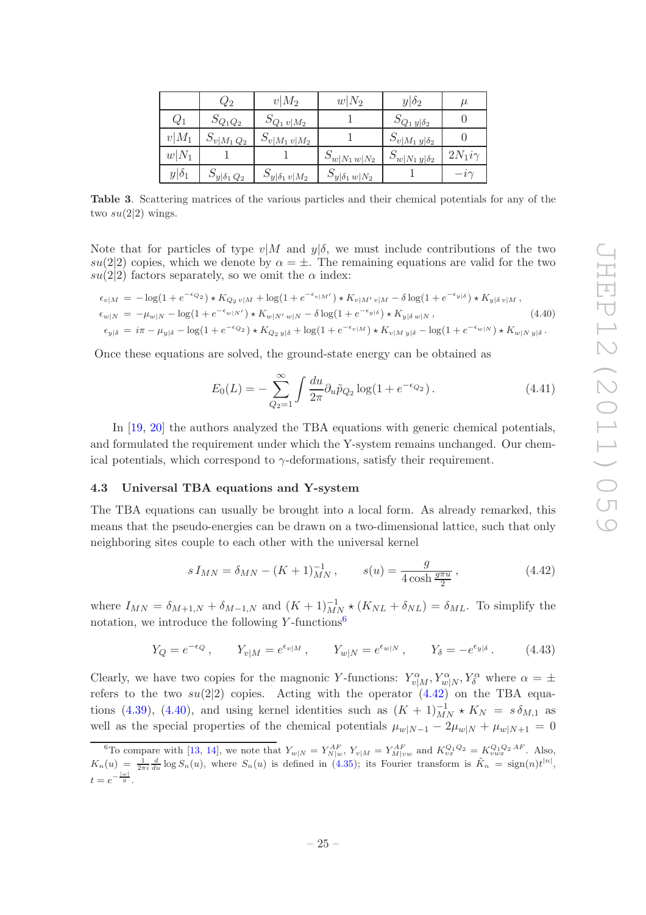| | $Q_2$ | $v\vert M_2$ | $w\vert N_2$ | $y\vert\delta_2$ | $\mu$ |
|---|---|---|---|---|---|
| $Q_1$ | $S_{Q_1Q_2}$ | $S_{Q_1\,v\vert M_2}$ | 1 | $S_{Q_1\,y\vert\delta_2}$ | 0 |
| $v\vert M_1$ | $S_{v\vert M_1\,Q_2}$ | $S_{v\vert M_1\,v\vert M_2}$ | 1 | $S_{v\vert M_1\,y\vert\delta_2}$ | 0 |
| $w\vert N_1$ | 1 | 1 | $S_{w\vert N_1\,w\vert N_2}$ | $S_{w\vert N_1\,y\vert\delta_2}$ | $2N_1 i\gamma$ |
| $y\vert\delta_1$ | $S_{y\vert\delta_1\,Q_2}$ | $S_{y\vert\delta_1\,v\vert M_2}$ | $S_{y\vert\delta_1\,w\vert N_2}$ | 1 | $-i\gamma$ |

**Table 3**. Scattering matrices of the various particles and their chemical potentials for any of the two $su(2|2)$ wings.

Note that for particles of type $v|M$ and $y|\delta$, we must include contributions of the two $su(2|2)$ copies, which we denote by $\alpha = \pm$. The remaining equations are valid for the two $su(2|2)$ factors separately, so we omit the $\alpha$ index:

$$
\begin{aligned}
\epsilon_{v|M} &= -\log(1+e^{-\epsilon_{Q_2}})\star K_{Q_2\,v|M} + \log(1+e^{-\epsilon_{v|M'}})\star K_{v|M'\,v|M} - \delta\log(1+e^{-\epsilon_{y|\delta}})\star K_{y|\delta\,v|M}\,,\\
\epsilon_{w|N} &= -\mu_{w|N} - \log(1+e^{-\epsilon_{w|N'}})\star K_{w|N'\,w|N} - \delta\log(1+e^{-\epsilon_{y|\delta}})\star K_{y|\delta\,w|N}\,, \qquad (4.40)\\
\epsilon_{y|\delta} &= i\pi - \mu_{y|\delta} - \log(1+e^{-\epsilon_{Q_2}})\star K_{Q_2\,y|\delta} + \log(1+e^{-\epsilon_{v|M}})\star K_{v|M\,y|\delta} - \log(1+e^{-\epsilon_{w|N}})\star K_{w|N\,y|\delta}\,.
\end{aligned}
$$

Once these equations are solved, the ground-state energy can be obtained as

$$
E_0(L) = -\sum_{Q_2=1}^{\infty}\int\frac{du}{2\pi}\partial_u\tilde{p}_{Q_2}\log(1+e^{-\epsilon_{Q_2}})\,. \qquad (4.41)
$$

In [19, 20] the authors analyzed the TBA equations with generic chemical potentials, and formulated the requirement under which the Y-system remains unchanged. Our chemical potentials, which correspond to $\gamma$-deformations, satisfy their requirement.

### 4.3 Universal TBA equations and Y-system

The TBA equations can usually be brought into a local form. As already remarked, this means that the pseudo-energies can be drawn on a two-dimensional lattice, such that only neighboring sites couple to each other with the universal kernel

$$
s\,I_{MN} = \delta_{MN} - (K+1)^{-1}_{MN}\,, \qquad s(u) = \frac{g}{4\cosh\frac{g\pi u}{2}}\,, \qquad (4.42)
$$

where $I_{MN} = \delta_{M+1,N} + \delta_{M-1,N}$ and $(K+1)^{-1}_{MN}\star(K_{NL}+\delta_{NL}) = \delta_{ML}$. To simplify the notation, we introduce the following $Y$-functions[6]

$$
Y_Q = e^{-\epsilon_Q}\,, \qquad Y_{v|M} = e^{\epsilon_{v|M}}\,, \qquad Y_{w|N} = e^{\epsilon_{w|N}}\,, \qquad Y_\delta = -e^{\epsilon_{y|\delta}}\,. \qquad (4.43)
$$

Clearly, we have two copies for the magnonic $Y$-functions: $Y^\alpha_{v|M}, Y^\alpha_{w|N}, Y^\alpha_\delta$ where $\alpha = \pm$ refers to the two $su(2|2)$ copies. Acting with the operator (4.42) on the TBA equations (4.39), (4.40), and using kernel identities such as $(K+1)^{-1}_{MN}\star K_N = s\,\delta_{M,1}$ as well as the special properties of the chemical potentials $\mu_{w|N-1} - 2\mu_{w|N} + \mu_{w|N+1} = 0$

[6] To compare with [13, 14], we note that $Y_{w|N} = Y^{AF}_{N|w}$, $Y_{v|M} = Y^{AF}_{M|vw}$ and $K^{Q_1Q_2}_{vx} = K^{Q_1Q_2\,AF}_{vwx}$. Also, $K_n(u) = \frac{1}{2\pi i}\frac{d}{du}\log S_n(u)$, where $S_n(u)$ is defined in (4.35); its Fourier transform is $\tilde{K}_n = \mathrm{sign}(n)t^{|n|}$, $t = e^{-\frac{|\omega|}{g}}$.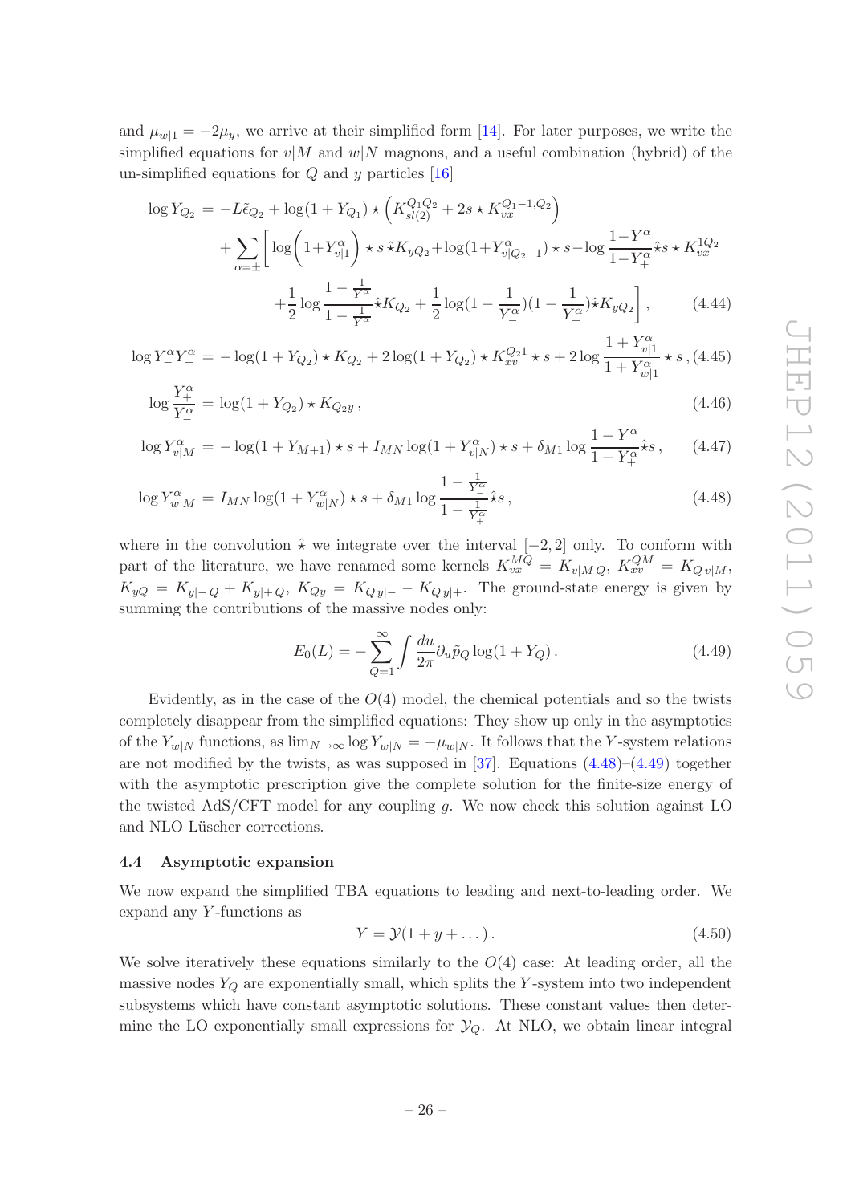and $\mu_{w|1} = -2\mu_y$, we arrive at their simplified form [14]. For later purposes, we write the simplified equations for $v|M$ and $w|N$ magnons, and a useful combination (hybrid) of the un-simplified equations for $Q$ and $y$ particles [16]

$$
\begin{aligned}
\log Y_{Q_2} =& -L\tilde{\epsilon}_{Q_2} + \log(1+Y_{Q_1}) \star \left( K_{sl(2)}^{Q_1 Q_2} + 2s \star K_{vx}^{Q_1-1,Q_2} \right) \\
&+ \sum_{\alpha=\pm} \Bigg[ \log\left(1+Y_{v|1}^{\alpha}\right) \star s \,\hat{\star} K_{yQ_2} + \log(1+Y_{v|Q_2-1}^{\alpha}) \star s - \log \frac{1-Y_-^{\alpha}}{1-Y_+^{\alpha}} \hat{\star} s \star K_{vx}^{1Q_2} \\
&+ \frac{1}{2} \log \frac{1-\frac{1}{Y_-^{\alpha}}}{1-\frac{1}{Y_+^{\alpha}}} \hat{\star} K_{Q_2} + \frac{1}{2} \log(1-\frac{1}{Y_-^{\alpha}})(1-\frac{1}{Y_+^{\alpha}}) \hat{\star} K_{yQ_2} \Bigg] ,
\end{aligned}
\tag{4.44}
$$

$$
\log Y_-^{\alpha} Y_+^{\alpha} = -\log(1+Y_{Q_2}) \star K_{Q_2} + 2\log(1+Y_{Q_2}) \star K_{xv}^{Q_2 1} \star s + 2 \log \frac{1+Y_{v|1}^{\alpha}}{1+Y_{w|1}^{\alpha}} \star s \,, \tag{4.45}
$$

$$
\log \frac{Y_+^{\alpha}}{Y_-^{\alpha}} = \log(1+Y_{Q_2}) \star K_{Q_2 y} \,, \tag{4.46}
$$

$$
\log Y_{v|M}^{\alpha} = -\log(1+Y_{M+1}) \star s + I_{MN} \log(1+Y_{v|N}^{\alpha}) \star s + \delta_{M1} \log \frac{1-Y_-^{\alpha}}{1-Y_+^{\alpha}} \hat{\star} s \,, \tag{4.47}
$$

$$
\log Y_{w|M}^{\alpha} = I_{MN} \log(1+Y_{w|N}^{\alpha}) \star s + \delta_{M1} \log \frac{1-\frac{1}{Y_-^{\alpha}}}{1-\frac{1}{Y_+^{\alpha}}} \hat{\star} s \,, \tag{4.48}
$$

where in the convolution $\hat{\star}$ we integrate over the interval $[-2, 2]$ only. To conform with part of the literature, we have renamed some kernels $K_{vx}^{MQ} = K_{v|M\,Q}$, $K_{xv}^{QM} = K_{Q\,v|M}$, $K_{yQ} = K_{y|-\,Q} + K_{y|+\,Q}$, $K_{Qy} = K_{Q\,y|-} - K_{Q\,y|+}$. The ground-state energy is given by summing the contributions of the massive nodes only:

$$
E_0(L) = -\sum_{Q=1}^{\infty} \int \frac{du}{2\pi} \partial_u \tilde{p}_Q \log(1+Y_Q) \,. \tag{4.49}
$$

Evidently, as in the case of the $O(4)$ model, the chemical potentials and so the twists completely disappear from the simplified equations: They show up only in the asymptotics of the $Y_{w|N}$ functions, as $\lim_{N\to\infty} \log Y_{w|N} = -\mu_{w|N}$. It follows that the $Y$-system relations are not modified by the twists, as was supposed in [37]. Equations (4.48)–(4.49) together with the asymptotic prescription give the complete solution for the finite-size energy of the twisted AdS/CFT model for any coupling $g$. We now check this solution against LO and NLO Lüscher corrections.

### 4.4 Asymptotic expansion

We now expand the simplified TBA equations to leading and next-to-leading order. We expand any $Y$-functions as

$$
Y = \mathcal{Y}(1 + y + \dots) \,. \tag{4.50}
$$

We solve iteratively these equations similarly to the $O(4)$ case: At leading order, all the massive nodes $Y_Q$ are exponentially small, which splits the $Y$-system into two independent subsystems which have constant asymptotic solutions. These constant values then determine the LO exponentially small expressions for $\mathcal{Y}_Q$. At NLO, we obtain linear integral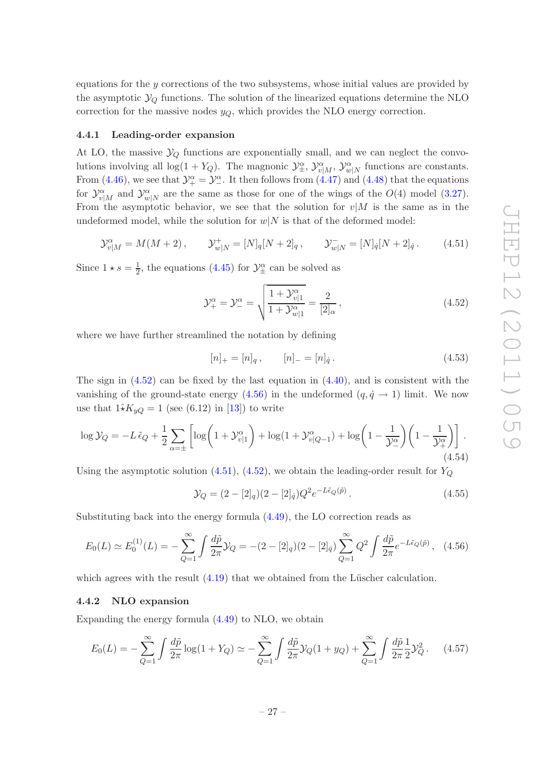equations for the $y$ corrections of the two subsystems, whose initial values are provided by the asymptotic $\mathcal{Y}_Q$ functions. The solution of the linearized equations determine the NLO correction for the massive nodes $y_Q$, which provides the NLO energy correction.

### 4.4.1 Leading-order expansion

At LO, the massive $\mathcal{Y}_Q$ functions are exponentially small, and we can neglect the convolutions involving all $\log(1+Y_Q)$. The magnonic $\mathcal{Y}^\alpha_\pm$, $\mathcal{Y}^\alpha_{v|M}$, $\mathcal{Y}^\alpha_{w|N}$ functions are constants. From (4.46), we see that $\mathcal{Y}^\alpha_+ = \mathcal{Y}^\alpha_-$. It then follows from (4.47) and (4.48) that the equations for $\mathcal{Y}^\alpha_{v|M}$ and $\mathcal{Y}^\alpha_{w|N}$ are the same as those for one of the wings of the $O(4)$ model (3.27). From the asymptotic behavior, we see that the solution for $v|M$ is the same as in the undeformed model, while the solution for $w|N$ is that of the deformed model:

$$\mathcal{Y}^\alpha_{v|M} = M(M+2)\,, \qquad \mathcal{Y}^+_{w|N} = [N]_q[N+2]_q\,, \qquad \mathcal{Y}^-_{w|N} = [N]_{\dot{q}}[N+2]_{\dot{q}}\,. \tag{4.51}$$

Since $1 \star s = \frac{1}{2}$, the equations (4.45) for $\mathcal{Y}^\alpha_\pm$ can be solved as

$$\mathcal{Y}^\alpha_+ = \mathcal{Y}^\alpha_- = \sqrt{\frac{1+\mathcal{Y}^\alpha_{v|1}}{1+\mathcal{Y}^\alpha_{w|1}}} = \frac{2}{[2]_\alpha}\,, \tag{4.52}$$

where we have further streamlined the notation by defining

$$[n]_+ = [n]_q\,, \qquad [n]_- = [n]_{\dot{q}}\,. \tag{4.53}$$

The sign in (4.52) can be fixed by the last equation in (4.40), and is consistent with the vanishing of the ground-state energy (4.56) in the undeformed $(q,\dot{q}\to 1)$ limit. We now use that $1\hat{\star}K_{yQ} = 1$ (see (6.12) in [13]) to write

$$\log \mathcal{Y}_Q = -L\,\tilde{\epsilon}_Q + \frac{1}{2}\sum_{\alpha=\pm}\left[\log\left(1+\mathcal{Y}^\alpha_{v|1}\right) + \log(1+\mathcal{Y}^\alpha_{v|Q-1}) + \log\left(1-\frac{1}{\mathcal{Y}^\alpha_-}\right)\left(1-\frac{1}{\mathcal{Y}^\alpha_+}\right)\right]. \tag{4.54}$$

Using the asymptotic solution (4.51), (4.52), we obtain the leading-order result for $Y_Q$

$$\mathcal{Y}_Q = (2-[2]_q)(2-[2]_{\dot{q}})Q^2 e^{-L\tilde{\epsilon}_Q(\tilde{p})}\,. \tag{4.55}$$

Substituting back into the energy formula (4.49), the LO correction reads as

$$E_0(L) \simeq E_0^{(1)}(L) = -\sum_{Q=1}^{\infty}\int\frac{d\tilde{p}}{2\pi}\mathcal{Y}_Q = -(2-[2]_q)(2-[2]_{\dot{q}})\sum_{Q=1}^{\infty}Q^2\int\frac{d\tilde{p}}{2\pi}e^{-L\tilde{\epsilon}_Q(\tilde{p})}\,, \tag{4.56}$$

which agrees with the result (4.19) that we obtained from the Lüscher calculation.

### 4.4.2 NLO expansion

Expanding the energy formula (4.49) to NLO, we obtain

$$E_0(L) = -\sum_{Q=1}^{\infty}\int\frac{d\tilde{p}}{2\pi}\log(1+Y_Q) \simeq -\sum_{Q=1}^{\infty}\int\frac{d\tilde{p}}{2\pi}\mathcal{Y}_Q(1+y_Q) + \sum_{Q=1}^{\infty}\int\frac{d\tilde{p}}{2\pi}\frac{1}{2}\mathcal{Y}_Q^2\,. \tag{4.57}$$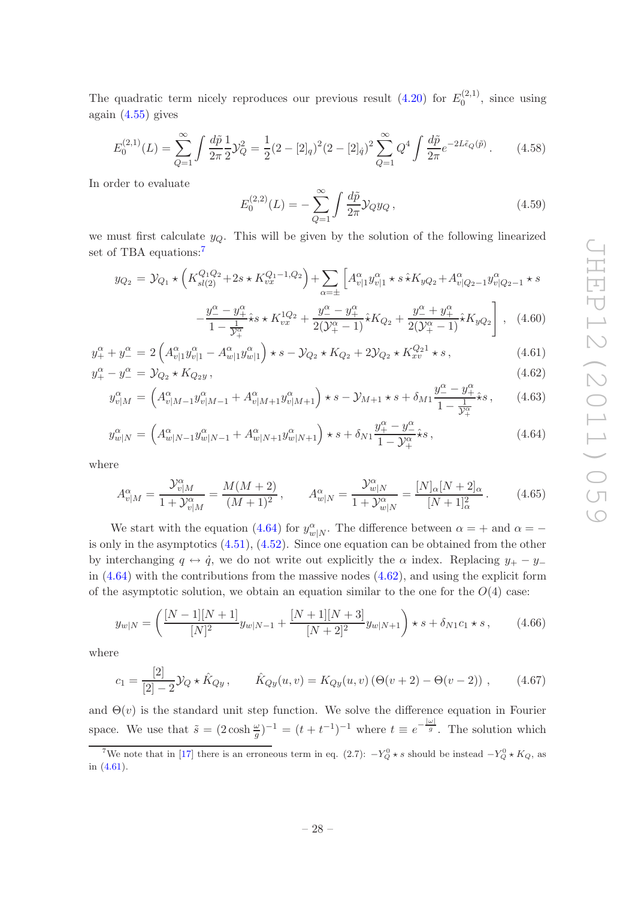The quadratic term nicely reproduces our previous result (4.20) for $E_0^{(2,1)}$, since using again (4.55) gives

$$E_0^{(2,1)}(L) = \sum_{Q=1}^{\infty} \int \frac{d\tilde{p}}{2\pi} \frac{1}{2} \mathcal{Y}_Q^2 = \frac{1}{2}(2-[2]_q)^2(2-[2]_{\dot{q}})^2 \sum_{Q=1}^{\infty} Q^4 \int \frac{d\tilde{p}}{2\pi} e^{-2L\tilde{\epsilon}_Q(\tilde{p})}. \tag{4.58}$$

In order to evaluate

$$E_0^{(2,2)}(L) = -\sum_{Q=1}^{\infty} \int \frac{d\tilde{p}}{2\pi} \mathcal{Y}_Q y_Q\,, \tag{4.59}$$

we must first calculate $y_Q$. This will be given by the solution of the following linearized set of TBA equations:[7]

$$\begin{aligned}
y_{Q_2} =& \, \mathcal{Y}_{Q_1} \star \left( K_{sl(2)}^{Q_1 Q_2} + 2s \star K_{vx}^{Q_1-1,Q_2} \right) + \sum_{\alpha=\pm} \Bigg[ A^{\alpha}_{v|1} y^{\alpha}_{v|1} \star s \,\hat{\star} K_{yQ_2} + A^{\alpha}_{v|Q_2-1} y^{\alpha}_{v|Q_2-1} \star s \\
& - \frac{y^{\alpha}_{-} - y^{\alpha}_{+}}{1 - \frac{1}{\mathcal{Y}^{\alpha}_{+}}} \hat{\star} s \star K_{vx}^{1Q_2} + \frac{y^{\alpha}_{-} - y^{\alpha}_{+}}{2(\mathcal{Y}^{\alpha}_{+} - 1)} \hat{\star} K_{Q_2} + \frac{y^{\alpha}_{-} + y^{\alpha}_{+}}{2(\mathcal{Y}^{\alpha}_{+} - 1)} \hat{\star} K_{yQ_2} \Bigg], \quad (4.60)
\end{aligned}$$

$$y^{\alpha}_{+} + y^{\alpha}_{-} = 2\left( A^{\alpha}_{v|1} y^{\alpha}_{v|1} - A^{\alpha}_{w|1} y^{\alpha}_{w|1} \right) \star s - \mathcal{Y}_{Q_2} \star K_{Q_2} + 2\mathcal{Y}_{Q_2} \star K_{xv}^{Q_2 1} \star s\,, \tag{4.61}$$

$$y^{\alpha}_{+} - y^{\alpha}_{-} = \mathcal{Y}_{Q_2} \star K_{Q_2 y}\,, \tag{4.62}$$

$$y^{\alpha}_{v|M} = \left( A^{\alpha}_{v|M-1} y^{\alpha}_{v|M-1} + A^{\alpha}_{v|M+1} y^{\alpha}_{v|M+1} \right) \star s - \mathcal{Y}_{M+1} \star s + \delta_{M1} \frac{y^{\alpha}_{-} - y^{\alpha}_{+}}{1 - \frac{1}{\mathcal{Y}^{\alpha}_{+}}} \hat{\star} s\,, \tag{4.63}$$

$$y^{\alpha}_{w|N} = \left( A^{\alpha}_{w|N-1} y^{\alpha}_{w|N-1} + A^{\alpha}_{w|N+1} y^{\alpha}_{w|N+1} \right) \star s + \delta_{N1} \frac{y^{\alpha}_{+} - y^{\alpha}_{-}}{1 - \mathcal{Y}^{\alpha}_{+}} \hat{\star} s\,, \tag{4.64}$$

where

$$A^{\alpha}_{v|M} = \frac{\mathcal{Y}^{\alpha}_{v|M}}{1 + \mathcal{Y}^{\alpha}_{v|M}} = \frac{M(M+2)}{(M+1)^2}\,, \qquad A^{\alpha}_{w|N} = \frac{\mathcal{Y}^{\alpha}_{w|N}}{1 + \mathcal{Y}^{\alpha}_{w|N}} = \frac{[N]_{\alpha}[N+2]_{\alpha}}{[N+1]^2_{\alpha}}\,. \tag{4.65}$$

We start with the equation (4.64) for $y^{\alpha}_{w|N}$. The difference between $\alpha = +$ and $\alpha = -$ is only in the asymptotics (4.51), (4.52). Since one equation can be obtained from the other by interchanging $q \leftrightarrow \dot{q}$, we do not write out explicitly the $\alpha$ index. Replacing $y_+ - y_-$ in (4.64) with the contributions from the massive nodes (4.62), and using the explicit form of the asymptotic solution, we obtain an equation similar to the one for the $O(4)$ case:

$$y_{w|N} = \left( \frac{[N-1][N+1]}{[N]^2} y_{w|N-1} + \frac{[N+1][N+3]}{[N+2]^2} y_{w|N+1} \right) \star s + \delta_{N1} c_1 \star s\,, \tag{4.66}$$

where

$$c_1 = \frac{[2]}{[2]-2} \mathcal{Y}_Q \star \hat{K}_{Qy}\,, \qquad \hat{K}_{Qy}(u,v) = K_{Qy}(u,v) \left( \Theta(v+2) - \Theta(v-2) \right)\,, \tag{4.67}$$

and $\Theta(v)$ is the standard unit step function. We solve the difference equation in Fourier space. We use that $\tilde{s} = (2\cosh\frac{\omega}{g})^{-1} = (t + t^{-1})^{-1}$ where $t \equiv e^{-\frac{|\omega|}{g}}$. The solution which

[7] We note that in [17] there is an erroneous term in eq. (2.7): $-Y_Q^0 \star s$ should be instead $-Y_Q^0 \star K_Q$, as in (4.61).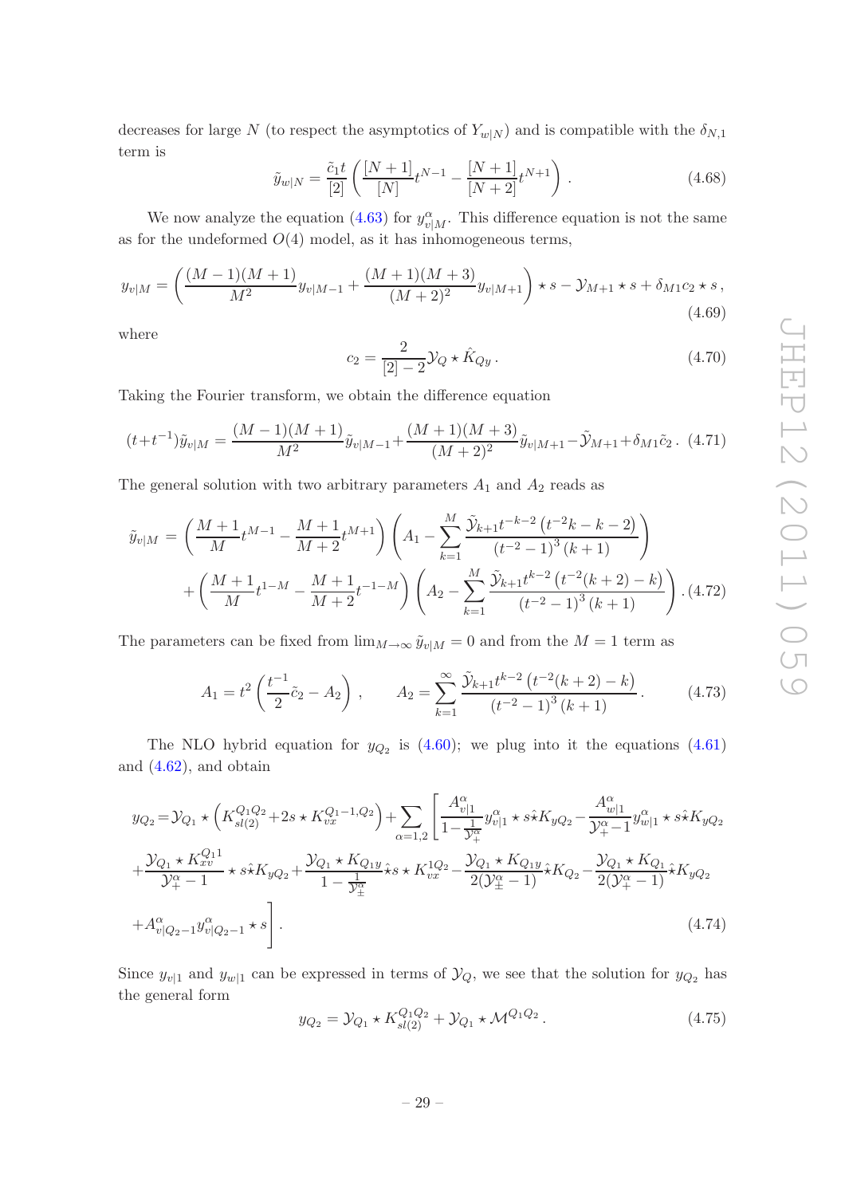decreases for large $N$ (to respect the asymptotics of $Y_{w|N}$) and is compatible with the $\delta_{N,1}$ term is

$$\tilde{y}_{w|N} = \frac{\tilde{c}_1 t}{[2]} \left( \frac{[N+1]}{[N]} t^{N-1} - \frac{[N+1]}{[N+2]} t^{N+1} \right) . \tag{4.68}$$

We now analyze the equation (4.63) for $y^{\alpha}_{v|M}$. This difference equation is not the same as for the undeformed $O(4)$ model, as it has inhomogeneous terms,

$$y_{v|M} = \left( \frac{(M-1)(M+1)}{M^2} y_{v|M-1} + \frac{(M+1)(M+3)}{(M+2)^2} y_{v|M+1} \right) \star s - \mathcal{Y}_{M+1} \star s + \delta_{M1} c_2 \star s \,, \tag{4.69}$$

where

$$c_2 = \frac{2}{[2]-2} \mathcal{Y}_Q \star \hat{K}_{Qy} \,. \tag{4.70}$$

Taking the Fourier transform, we obtain the difference equation

$$(t+t^{-1}) \tilde{y}_{v|M} = \frac{(M-1)(M+1)}{M^2} \tilde{y}_{v|M-1} + \frac{(M+1)(M+3)}{(M+2)^2} \tilde{y}_{v|M+1} - \tilde{\mathcal{Y}}_{M+1} + \delta_{M1} \tilde{c}_2 \,. \tag{4.71}$$

The general solution with two arbitrary parameters $A_1$ and $A_2$ reads as

$$\begin{aligned} \tilde{y}_{v|M} = &\left( \frac{M+1}{M} t^{M-1} - \frac{M+1}{M+2} t^{M+1} \right) \left( A_1 - \sum_{k=1}^{M} \frac{\tilde{\mathcal{Y}}_{k+1} t^{-k-2} \left( t^{-2} k - k - 2 \right)}{\left( t^{-2} - 1 \right)^3 (k+1)} \right) \\ &+ \left( \frac{M+1}{M} t^{1-M} - \frac{M+1}{M+2} t^{-1-M} \right) \left( A_2 - \sum_{k=1}^{M} \frac{\tilde{\mathcal{Y}}_{k+1} t^{k-2} \left( t^{-2} (k+2) - k \right)}{\left( t^{-2} - 1 \right)^3 (k+1)} \right) . \end{aligned} \tag{4.72}$$

The parameters can be fixed from $\lim_{M\to\infty} \tilde{y}_{v|M} = 0$ and from the $M=1$ term as

$$A_1 = t^2 \left( \frac{t^{-1}}{2} \tilde{c}_2 - A_2 \right) , \qquad A_2 = \sum_{k=1}^{\infty} \frac{\tilde{\mathcal{Y}}_{k+1} t^{k-2} \left( t^{-2} (k+2) - k \right)}{\left( t^{-2} - 1 \right)^3 (k+1)} . \tag{4.73}$$

The NLO hybrid equation for $y_{Q_2}$ is (4.60); we plug into it the equations (4.61) and (4.62), and obtain

$$\begin{aligned} y_{Q_2} = &\mathcal{Y}_{Q_1} \star \left( K^{Q_1 Q_2}_{sl(2)} + 2s \star K^{Q_1 - 1, Q_2}_{vx} \right) + \sum_{\alpha=1,2} \left[ \frac{A^{\alpha}_{v|1}}{1 - \frac{1}{\mathcal{Y}^{\alpha}_{+}}} y^{\alpha}_{v|1} \star s \hat{\star} K_{yQ_2} - \frac{A^{\alpha}_{w|1}}{\mathcal{Y}^{\alpha}_{+} - 1} y^{\alpha}_{w|1} \star s \hat{\star} K_{yQ_2} \right. \\ &+ \frac{\mathcal{Y}_{Q_1} \star K^{Q_1 1}_{xv}}{\mathcal{Y}^{\alpha}_{+} - 1} \star s \hat{\star} K_{yQ_2} + \frac{\mathcal{Y}_{Q_1} \star K_{Q_1 y}}{1 - \frac{1}{\mathcal{Y}^{\alpha}_{\pm}}} \hat{\star} s \star K^{1 Q_2}_{vx} - \frac{\mathcal{Y}_{Q_1} \star K_{Q_1 y}}{2(\mathcal{Y}^{\alpha}_{\pm} - 1)} \hat{\star} K_{Q_2} - \frac{\mathcal{Y}_{Q_1} \star K_{Q_1}}{2(\mathcal{Y}^{\alpha}_{+} - 1)} \hat{\star} K_{yQ_2} \\ &\left. + A^{\alpha}_{v|Q_2 - 1} y^{\alpha}_{v|Q_2 - 1} \star s \right] . \end{aligned} \tag{4.74}$$

Since $y_{v|1}$ and $y_{w|1}$ can be expressed in terms of $\mathcal{Y}_Q$, we see that the solution for $y_{Q_2}$ has the general form

$$y_{Q_2} = \mathcal{Y}_{Q_1} \star K^{Q_1 Q_2}_{sl(2)} + \mathcal{Y}_{Q_1} \star \mathcal{M}^{Q_1 Q_2} \,. \tag{4.75}$$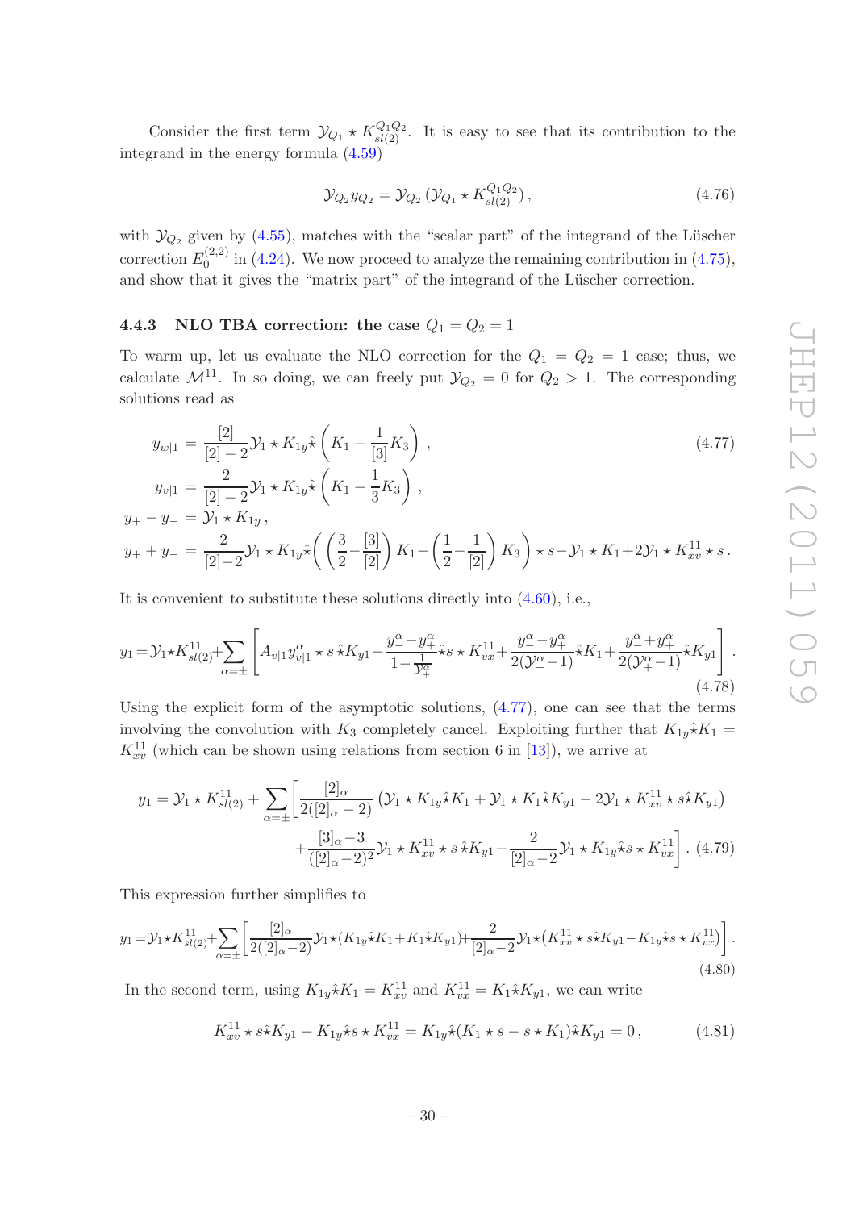Consider the first term $\mathcal{Y}_{Q_1} \star K^{Q_1 Q_2}_{sl(2)}$. It is easy to see that its contribution to the integrand in the energy formula (4.59)

$$\mathcal{Y}_{Q_2} y_{Q_2} = \mathcal{Y}_{Q_2} \left(\mathcal{Y}_{Q_1} \star K^{Q_1 Q_2}_{sl(2)}\right), \tag{4.76}$$

with $\mathcal{Y}_{Q_2}$ given by (4.55), matches with the "scalar part" of the integrand of the Lüscher correction $E_0^{(2,2)}$ in (4.24). We now proceed to analyze the remaining contribution in (4.75), and show that it gives the "matrix part" of the integrand of the Lüscher correction.

### 4.4.3 NLO TBA correction: the case $Q_1 = Q_2 = 1$

To warm up, let us evaluate the NLO correction for the $Q_1 = Q_2 = 1$ case; thus, we calculate $\mathcal{M}^{11}$. In so doing, we can freely put $\mathcal{Y}_{Q_2} = 0$ for $Q_2 > 1$. The corresponding solutions read as

$$\begin{aligned}
y_{w|1} &= \frac{[2]}{[2]-2} \mathcal{Y}_1 \star K_{1y} \hat{\star} \left(K_1 - \frac{1}{[3]} K_3\right), \\
y_{v|1} &= \frac{2}{[2]-2} \mathcal{Y}_1 \star K_{1y} \hat{\star} \left(K_1 - \frac{1}{3} K_3\right), \\
y_+ - y_- &= \mathcal{Y}_1 \star K_{1y}, \\
y_+ + y_- &= \frac{2}{[2]-2} \mathcal{Y}_1 \star K_{1y} \hat{\star} \left( \left(\frac{3}{2} - \frac{[3]}{[2]}\right) K_1 - \left(\frac{1}{2} - \frac{1}{[2]}\right) K_3 \right) \star s - \mathcal{Y}_1 \star K_1 + 2 \mathcal{Y}_1 \star K^{11}_{xv} \star s.
\end{aligned} \tag{4.77}$$

It is convenient to substitute these solutions directly into (4.60), i.e.,

$$y_1 = \mathcal{Y}_1 \star K^{11}_{sl(2)} + \sum_{\alpha=\pm} \left[ A_{v|1} y^\alpha_{v|1} \star s \, \hat{\star} K_{y1} - \frac{y^\alpha_- - y^\alpha_+}{1 - \frac{1}{\mathcal{Y}^\alpha_+}} \hat{\star} s \star K^{11}_{vx} + \frac{y^\alpha_- - y^\alpha_+}{2(\mathcal{Y}^\alpha_+ - 1)} \hat{\star} K_1 + \frac{y^\alpha_- + y^\alpha_+}{2(\mathcal{Y}^\alpha_+ - 1)} \hat{\star} K_{y1} \right]. \tag{4.78}$$

Using the explicit form of the asymptotic solutions, (4.77), one can see that the terms involving the convolution with $K_3$ completely cancel. Exploiting further that $K_{1y} \hat{\star} K_1 = K^{11}_{xv}$ (which can be shown using relations from section 6 in [13]), we arrive at

$$\begin{aligned}
y_1 = \mathcal{Y}_1 \star K^{11}_{sl(2)} + \sum_{\alpha=\pm} \Bigg[ &\frac{[2]_\alpha}{2([2]_\alpha - 2)} \left(\mathcal{Y}_1 \star K_{1y} \hat{\star} K_1 + \mathcal{Y}_1 \star K_1 \hat{\star} K_{y1} - 2 \mathcal{Y}_1 \star K^{11}_{xv} \star s \hat{\star} K_{y1}\right) \\
&+ \frac{[3]_\alpha - 3}{([2]_\alpha - 2)^2} \mathcal{Y}_1 \star K^{11}_{xv} \star s \, \hat{\star} K_{y1} - \frac{2}{[2]_\alpha - 2} \mathcal{Y}_1 \star K_{1y} \hat{\star} s \star K^{11}_{vx} \Bigg].
\end{aligned} \tag{4.79}$$

This expression further simplifies to

$$y_1 = \mathcal{Y}_1 \star K^{11}_{sl(2)} + \sum_{\alpha=\pm} \left[ \frac{[2]_\alpha}{2([2]_\alpha - 2)} \mathcal{Y}_1 \star (K_{1y} \hat{\star} K_1 + K_1 \hat{\star} K_{y1}) + \frac{2}{[2]_\alpha - 2} \mathcal{Y}_1 \star \left(K^{11}_{xv} \star s \hat{\star} K_{y1} - K_{1y} \hat{\star} s \star K^{11}_{vx}\right) \right]. \tag{4.80}$$

In the second term, using $K_{1y} \hat{\star} K_1 = K^{11}_{xv}$ and $K^{11}_{vx} = K_1 \hat{\star} K_{y1}$, we can write

$$K^{11}_{xv} \star s \hat{\star} K_{y1} - K_{1y} \hat{\star} s \star K^{11}_{vx} = K_{1y} \hat{\star} (K_1 \star s - s \star K_1) \hat{\star} K_{y1} = 0, \tag{4.81}$$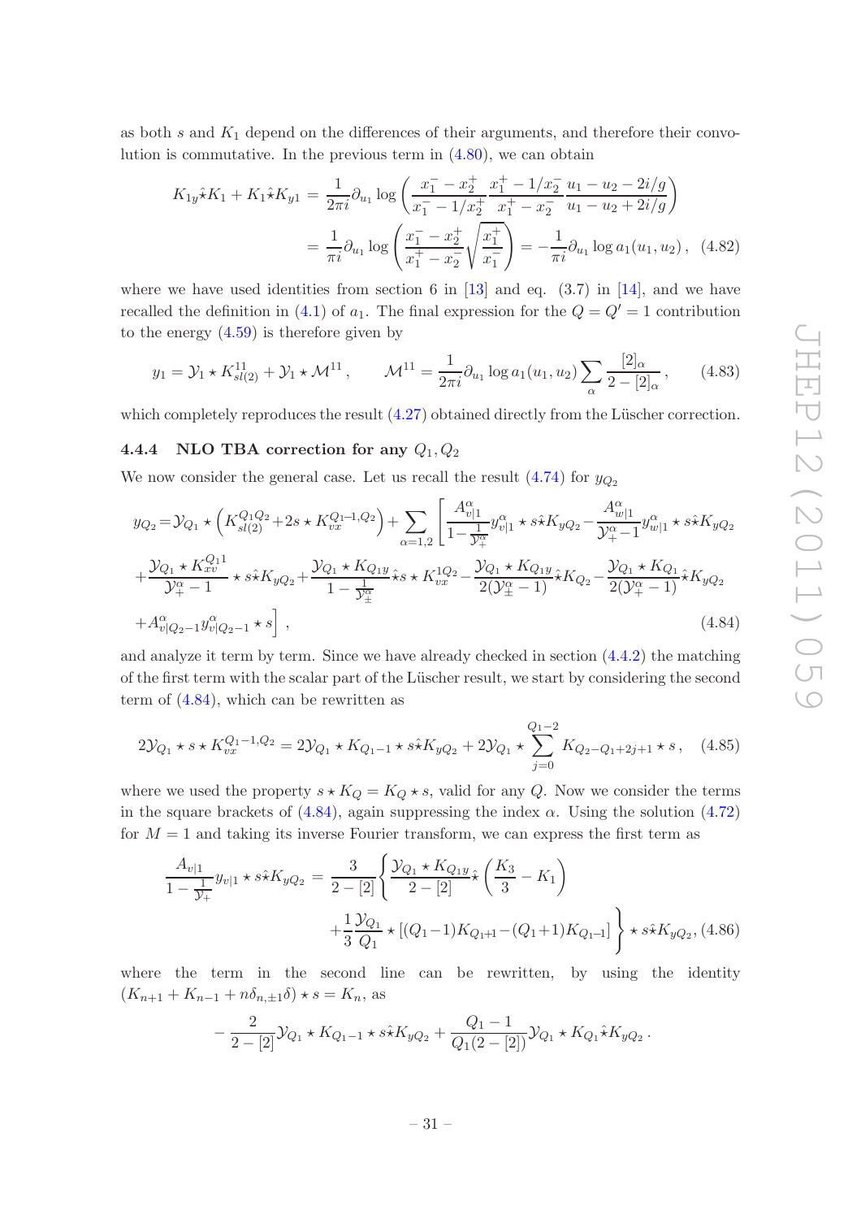as both $s$ and $K_1$ depend on the differences of their arguments, and therefore their convolution is commutative. In the previous term in (4.80), we can obtain

$$K_{1y}\hat{\star}K_1 + K_1\hat{\star}K_{y1} = \frac{1}{2\pi i}\partial_{u_1}\log\left(\frac{x_1^- - x_2^+}{x_1^- - 1/x_2^+}\frac{x_1^+ - 1/x_2^-}{x_1^+ - x_2^-}\frac{u_1 - u_2 - 2i/g}{u_1 - u_2 + 2i/g}\right)$$

$$= \frac{1}{\pi i}\partial_{u_1}\log\left(\frac{x_1^- - x_2^+}{x_1^+ - x_2^-}\sqrt{\frac{x_1^+}{x_1^-}}\right) = -\frac{1}{\pi i}\partial_{u_1}\log a_1(u_1,u_2)\,, \quad (4.82)$$

where we have used identities from section 6 in [13] and eq. (3.7) in [14], and we have recalled the definition in (4.1) of $a_1$. The final expression for the $Q = Q' = 1$ contribution to the energy (4.59) is therefore given by

$$y_1 = \mathcal{Y}_1 \star K^{11}_{sl(2)} + \mathcal{Y}_1 \star \mathcal{M}^{11}\,, \qquad \mathcal{M}^{11} = \frac{1}{2\pi i}\partial_{u_1}\log a_1(u_1,u_2)\sum_{\alpha}\frac{[2]_\alpha}{2-[2]_\alpha}\,, \qquad (4.83)$$

which completely reproduces the result (4.27) obtained directly from the Lüscher correction.

#### 4.4.4 NLO TBA correction for any $Q_1, Q_2$

We now consider the general case. Let us recall the result (4.74) for $y_{Q_2}$

$$y_{Q_2} = \mathcal{Y}_{Q_1}\star\left(K^{Q_1Q_2}_{sl(2)} + 2s\star K^{Q_1-1,Q_2}_{vx}\right) + \sum_{\alpha=1,2}\left[\frac{A^\alpha_{v|1}}{1-\frac{1}{\mathcal{Y}^\alpha_+}}y^\alpha_{v|1}\star s\hat{\star}K_{yQ_2} - \frac{A^\alpha_{w|1}}{\mathcal{Y}^\alpha_+ - 1}y^\alpha_{w|1}\star s\hat{\star}K_{yQ_2}\right.$$

$$+\frac{\mathcal{Y}_{Q_1}\star K^{Q_1 1}_{xv}}{\mathcal{Y}^\alpha_+ - 1}\star s\hat{\star}K_{yQ_2} + \frac{\mathcal{Y}_{Q_1}\star K_{Q_1 y}}{1-\frac{1}{\mathcal{Y}^\alpha_\pm}}\hat{\star}s\star K^{1Q_2}_{vx} - \frac{\mathcal{Y}_{Q_1}\star K_{Q_1 y}}{2(\mathcal{Y}^\alpha_\pm - 1)}\hat{\star}K_{Q_2} - \frac{\mathcal{Y}_{Q_1}\star K_{Q_1}}{2(\mathcal{Y}^\alpha_+ - 1)}\hat{\star}K_{yQ_2}$$

$$\left.+A^\alpha_{v|Q_2-1}y^\alpha_{v|Q_2-1}\star s\right]\,, \qquad (4.84)$$

and analyze it term by term. Since we have already checked in section (4.4.2) the matching of the first term with the scalar part of the Lüscher result, we start by considering the second term of (4.84), which can be rewritten as

$$2\mathcal{Y}_{Q_1}\star s\star K^{Q_1-1,Q_2}_{vx} = 2\mathcal{Y}_{Q_1}\star K_{Q_1-1}\star s\hat{\star}K_{yQ_2} + 2\mathcal{Y}_{Q_1}\star\sum_{j=0}^{Q_1-2}K_{Q_2-Q_1+2j+1}\star s\,, \quad (4.85)$$

where we used the property $s\star K_Q = K_Q\star s$, valid for any $Q$. Now we consider the terms in the square brackets of (4.84), again suppressing the index $\alpha$. Using the solution (4.72) for $M=1$ and taking its inverse Fourier transform, we can express the first term as

$$\frac{A_{v|1}}{1-\frac{1}{\mathcal{Y}_+}}y_{v|1}\star s\hat{\star}K_{yQ_2} = \frac{3}{2-[2]}\left\{\frac{\mathcal{Y}_{Q_1}\star K_{Q_1 y}}{2-[2]}\hat{\star}\left(\frac{K_3}{3} - K_1\right)\right.$$

$$\left.+\frac{1}{3}\frac{\mathcal{Y}_{Q_1}}{Q_1}\star\left[(Q_1-1)K_{Q_1+1} - (Q_1+1)K_{Q_1-1}\right]\right\}\star s\hat{\star}K_{yQ_2}, \,(4.86)$$

where the term in the second line can be rewritten, by using the identity $(K_{n+1} + K_{n-1} + n\delta_{n,\pm 1}\delta)\star s = K_n$, as

$$-\frac{2}{2-[2]}\mathcal{Y}_{Q_1}\star K_{Q_1-1}\star s\hat{\star}K_{yQ_2} + \frac{Q_1-1}{Q_1(2-[2])}\mathcal{Y}_{Q_1}\star K_{Q_1}\hat{\star}K_{yQ_2}\,.$$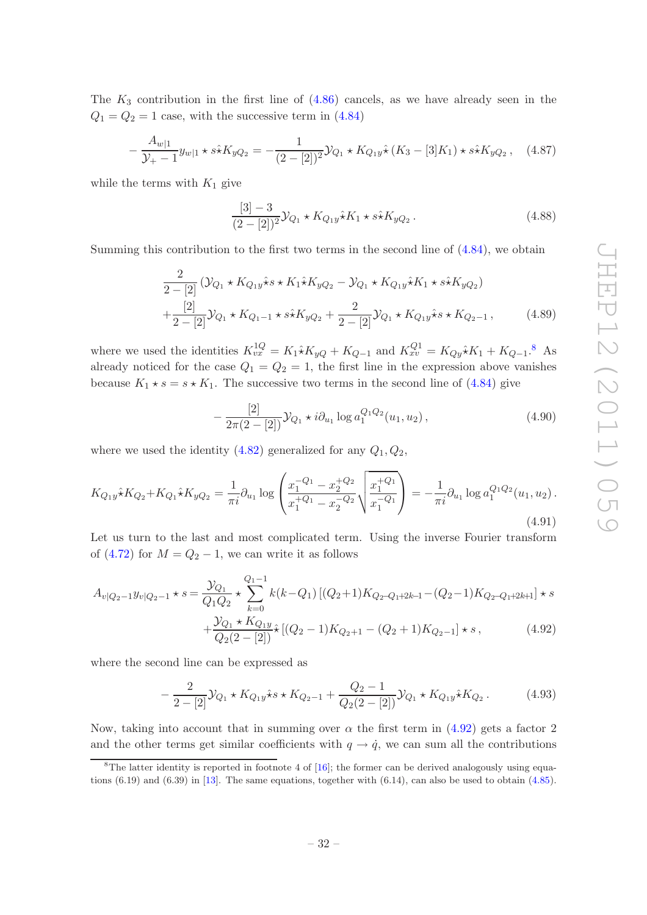The $K_3$ contribution in the first line of (4.86) cancels, as we have already seen in the $Q_1 = Q_2 = 1$ case, with the successive term in (4.84)

$$-\frac{A_{w|1}}{\mathcal{Y}_+ - 1} y_{w|1} \star s \hat{\star} K_{yQ_2} = -\frac{1}{(2-[2])^2} \mathcal{Y}_{Q_1} \star K_{Q_1 y} \hat{\star} (K_3 - [3] K_1) \star s \hat{\star} K_{yQ_2} \,, \tag{4.87}$$

while the terms with $K_1$ give

$$\frac{[3]-3}{(2-[2])^2} \mathcal{Y}_{Q_1} \star K_{Q_1 y} \hat{\star} K_1 \star s \hat{\star} K_{yQ_2} \,. \tag{4.88}$$

Summing this contribution to the first two terms in the second line of (4.84), we obtain

$$\begin{aligned}
&\frac{2}{2-[2]} \left( \mathcal{Y}_{Q_1} \star K_{Q_1 y} \hat{\star} s \star K_1 \hat{\star} K_{yQ_2} - \mathcal{Y}_{Q_1} \star K_{Q_1 y} \hat{\star} K_1 \star s \hat{\star} K_{yQ_2} \right) \\
&+ \frac{[2]}{2-[2]} \mathcal{Y}_{Q_1} \star K_{Q_1 - 1} \star s \hat{\star} K_{yQ_2} + \frac{2}{2-[2]} \mathcal{Y}_{Q_1} \star K_{Q_1 y} \hat{\star} s \star K_{Q_2 - 1} \,,
\end{aligned} \tag{4.89}$$

where we used the identities $K^{1Q}_{vx} = K_1 \hat{\star} K_{yQ} + K_{Q-1}$ and $K^{Q1}_{xv} = K_{Qy} \hat{\star} K_1 + K_{Q-1}$.[8] As already noticed for the case $Q_1 = Q_2 = 1$, the first line in the expression above vanishes because $K_1 \star s = s \star K_1$. The successive two terms in the second line of (4.84) give

$$-\frac{[2]}{2\pi(2-[2])} \mathcal{Y}_{Q_1} \star i \partial_{u_1} \log a_1^{Q_1 Q_2}(u_1, u_2) \,, \tag{4.90}$$

where we used the identity (4.82) generalized for any $Q_1, Q_2$,

$$K_{Q_1 y} \hat{\star} K_{Q_2} + K_{Q_1} \hat{\star} K_{yQ_2} = \frac{1}{\pi i} \partial_{u_1} \log \left( \frac{x_1^{-Q_1} - x_2^{+Q_2}}{x_1^{+Q_1} - x_2^{-Q_2}} \sqrt{\frac{x_1^{+Q_1}}{x_1^{-Q_1}}} \right) = -\frac{1}{\pi i} \partial_{u_1} \log a_1^{Q_1 Q_2}(u_1, u_2) \,. \tag{4.91}$$

Let us turn to the last and most complicated term. Using the inverse Fourier transform of (4.72) for $M = Q_2 - 1$, we can write it as follows

$$\begin{aligned}
A_{v|Q_2-1} y_{v|Q_2-1} \star s = &\frac{\mathcal{Y}_{Q_1}}{Q_1 Q_2} \star \sum_{k=0}^{Q_1 - 1} k(k - Q_1) \left[ (Q_2 + 1) K_{Q_2 - Q_1 + 2k - 1} - (Q_2 - 1) K_{Q_2 - Q_1 + 2k + 1} \right] \star s \\
&+ \frac{\mathcal{Y}_{Q_1} \star K_{Q_1 y}}{Q_2 (2 - [2])} \hat{\star} \left[ (Q_2 - 1) K_{Q_2 + 1} - (Q_2 + 1) K_{Q_2 - 1} \right] \star s \,,
\end{aligned} \tag{4.92}$$

where the second line can be expressed as

$$-\frac{2}{2-[2]} \mathcal{Y}_{Q_1} \star K_{Q_1 y} \hat{\star} s \star K_{Q_2 - 1} + \frac{Q_2 - 1}{Q_2 (2 - [2])} \mathcal{Y}_{Q_1} \star K_{Q_1 y} \hat{\star} K_{Q_2} \,. \tag{4.93}$$

Now, taking into account that in summing over $\alpha$ the first term in (4.92) gets a factor 2 and the other terms get similar coefficients with $q \to \dot{q}$, we can sum all the contributions

---

[8] The latter identity is reported in footnote 4 of [16]; the former can be derived analogously using equations (6.19) and (6.39) in [13]. The same equations, together with (6.14), can also be used to obtain (4.85).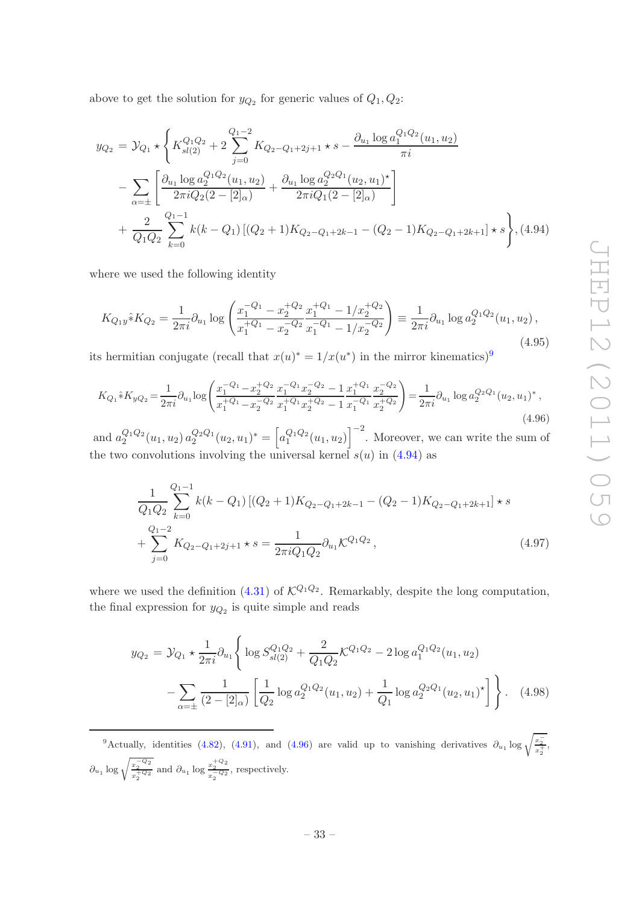above to get the solution for $y_{Q_2}$ for generic values of $Q_1, Q_2$:

$$
\begin{aligned}
y_{Q_2} = \mathcal{Y}_{Q_1} \star \Bigg\{ & K_{sl(2)}^{Q_1 Q_2} + 2 \sum_{j=0}^{Q_1-2} K_{Q_2-Q_1+2j+1} \star s - \frac{\partial_{u_1} \log a_1^{Q_1 Q_2}(u_1,u_2)}{\pi i} \\
& - \sum_{\alpha=\pm} \left[ \frac{\partial_{u_1} \log a_2^{Q_1 Q_2}(u_1,u_2)}{2\pi i Q_2 (2-[2]_\alpha)} + \frac{\partial_{u_1} \log a_2^{Q_2 Q_1}(u_2,u_1)^\star}{2\pi i Q_1 (2-[2]_\alpha)} \right] \\
& + \frac{2}{Q_1 Q_2} \sum_{k=0}^{Q_1-1} k(k-Q_1) \left[ (Q_2+1) K_{Q_2-Q_1+2k-1} - (Q_2-1) K_{Q_2-Q_1+2k+1} \right] \star s \Bigg\}, \quad (4.94)
\end{aligned}
$$

where we used the following identity

$$
K_{Q_1 y} \hat{\star} K_{Q_2} = \frac{1}{2\pi i} \partial_{u_1} \log \left( \frac{x_1^{-Q_1} - x_2^{+Q_2}}{x_1^{+Q_1} - x_2^{-Q_2}} \frac{x_1^{+Q_1} - 1/x_2^{+Q_2}}{x_1^{-Q_1} - 1/x_2^{-Q_2}} \right) \equiv \frac{1}{2\pi i} \partial_{u_1} \log a_2^{Q_1 Q_2}(u_1,u_2) \,, \quad (4.95)
$$

its hermitian conjugate (recall that $x(u)^* = 1/x(u^*)$ in the mirror kinematics)[9]

$$
K_{Q_1} \hat{\star} K_{y Q_2} = \frac{1}{2\pi i} \partial_{u_1} \log \left( \frac{x_1^{-Q_1} - x_2^{+Q_2}}{x_1^{+Q_1} - x_2^{-Q_2}} \frac{x_1^{-Q_1} x_2^{-Q_2} - 1}{x_1^{+Q_1} x_2^{+Q_2} - 1} \frac{x_1^{+Q_1}}{x_1^{-Q_1}} \frac{x_2^{-Q_2}}{x_2^{+Q_2}} \right) = \frac{1}{2\pi i} \partial_{u_1} \log a_2^{Q_2 Q_1}(u_2,u_1)^* \,, \quad (4.96)
$$

and $a_2^{Q_1 Q_2}(u_1,u_2)\, a_2^{Q_2 Q_1}(u_2,u_1)^* = \left[ a_1^{Q_1 Q_2}(u_1,u_2) \right]^{-2}$. Moreover, we can write the sum of the two convolutions involving the universal kernel $s(u)$ in (4.94) as

$$
\begin{aligned}
& \frac{1}{Q_1 Q_2} \sum_{k=0}^{Q_1-1} k(k-Q_1) \left[ (Q_2+1) K_{Q_2-Q_1+2k-1} - (Q_2-1) K_{Q_2-Q_1+2k+1} \right] \star s \\
& + \sum_{j=0}^{Q_1-2} K_{Q_2-Q_1+2j+1} \star s = \frac{1}{2\pi i Q_1 Q_2} \partial_{u_1} \mathcal{K}^{Q_1 Q_2} \,, \quad (4.97)
\end{aligned}
$$

where we used the definition (4.31) of $\mathcal{K}^{Q_1 Q_2}$. Remarkably, despite the long computation, the final expression for $y_{Q_2}$ is quite simple and reads

$$
\begin{aligned}
y_{Q_2} = \mathcal{Y}_{Q_1} \star \frac{1}{2\pi i} \partial_{u_1} \Bigg\{ & \log S_{sl(2)}^{Q_1 Q_2} + \frac{2}{Q_1 Q_2} \mathcal{K}^{Q_1 Q_2} - 2 \log a_1^{Q_1 Q_2}(u_1,u_2) \\
& - \sum_{\alpha=\pm} \frac{1}{(2-[2]_\alpha)} \left[ \frac{1}{Q_2} \log a_2^{Q_1 Q_2}(u_1,u_2) + \frac{1}{Q_1} \log a_2^{Q_2 Q_1}(u_2,u_1)^\star \right] \Bigg\}. \quad (4.98)
\end{aligned}
$$

[9]Actually, identities (4.82), (4.91), and (4.96) are valid up to vanishing derivatives $\partial_{u_1} \log \sqrt{\frac{x_2^-}{x_2^+}}$, $\partial_{u_1} \log \sqrt{\frac{x_2^{-Q_2}}{x_2^{+Q_2}}}$ and $\partial_{u_1} \log \frac{x_2^{+Q_2}}{x_2^{-Q_2}}$, respectively.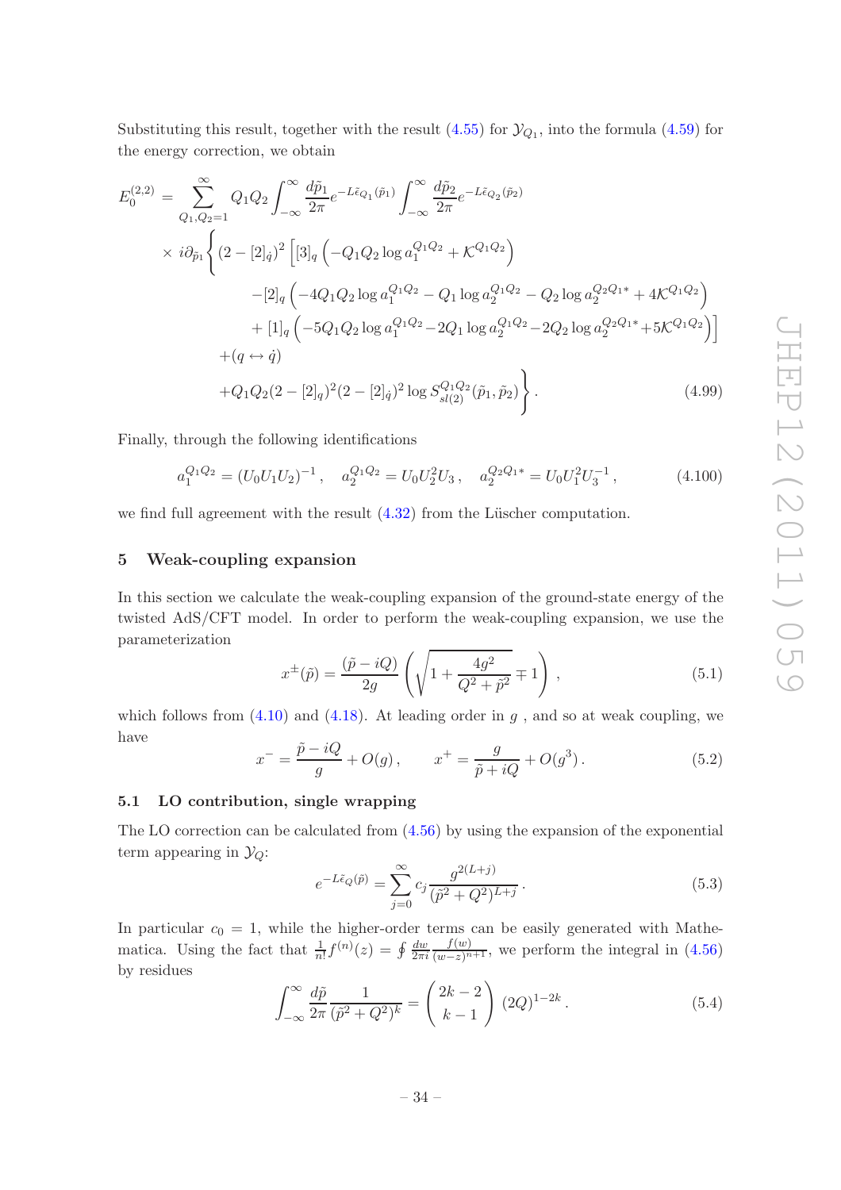Substituting this result, together with the result (4.55) for $\mathcal{Y}_{Q_1}$, into the formula (4.59) for the energy correction, we obtain

$$
\begin{aligned}
E_0^{(2,2)} = & \sum_{Q_1,Q_2=1}^{\infty} Q_1 Q_2 \int_{-\infty}^{\infty} \frac{d\tilde{p}_1}{2\pi} e^{-L\tilde{\epsilon}_{Q_1}(\tilde{p}_1)} \int_{-\infty}^{\infty} \frac{d\tilde{p}_2}{2\pi} e^{-L\tilde{\epsilon}_{Q_2}(\tilde{p}_2)} \\
& \times i\partial_{\tilde{p}_1} \Bigg\{ (2-[2]_{\dot{q}})^2 \Big[ [3]_q \left( -Q_1 Q_2 \log a_1^{Q_1 Q_2} + \mathcal{K}^{Q_1 Q_2} \right) \\
& \qquad - [2]_q \left( -4 Q_1 Q_2 \log a_1^{Q_1 Q_2} - Q_1 \log a_2^{Q_1 Q_2} - Q_2 \log a_2^{Q_2 Q_1 *} + 4\mathcal{K}^{Q_1 Q_2} \right) \\
& \qquad + [1]_q \left( -5 Q_1 Q_2 \log a_1^{Q_1 Q_2} - 2 Q_1 \log a_2^{Q_1 Q_2} - 2 Q_2 \log a_2^{Q_2 Q_1 *} + 5\mathcal{K}^{Q_1 Q_2} \right) \Big] \\
& \quad + (q \leftrightarrow \dot{q}) \\
& \quad + Q_1 Q_2 (2-[2]_q)^2 (2-[2]_{\dot{q}})^2 \log S_{sl(2)}^{Q_1 Q_2}(\tilde{p}_1, \tilde{p}_2) \Bigg\} .
\end{aligned}
\tag{4.99}
$$

Finally, through the following identifications

$$
a_1^{Q_1 Q_2} = (U_0 U_1 U_2)^{-1} , \quad a_2^{Q_1 Q_2} = U_0 U_2^2 U_3 , \quad a_2^{Q_2 Q_1 *} = U_0 U_1^2 U_3^{-1} , \tag{4.100}
$$

we find full agreement with the result (4.32) from the Lüscher computation.

## 5 Weak-coupling expansion

In this section we calculate the weak-coupling expansion of the ground-state energy of the twisted AdS/CFT model. In order to perform the weak-coupling expansion, we use the parameterization

$$
x^{\pm}(\tilde{p}) = \frac{(\tilde{p} - iQ)}{2g} \left( \sqrt{1 + \frac{4g^2}{Q^2 + \tilde{p}^2}} \mp 1 \right) , \tag{5.1}
$$

which follows from (4.10) and (4.18). At leading order in $g$ , and so at weak coupling, we have

$$
x^- = \frac{\tilde{p} - iQ}{g} + O(g) , \qquad x^+ = \frac{g}{\tilde{p} + iQ} + O(g^3) . \tag{5.2}
$$

### 5.1 LO contribution, single wrapping

The LO correction can be calculated from (4.56) by using the expansion of the exponential term appearing in $\mathcal{Y}_Q$:

$$
e^{-L\tilde{\epsilon}_Q(\tilde{p})} = \sum_{j=0}^{\infty} c_j \frac{g^{2(L+j)}}{(\tilde{p}^2 + Q^2)^{L+j}} . \tag{5.3}
$$

In particular $c_0 = 1$, while the higher-order terms can be easily generated with Mathematica. Using the fact that $\frac{1}{n!} f^{(n)}(z) = \oint \frac{dw}{2\pi i} \frac{f(w)}{(w-z)^{n+1}}$, we perform the integral in (4.56) by residues

$$
\int_{-\infty}^{\infty} \frac{d\tilde{p}}{2\pi} \frac{1}{(\tilde{p}^2 + Q^2)^k} = \binom{2k-2}{k-1} (2Q)^{1-2k} . \tag{5.4}
$$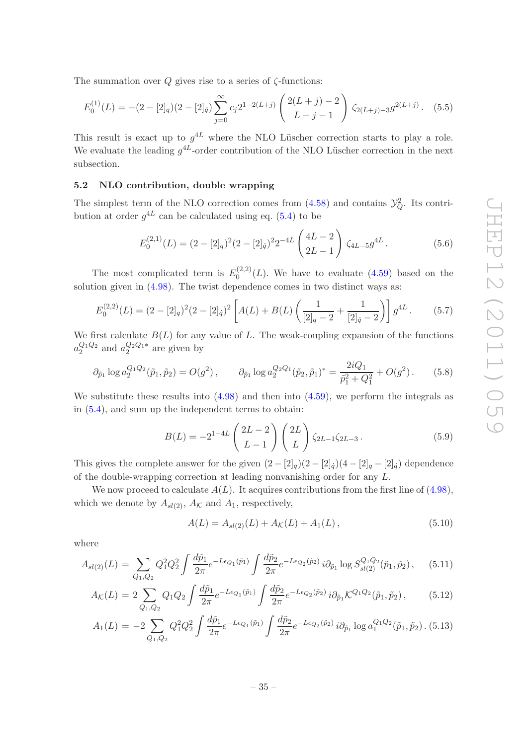The summation over $Q$ gives rise to a series of $\zeta$-functions:

$$E_0^{(1)}(L) = -(2-[2]_q)(2-[2]_{\dot{q}}) \sum_{j=0}^{\infty} c_j 2^{1-2(L+j)} \begin{pmatrix} 2(L+j)-2 \\ L+j-1 \end{pmatrix} \zeta_{2(L+j)-3} g^{2(L+j)} . \quad (5.5)$$

This result is exact up to $g^{4L}$ where the NLO Lüscher correction starts to play a role. We evaluate the leading $g^{4L}$-order contribution of the NLO Lüscher correction in the next subsection.

### 5.2 NLO contribution, double wrapping

The simplest term of the NLO correction comes from (4.58) and contains $\mathcal{Y}_Q^2$. Its contribution at order $g^{4L}$ can be calculated using eq. (5.4) to be

$$E_0^{(2,1)}(L) = (2-[2]_q)^2(2-[2]_{\dot{q}})^2 2^{-4L} \begin{pmatrix} 4L-2 \\ 2L-1 \end{pmatrix} \zeta_{4L-5} g^{4L} . \quad (5.6)$$

The most complicated term is $E_0^{(2,2)}(L)$. We have to evaluate (4.59) based on the solution given in (4.98). The twist dependence comes in two distinct ways as:

$$E_0^{(2,2)}(L) = (2-[2]_q)^2(2-[2]_{\dot{q}})^2 \left[ A(L) + B(L) \left( \frac{1}{[2]_q - 2} + \frac{1}{[2]_{\dot{q}} - 2} \right) \right] g^{4L} . \quad (5.7)$$

We first calculate $B(L)$ for any value of $L$. The weak-coupling expansion of the functions $a_2^{Q_1Q_2}$ and $a_2^{Q_2Q_1*}$ are given by

$$\partial_{\tilde{p}_1} \log a_2^{Q_1Q_2}(\tilde{p}_1,\tilde{p}_2) = O(g^2) , \qquad \partial_{\tilde{p}_1} \log a_2^{Q_2Q_1}(\tilde{p}_2,\tilde{p}_1)^* = \frac{2iQ_1}{\tilde{p}_1^2 + Q_1^2} + O(g^2) . \quad (5.8)$$

We substitute these results into (4.98) and then into (4.59), we perform the integrals as in (5.4), and sum up the independent terms to obtain:

$$B(L) = -2^{1-4L} \begin{pmatrix} 2L-2 \\ L-1 \end{pmatrix} \begin{pmatrix} 2L \\ L \end{pmatrix} \zeta_{2L-1} \zeta_{2L-3} . \quad (5.9)$$

This gives the complete answer for the given $(2-[2]_q)(2-[2]_{\dot{q}})(4-[2]_q-[2]_{\dot{q}})$ dependence of the double-wrapping correction at leading nonvanishing order for any $L$.

We now proceed to calculate $A(L)$. It acquires contributions from the first line of (4.98), which we denote by $A_{sl(2)}$, $A_{\mathcal{K}}$ and $A_1$, respectively,

$$A(L) = A_{sl(2)}(L) + A_{\mathcal{K}}(L) + A_1(L) , \quad (5.10)$$

where

$$A_{sl(2)}(L) = \sum_{Q_1,Q_2} Q_1^2 Q_2^2 \int \frac{d\tilde{p}_1}{2\pi} e^{-L\epsilon_{Q_1}(\tilde{p}_1)} \int \frac{d\tilde{p}_2}{2\pi} e^{-L\epsilon_{Q_2}(\tilde{p}_2)} \, i\partial_{\tilde{p}_1} \log S_{sl(2)}^{Q_1Q_2}(\tilde{p}_1,\tilde{p}_2) , \quad (5.11)$$

$$A_{\mathcal{K}}(L) = 2 \sum_{Q_1,Q_2} Q_1 Q_2 \int \frac{d\tilde{p}_1}{2\pi} e^{-L\epsilon_{Q_1}(\tilde{p}_1)} \int \frac{d\tilde{p}_2}{2\pi} e^{-L\epsilon_{Q_2}(\tilde{p}_2)} \, i\partial_{\tilde{p}_1} \mathcal{K}^{Q_1Q_2}(\tilde{p}_1,\tilde{p}_2) , \quad (5.12)$$

$$A_1(L) = -2 \sum_{Q_1,Q_2} Q_1^2 Q_2^2 \int \frac{d\tilde{p}_1}{2\pi} e^{-L\epsilon_{Q_1}(\tilde{p}_1)} \int \frac{d\tilde{p}_2}{2\pi} e^{-L\epsilon_{Q_2}(\tilde{p}_2)} \, i\partial_{\tilde{p}_1} \log a_1^{Q_1Q_2}(\tilde{p}_1,\tilde{p}_2) . \quad (5.13)$$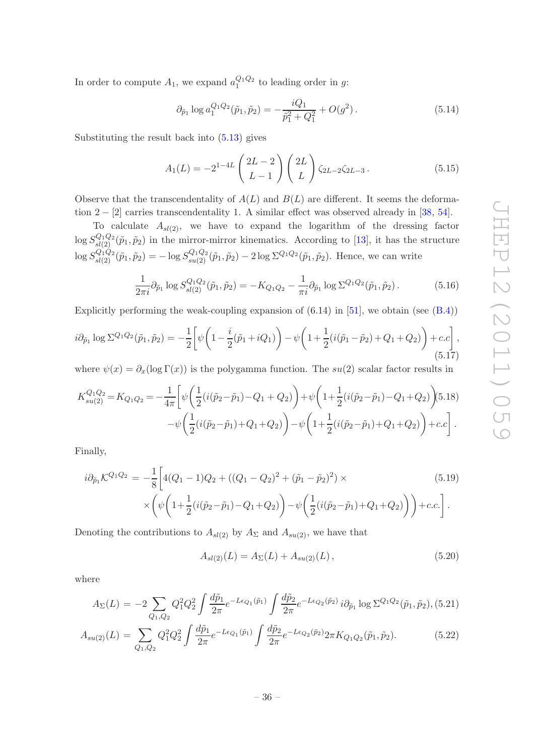In order to compute $A_1$, we expand $a_1^{Q_1Q_2}$ to leading order in $g$:

$$\partial_{\tilde{p}_1} \log a_1^{Q_1Q_2}(\tilde{p}_1, \tilde{p}_2) = -\frac{iQ_1}{\tilde{p}_1^2 + Q_1^2} + O(g^2)\,. \tag{5.14}$$

Substituting the result back into (5.13) gives

$$A_1(L) = -2^{1-4L} \binom{2L-2}{L-1} \binom{2L}{L} \zeta_{2L-2}\zeta_{2L-3}\,. \tag{5.15}$$

Observe that the transcendentality of $A(L)$ and $B(L)$ are different. It seems the deformation $2-[2]$ carries transcendentality 1. A similar effect was observed already in [38, 54].

To calculate $A_{sl(2)}$, we have to expand the logarithm of the dressing factor $\log S_{sl(2)}^{Q_1Q_2}(\tilde{p}_1, \tilde{p}_2)$ in the mirror-mirror kinematics. According to [13], it has the structure $\log S_{sl(2)}^{Q_1Q_2}(\tilde{p}_1, \tilde{p}_2) = -\log S_{su(2)}^{Q_1Q_2}(\tilde{p}_1, \tilde{p}_2) - 2\log \Sigma^{Q_1Q_2}(\tilde{p}_1, \tilde{p}_2)$. Hence, we can write

$$\frac{1}{2\pi i}\partial_{\tilde{p}_1} \log S_{sl(2)}^{Q_1Q_2}(\tilde{p}_1, \tilde{p}_2) = -K_{Q_1Q_2} - \frac{1}{\pi i}\partial_{\tilde{p}_1} \log \Sigma^{Q_1Q_2}(\tilde{p}_1, \tilde{p}_2)\,. \tag{5.16}$$

Explicitly performing the weak-coupling expansion of (6.14) in [51], we obtain (see (B.4))

$$i\partial_{\tilde{p}_1} \log \Sigma^{Q_1Q_2}(\tilde{p}_1, \tilde{p}_2) = -\frac{1}{2}\left[\psi\left(1 - \frac{i}{2}(\tilde{p}_1 + iQ_1)\right) - \psi\left(1 + \frac{1}{2}(i(\tilde{p}_1 - \tilde{p}_2) + Q_1 + Q_2)\right) + c.c\right], \tag{5.17}$$

where $\psi(x) = \partial_x(\log\Gamma(x))$ is the polygamma function. The $su(2)$ scalar factor results in

$$\begin{aligned} K_{su(2)}^{Q_1Q_2} = K_{Q_1Q_2} = -\frac{1}{4\pi}\bigg[&\psi\left(\frac{1}{2}(i(\tilde{p}_2 - \tilde{p}_1) - Q_1 + Q_2)\right) + \psi\left(1 + \frac{1}{2}(i(\tilde{p}_2 - \tilde{p}_1) - Q_1 + Q_2)\right) \\ &- \psi\left(\frac{1}{2}(i(\tilde{p}_2 - \tilde{p}_1) + Q_1 + Q_2)\right) - \psi\left(1 + \frac{1}{2}(i(\tilde{p}_2 - \tilde{p}_1) + Q_1 + Q_2)\right) + c.c\bigg]\,. \end{aligned} \tag{5.18}$$

Finally,

$$\begin{aligned} i\partial_{\tilde{p}_1}\mathcal{K}^{Q_1Q_2} = -\frac{1}{8}\bigg[&4(Q_1 - 1)Q_2 + ((Q_1 - Q_2)^2 + (\tilde{p}_1 - \tilde{p}_2)^2) \times \\ &\times \left(\psi\left(1 + \frac{1}{2}(i(\tilde{p}_2 - \tilde{p}_1) - Q_1 + Q_2)\right) - \psi\left(\frac{1}{2}(i(\tilde{p}_2 - \tilde{p}_1) + Q_1 + Q_2)\right)\right) + c.c.\bigg]\,. \end{aligned} \tag{5.19}$$

Denoting the contributions to $A_{sl(2)}$ by $A_\Sigma$ and $A_{su(2)}$, we have that

$$A_{sl(2)}(L) = A_\Sigma(L) + A_{su(2)}(L)\,, \tag{5.20}$$

where

$$A_\Sigma(L) = -2\sum_{Q_1,Q_2} Q_1^2 Q_2^2 \int \frac{d\tilde{p}_1}{2\pi} e^{-L\epsilon_{Q_1}(\tilde{p}_1)} \int \frac{d\tilde{p}_2}{2\pi} e^{-L\epsilon_{Q_2}(\tilde{p}_2)}\, i\partial_{\tilde{p}_1} \log \Sigma^{Q_1Q_2}(\tilde{p}_1, \tilde{p}_2), \tag{5.21}$$

$$A_{su(2)}(L) = \sum_{Q_1,Q_2} Q_1^2 Q_2^2 \int \frac{d\tilde{p}_1}{2\pi} e^{-L\epsilon_{Q_1}(\tilde{p}_1)} \int \frac{d\tilde{p}_2}{2\pi} e^{-L\epsilon_{Q_2}(\tilde{p}_2)} 2\pi K_{Q_1Q_2}(\tilde{p}_1, \tilde{p}_2). \tag{5.22}$$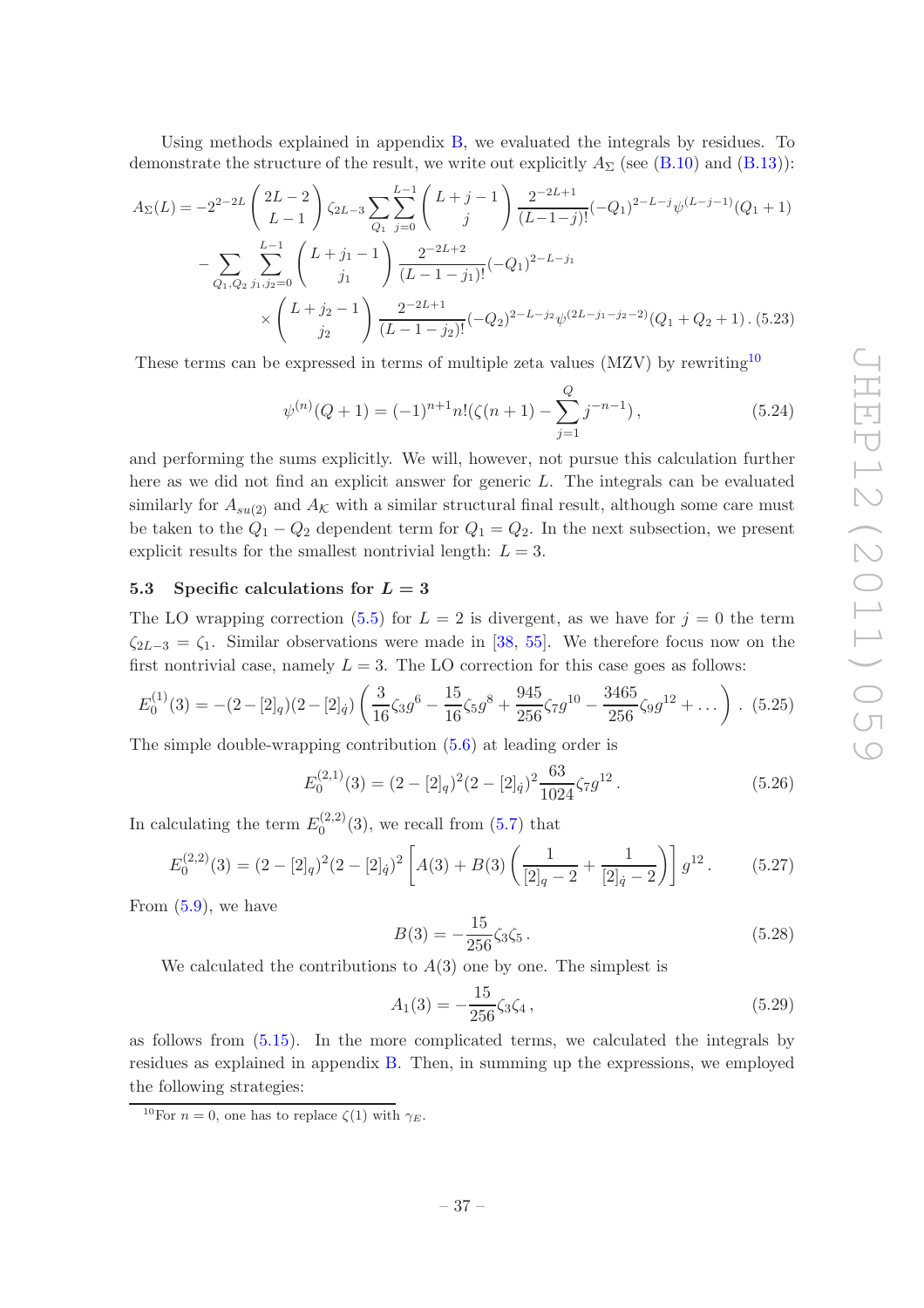Using methods explained in appendix B, we evaluated the integrals by residues. To demonstrate the structure of the result, we write out explicitly $A_\Sigma$ (see (B.10) and (B.13)):

$$
\begin{aligned}
A_\Sigma(L) = &-2^{2-2L}\binom{2L-2}{L-1}\zeta_{2L-3}\sum_{Q_1}\sum_{j=0}^{L-1}\binom{L+j-1}{j}\frac{2^{-2L+1}}{(L-1-j)!}(-Q_1)^{2-L-j}\psi^{(L-j-1)}(Q_1+1) \\
&-\sum_{Q_1,Q_2}\sum_{j_1,j_2=0}^{L-1}\binom{L+j_1-1}{j_1}\frac{2^{-2L+2}}{(L-1-j_1)!}(-Q_1)^{2-L-j_1} \\
&\times\binom{L+j_2-1}{j_2}\frac{2^{-2L+1}}{(L-1-j_2)!}(-Q_2)^{2-L-j_2}\psi^{(2L-j_1-j_2-2)}(Q_1+Q_2+1)\,. \quad (5.23)
\end{aligned}
$$

These terms can be expressed in terms of multiple zeta values (MZV) by rewriting[10]

$$
\psi^{(n)}(Q+1) = (-1)^{n+1}n!\Big(\zeta(n+1) - \sum_{j=1}^{Q} j^{-n-1}\Big)\,, \tag{5.24}
$$

and performing the sums explicitly. We will, however, not pursue this calculation further here as we did not find an explicit answer for generic $L$. The integrals can be evaluated similarly for $A_{su(2)}$ and $A_{\mathcal{K}}$ with a similar structural final result, although some care must be taken to the $Q_1 - Q_2$ dependent term for $Q_1 = Q_2$. In the next subsection, we present explicit results for the smallest nontrivial length: $L = 3$.

### 5.3 Specific calculations for $L = 3$

The LO wrapping correction (5.5) for $L = 2$ is divergent, as we have for $j = 0$ the term $\zeta_{2L-3} = \zeta_1$. Similar observations were made in [38, 55]. We therefore focus now on the first nontrivial case, namely $L = 3$. The LO correction for this case goes as follows:

$$
E_0^{(1)}(3) = -(2-[2]_q)(2-[2]_{\dot q})\left(\frac{3}{16}\zeta_3 g^6 - \frac{15}{16}\zeta_5 g^8 + \frac{945}{256}\zeta_7 g^{10} - \frac{3465}{256}\zeta_9 g^{12} + \dots\right)\,. \tag{5.25}
$$

The simple double-wrapping contribution (5.6) at leading order is

$$
E_0^{(2,1)}(3) = (2-[2]_q)^2(2-[2]_{\dot q})^2\frac{63}{1024}\zeta_7 g^{12}\,. \tag{5.26}
$$

In calculating the term $E_0^{(2,2)}(3)$, we recall from (5.7) that

$$
E_0^{(2,2)}(3) = (2-[2]_q)^2(2-[2]_{\dot q})^2\left[A(3) + B(3)\left(\frac{1}{[2]_q-2} + \frac{1}{[2]_{\dot q}-2}\right)\right]g^{12}\,. \tag{5.27}
$$

From (5.9), we have

$$
B(3) = -\frac{15}{256}\zeta_3\zeta_5\,. \tag{5.28}
$$

We calculated the contributions to $A(3)$ one by one. The simplest is

$$
A_1(3) = -\frac{15}{256}\zeta_3\zeta_4\,, \tag{5.29}
$$

as follows from (5.15). In the more complicated terms, we calculated the integrals by residues as explained in appendix B. Then, in summing up the expressions, we employed the following strategies:

[10] For $n = 0$, one has to replace $\zeta(1)$ with $\gamma_E$.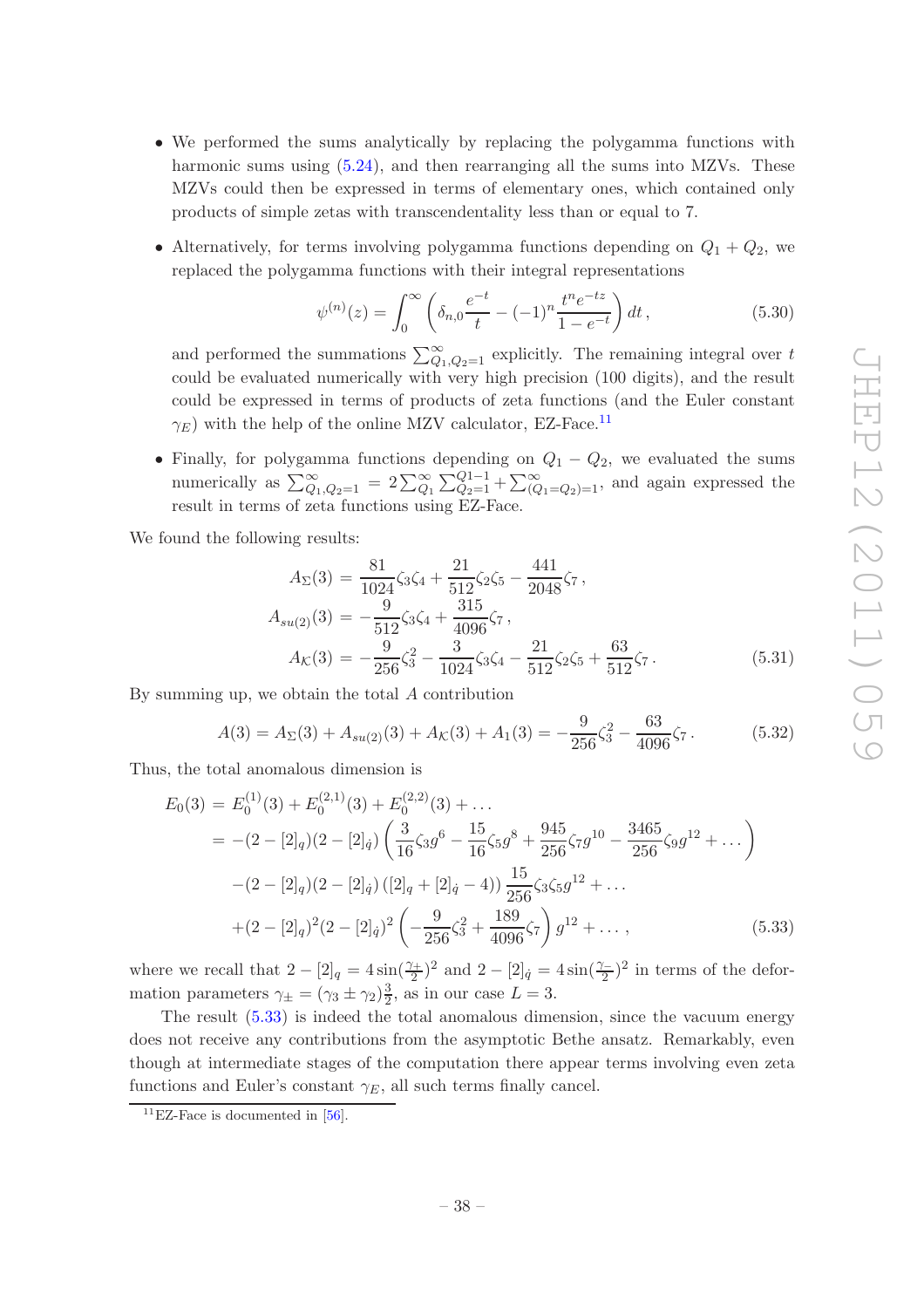- We performed the sums analytically by replacing the polygamma functions with harmonic sums using (5.24), and then rearranging all the sums into MZVs. These MZVs could then be expressed in terms of elementary ones, which contained only products of simple zetas with transcendentality less than or equal to 7.
- Alternatively, for terms involving polygamma functions depending on $Q_1 + Q_2$, we replaced the polygamma functions with their integral representations

$$\psi^{(n)}(z) = \int_0^\infty \left( \delta_{n,0} \frac{e^{-t}}{t} - (-1)^n \frac{t^n e^{-tz}}{1 - e^{-t}} \right) dt \,, \tag{5.30}$$

and performed the summations $\sum_{Q_1,Q_2=1}^{\infty}$ explicitly. The remaining integral over $t$ could be evaluated numerically with very high precision (100 digits), and the result could be expressed in terms of products of zeta functions (and the Euler constant $\gamma_E$) with the help of the online MZV calculator, EZ-Face.[11]

- Finally, for polygamma functions depending on $Q_1 - Q_2$, we evaluated the sums numerically as $\sum_{Q_1,Q_2=1}^{\infty} = 2\sum_{Q_1}^{\infty}\sum_{Q_2=1}^{Q1-1} + \sum_{(Q_1=Q_2)=1}^{\infty}$, and again expressed the result in terms of zeta functions using EZ-Face.

We found the following results:

$$\begin{aligned}
A_{\Sigma}(3) &= \frac{81}{1024}\zeta_3\zeta_4 + \frac{21}{512}\zeta_2\zeta_5 - \frac{441}{2048}\zeta_7 \,, \\
A_{su(2)}(3) &= -\frac{9}{512}\zeta_3\zeta_4 + \frac{315}{4096}\zeta_7 \,, \\
A_{\mathcal{K}}(3) &= -\frac{9}{256}\zeta_3^2 - \frac{3}{1024}\zeta_3\zeta_4 - \frac{21}{512}\zeta_2\zeta_5 + \frac{63}{512}\zeta_7 \,.
\end{aligned} \tag{5.31}$$

By summing up, we obtain the total $A$ contribution

$$A(3) = A_{\Sigma}(3) + A_{su(2)}(3) + A_{\mathcal{K}}(3) + A_1(3) = -\frac{9}{256}\zeta_3^2 - \frac{63}{4096}\zeta_7 \,. \tag{5.32}$$

Thus, the total anomalous dimension is

$$\begin{aligned}
E_0(3) &= E_0^{(1)}(3) + E_0^{(2,1)}(3) + E_0^{(2,2)}(3) + \dots \\
&= -(2 - [2]_q)(2 - [2]_{\dot{q}}) \left( \frac{3}{16}\zeta_3 g^6 - \frac{15}{16}\zeta_5 g^8 + \frac{945}{256}\zeta_7 g^{10} - \frac{3465}{256}\zeta_9 g^{12} + \dots \right) \\
&\quad -(2 - [2]_q)(2 - [2]_{\dot{q}}) \left( [2]_q + [2]_{\dot{q}} - 4 \right) \frac{15}{256}\zeta_3\zeta_5 g^{12} + \dots \\
&\quad +(2 - [2]_q)^2 (2 - [2]_{\dot{q}})^2 \left( -\frac{9}{256}\zeta_3^2 + \frac{189}{4096}\zeta_7 \right) g^{12} + \dots \,,
\end{aligned} \tag{5.33}$$

where we recall that $2 - [2]_q = 4\sin(\frac{\gamma_+}{2})^2$ and $2 - [2]_{\dot{q}} = 4\sin(\frac{\gamma_-}{2})^2$ in terms of the deformation parameters $\gamma_\pm = (\gamma_3 \pm \gamma_2)\frac{3}{2}$, as in our case $L = 3$.

The result (5.33) is indeed the total anomalous dimension, since the vacuum energy does not receive any contributions from the asymptotic Bethe ansatz. Remarkably, even though at intermediate stages of the computation there appear terms involving even zeta functions and Euler's constant $\gamma_E$, all such terms finally cancel.

[11]EZ-Face is documented in [56].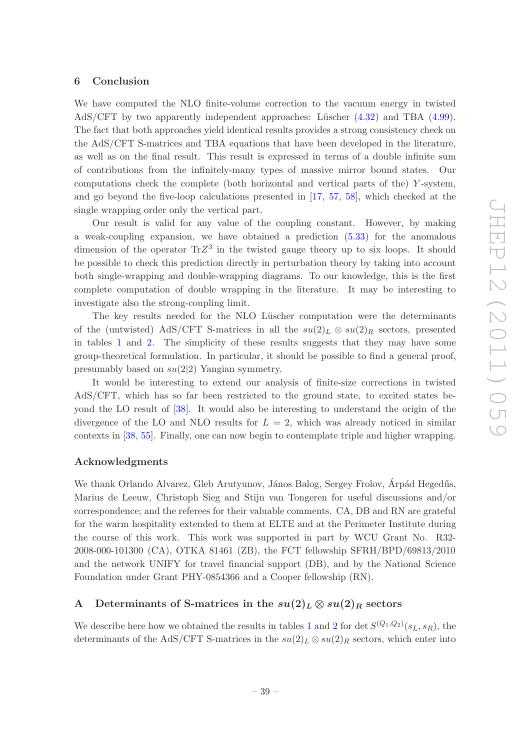## 6 Conclusion

We have computed the NLO finite-volume correction to the vacuum energy in twisted AdS/CFT by two apparently independent approaches: Lüscher (4.32) and TBA (4.99). The fact that both approaches yield identical results provides a strong consistency check on the AdS/CFT S-matrices and TBA equations that have been developed in the literature, as well as on the final result. This result is expressed in terms of a double infinite sum of contributions from the infinitely-many types of massive mirror bound states. Our computations check the complete (both horizontal and vertical parts of the) $Y$-system, and go beyond the five-loop calculations presented in [17, 57, 58], which checked at the single wrapping order only the vertical part.

Our result is valid for any value of the coupling constant. However, by making a weak-coupling expansion, we have obtained a prediction (5.33) for the anomalous dimension of the operator $\mathrm{Tr}Z^3$ in the twisted gauge theory up to six loops. It should be possible to check this prediction directly in perturbation theory by taking into account both single-wrapping and double-wrapping diagrams. To our knowledge, this is the first complete computation of double wrapping in the literature. It may be interesting to investigate also the strong-coupling limit.

The key results needed for the NLO Lüscher computation were the determinants of the (untwisted) AdS/CFT S-matrices in all the $su(2)_L \otimes su(2)_R$ sectors, presented in tables 1 and 2. The simplicity of these results suggests that they may have some group-theoretical formulation. In particular, it should be possible to find a general proof, presumably based on $su(2|2)$ Yangian symmetry.

It would be interesting to extend our analysis of finite-size corrections in twisted AdS/CFT, which has so far been restricted to the ground state, to excited states beyond the LO result of [38]. It would also be interesting to understand the origin of the divergence of the LO and NLO results for $L = 2$, which was already noticed in similar contexts in [38, 55]. Finally, one can now begin to contemplate triple and higher wrapping.

### Acknowledgments

We thank Orlando Alvarez, Gleb Arutyunov, János Balog, Sergey Frolov, Árpád Hegedűs, Marius de Leeuw, Christoph Sieg and Stijn van Tongeren for useful discussions and/or correspondence; and the referees for their valuable comments. CA, DB and RN are grateful for the warm hospitality extended to them at ELTE and at the Perimeter Institute during the course of this work. This work was supported in part by WCU Grant No. R32-2008-000-101300 (CA), OTKA 81461 (ZB), the FCT fellowship SFRH/BPD/69813/2010 and the network UNIFY for travel financial support (DB), and by the National Science Foundation under Grant PHY-0854366 and a Cooper fellowship (RN).

## A Determinants of S-matrices in the $su(2)_L \otimes su(2)_R$ sectors

We describe here how we obtained the results in tables 1 and 2 for $\det S^{(Q_1,Q_2)}(s_L, s_R)$, the determinants of the AdS/CFT S-matrices in the $su(2)_L \otimes su(2)_R$ sectors, which enter into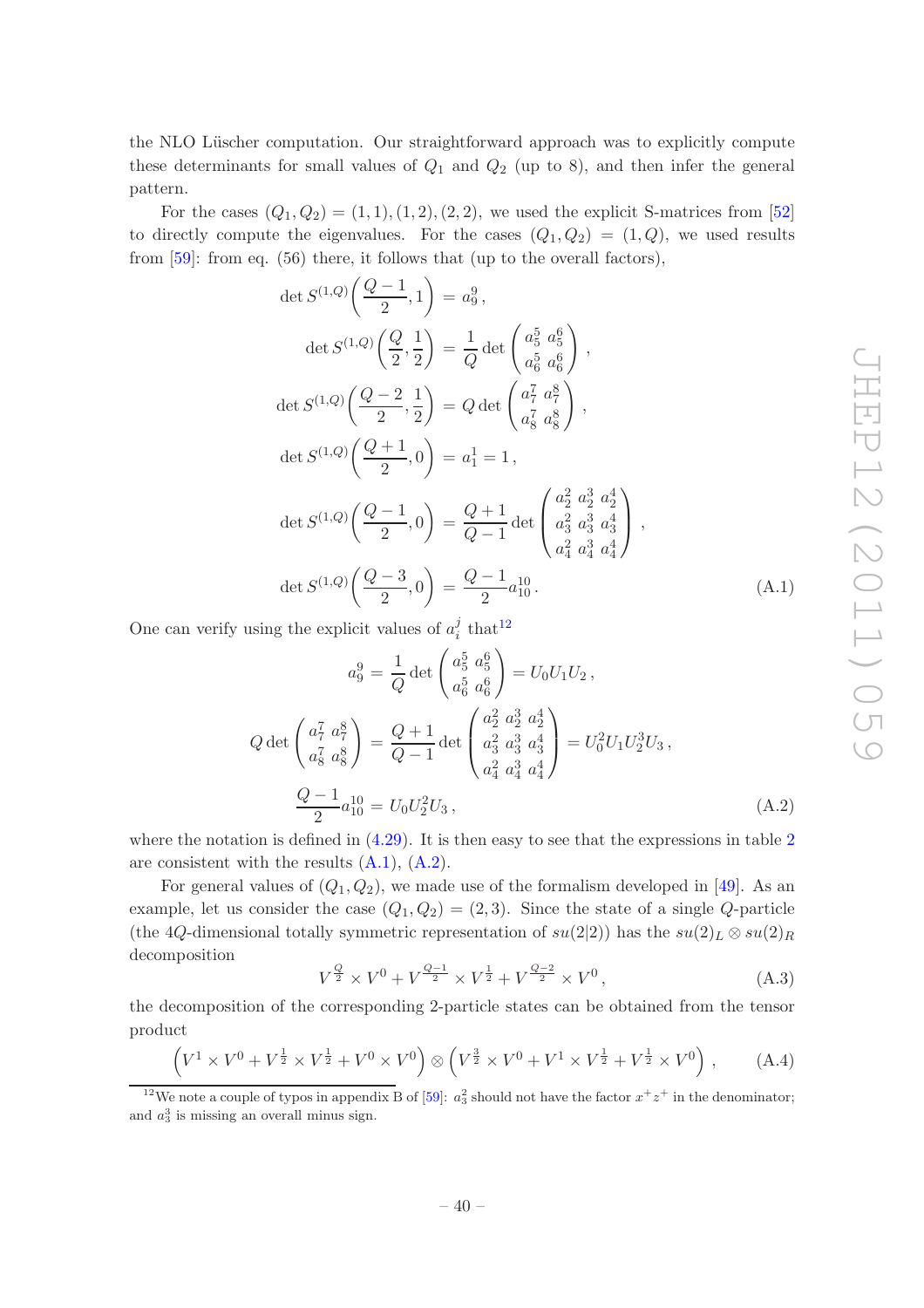the NLO Lüscher computation. Our straightforward approach was to explicitly compute these determinants for small values of $Q_1$ and $Q_2$ (up to 8), and then infer the general pattern.

For the cases $(Q_1, Q_2) = (1,1), (1,2), (2,2)$, we used the explicit S-matrices from [52] to directly compute the eigenvalues. For the cases $(Q_1, Q_2) = (1, Q)$, we used results from [59]: from eq. (56) there, it follows that (up to the overall factors),

$$
\begin{aligned}
\det S^{(1,Q)}\left(\frac{Q-1}{2}, 1\right) &= a_9^9 \,, \\
\det S^{(1,Q)}\left(\frac{Q}{2}, \frac{1}{2}\right) &= \frac{1}{Q} \det \begin{pmatrix} a_5^5 & a_5^6 \\ a_6^5 & a_6^6 \end{pmatrix} \,, \\
\det S^{(1,Q)}\left(\frac{Q-2}{2}, \frac{1}{2}\right) &= Q \det \begin{pmatrix} a_7^7 & a_7^8 \\ a_8^7 & a_8^8 \end{pmatrix} \,, \\
\det S^{(1,Q)}\left(\frac{Q+1}{2}, 0\right) &= a_1^1 = 1 \,, \\
\det S^{(1,Q)}\left(\frac{Q-1}{2}, 0\right) &= \frac{Q+1}{Q-1} \det \begin{pmatrix} a_2^2 & a_2^3 & a_2^4 \\ a_3^2 & a_3^3 & a_3^4 \\ a_4^2 & a_4^3 & a_4^4 \end{pmatrix} \,, \\
\det S^{(1,Q)}\left(\frac{Q-3}{2}, 0\right) &= \frac{Q-1}{2} a_{10}^{10} \,.
\end{aligned} \tag{A.1}
$$

One can verify using the explicit values of $a_i^j$ that[12]

$$
\begin{aligned}
a_9^9 = \frac{1}{Q} \det \begin{pmatrix} a_5^5 & a_5^6 \\ a_6^5 & a_6^6 \end{pmatrix} &= U_0 U_1 U_2 \,, \\
Q \det \begin{pmatrix} a_7^7 & a_7^8 \\ a_8^7 & a_8^8 \end{pmatrix} = \frac{Q+1}{Q-1} \det \begin{pmatrix} a_2^2 & a_2^3 & a_2^4 \\ a_3^2 & a_3^3 & a_3^4 \\ a_4^2 & a_4^3 & a_4^4 \end{pmatrix} &= U_0^2 U_1 U_2^3 U_3 \,, \\
\frac{Q-1}{2} a_{10}^{10} &= U_0 U_2^2 U_3 \,,
\end{aligned} \tag{A.2}
$$

where the notation is defined in (4.29). It is then easy to see that the expressions in table 2 are consistent with the results (A.1), (A.2).

For general values of $(Q_1, Q_2)$, we made use of the formalism developed in [49]. As an example, let us consider the case $(Q_1, Q_2) = (2,3)$. Since the state of a single $Q$-particle (the $4Q$-dimensional totally symmetric representation of $su(2|2)$) has the $su(2)_L \otimes su(2)_R$ decomposition

$$
V^{\frac{Q}{2}} \times V^0 + V^{\frac{Q-1}{2}} \times V^{\frac{1}{2}} + V^{\frac{Q-2}{2}} \times V^0 \,, \tag{A.3}
$$

the decomposition of the corresponding 2-particle states can be obtained from the tensor product

$$
\left(V^1 \times V^0 + V^{\frac{1}{2}} \times V^{\frac{1}{2}} + V^0 \times V^0\right) \otimes \left(V^{\frac{3}{2}} \times V^0 + V^1 \times V^{\frac{1}{2}} + V^{\frac{1}{2}} \times V^0\right) \,, \tag{A.4}
$$

[12] We note a couple of typos in appendix B of [59]: $a_3^2$ should not have the factor $x^+ z^+$ in the denominator; and $a_3^3$ is missing an overall minus sign.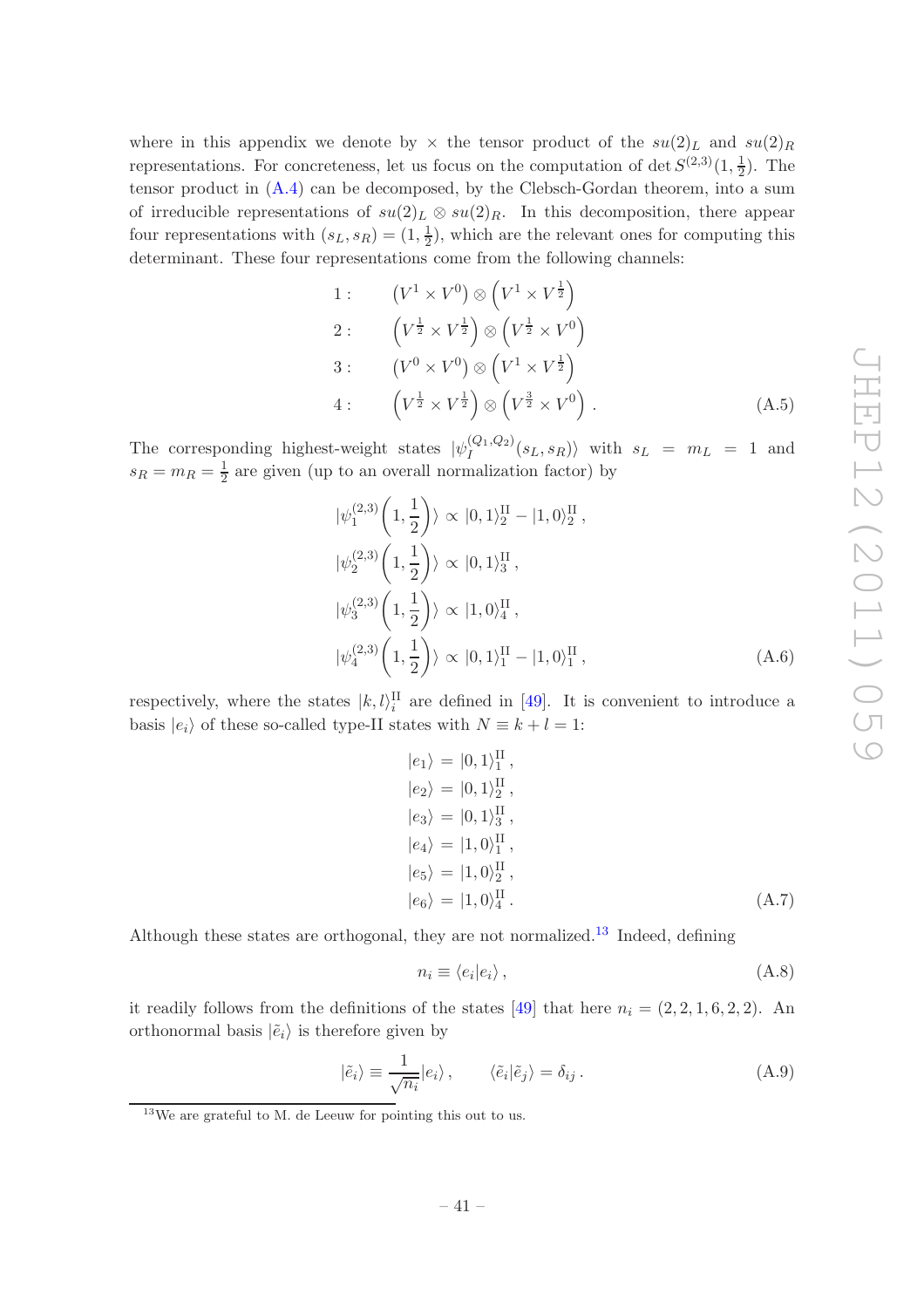where in this appendix we denote by $\times$ the tensor product of the $su(2)_L$ and $su(2)_R$ representations. For concreteness, let us focus on the computation of $\det S^{(2,3)}(1,\frac{1}{2})$. The tensor product in (A.4) can be decomposed, by the Clebsch-Gordan theorem, into a sum of irreducible representations of $su(2)_L \otimes su(2)_R$. In this decomposition, there appear four representations with $(s_L, s_R) = (1, \frac{1}{2})$, which are the relevant ones for computing this determinant. These four representations come from the following channels:

$$
\begin{aligned}
1: &\qquad \left(V^1 \times V^0\right) \otimes \left(V^1 \times V^{\frac{1}{2}}\right) \\
2: &\qquad \left(V^{\frac{1}{2}} \times V^{\frac{1}{2}}\right) \otimes \left(V^{\frac{1}{2}} \times V^0\right) \\
3: &\qquad \left(V^0 \times V^0\right) \otimes \left(V^1 \times V^{\frac{1}{2}}\right) \\
4: &\qquad \left(V^{\frac{1}{2}} \times V^{\frac{1}{2}}\right) \otimes \left(V^{\frac{3}{2}} \times V^0\right) .
\end{aligned}
\tag{A.5}
$$

The corresponding highest-weight states $|\psi_I^{(Q_1,Q_2)}(s_L, s_R)\rangle$ with $s_L = m_L = 1$ and $s_R = m_R = \frac{1}{2}$ are given (up to an overall normalization factor) by

$$
\begin{aligned}
|\psi_1^{(2,3)}\left(1,\frac{1}{2}\right)\rangle &\propto |0,1\rangle_2^{\rm II} - |1,0\rangle_2^{\rm II} , \\
|\psi_2^{(2,3)}\left(1,\frac{1}{2}\right)\rangle &\propto |0,1\rangle_3^{\rm II} , \\
|\psi_3^{(2,3)}\left(1,\frac{1}{2}\right)\rangle &\propto |1,0\rangle_4^{\rm II} , \\
|\psi_4^{(2,3)}\left(1,\frac{1}{2}\right)\rangle &\propto |0,1\rangle_1^{\rm II} - |1,0\rangle_1^{\rm II} ,
\end{aligned}
\tag{A.6}
$$

respectively, where the states $|k,l\rangle_i^{\rm II}$ are defined in [49]. It is convenient to introduce a basis $|e_i\rangle$ of these so-called type-II states with $N \equiv k + l = 1$:

$$
\begin{aligned}
|e_1\rangle &= |0,1\rangle_1^{\rm II} , \\
|e_2\rangle &= |0,1\rangle_2^{\rm II} , \\
|e_3\rangle &= |0,1\rangle_3^{\rm II} , \\
|e_4\rangle &= |1,0\rangle_1^{\rm II} , \\
|e_5\rangle &= |1,0\rangle_2^{\rm II} , \\
|e_6\rangle &= |1,0\rangle_4^{\rm II} .
\end{aligned}
\tag{A.7}
$$

Although these states are orthogonal, they are not normalized.[13] Indeed, defining

$$
n_i \equiv \langle e_i | e_i \rangle ,
\tag{A.8}
$$

it readily follows from the definitions of the states [49] that here $n_i = (2, 2, 1, 6, 2, 2)$. An orthonormal basis $|\tilde{e}_i\rangle$ is therefore given by

$$
|\tilde{e}_i\rangle \equiv \frac{1}{\sqrt{n_i}} |e_i\rangle , \qquad \langle \tilde{e}_i | \tilde{e}_j \rangle = \delta_{ij} .
\tag{A.9}
$$

[13] We are grateful to M. de Leeuw for pointing this out to us.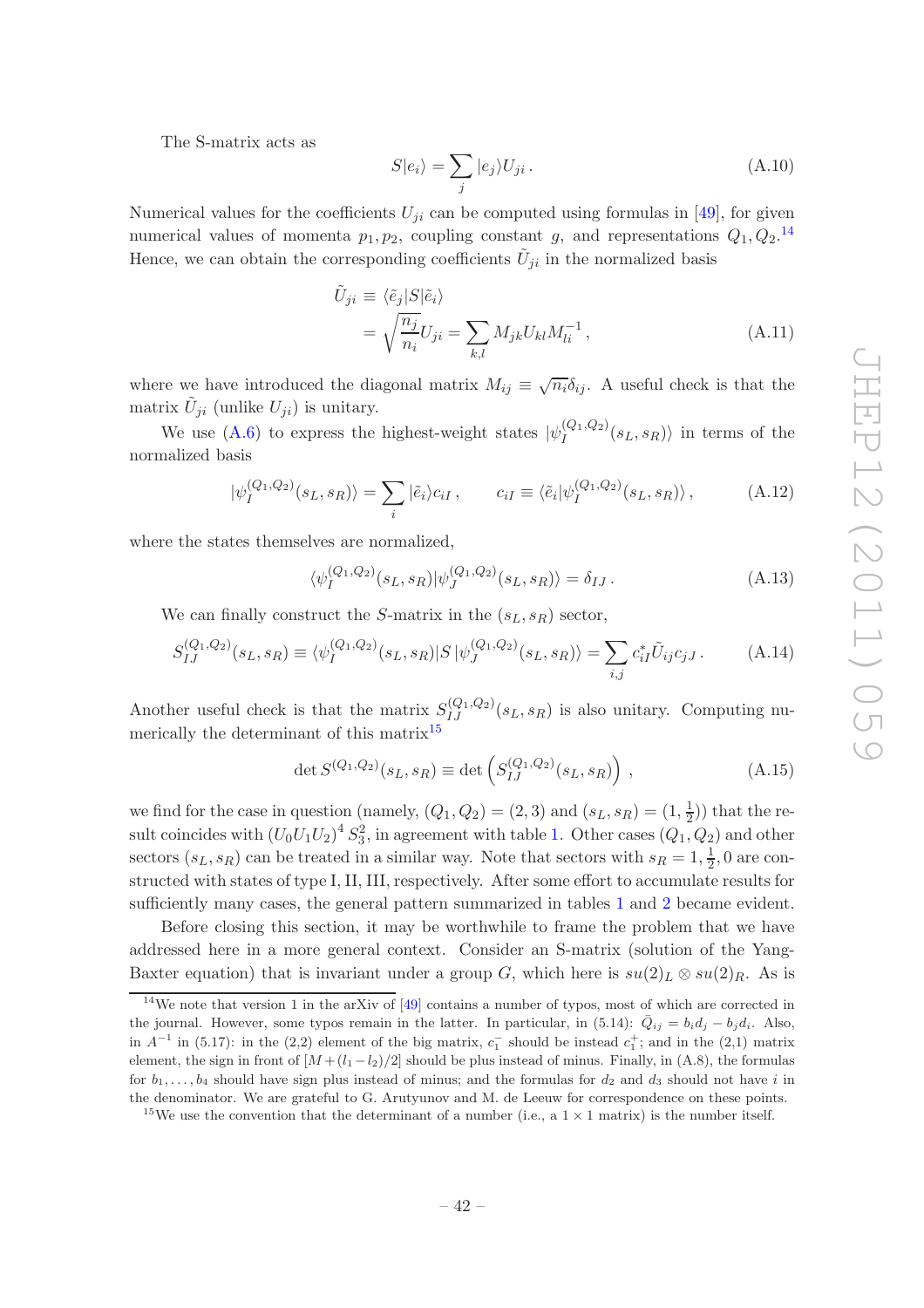The S-matrix acts as

$$S|e_i\rangle = \sum_j |e_j\rangle U_{ji}\,. \tag{A.10}$$

Numerical values for the coefficients $U_{ji}$ can be computed using formulas in [49], for given numerical values of momenta $p_1, p_2$, coupling constant $g$, and representations $Q_1, Q_2$.[14] Hence, we can obtain the corresponding coefficients $\tilde{U}_{ji}$ in the normalized basis

$$\begin{aligned}\tilde{U}_{ji} &\equiv \langle \tilde{e}_j|S|\tilde{e}_i\rangle \\ &= \sqrt{\frac{n_j}{n_i}}U_{ji} = \sum_{k,l} M_{jk}U_{kl}M^{-1}_{li}\,,\end{aligned} \tag{A.11}$$

where we have introduced the diagonal matrix $M_{ij} \equiv \sqrt{n_i}\delta_{ij}$. A useful check is that the matrix $\tilde{U}_{ji}$ (unlike $U_{ji}$) is unitary.

We use (A.6) to express the highest-weight states $|\psi_I^{(Q_1,Q_2)}(s_L,s_R)\rangle$ in terms of the normalized basis

$$|\psi_I^{(Q_1,Q_2)}(s_L,s_R)\rangle = \sum_i |\tilde{e}_i\rangle c_{iI}\,, \qquad c_{iI} \equiv \langle \tilde{e}_i|\psi_I^{(Q_1,Q_2)}(s_L,s_R)\rangle\,, \tag{A.12}$$

where the states themselves are normalized,

$$\langle \psi_I^{(Q_1,Q_2)}(s_L,s_R)|\psi_J^{(Q_1,Q_2)}(s_L,s_R)\rangle = \delta_{IJ}\,. \tag{A.13}$$

We can finally construct the $S$-matrix in the $(s_L,s_R)$ sector,

$$S_{IJ}^{(Q_1,Q_2)}(s_L,s_R) \equiv \langle \psi_I^{(Q_1,Q_2)}(s_L,s_R)|S\,|\psi_J^{(Q_1,Q_2)}(s_L,s_R)\rangle = \sum_{i,j} c^*_{iI}\tilde{U}_{ij}c_{jJ}\,. \tag{A.14}$$

Another useful check is that the matrix $S_{IJ}^{(Q_1,Q_2)}(s_L,s_R)$ is also unitary. Computing numerically the determinant of this matrix[15]

$$\det S^{(Q_1,Q_2)}(s_L,s_R) \equiv \det\left(S_{IJ}^{(Q_1,Q_2)}(s_L,s_R)\right)\,, \tag{A.15}$$

we find for the case in question (namely, $(Q_1,Q_2)=(2,3)$ and $(s_L,s_R)=(1,\frac{1}{2})$) that the result coincides with $(U_0U_1U_2)^4\,S_3^2$, in agreement with table 1. Other cases $(Q_1,Q_2)$ and other sectors $(s_L,s_R)$ can be treated in a similar way. Note that sectors with $s_R=1,\frac{1}{2},0$ are constructed with states of type I, II, III, respectively. After some effort to accumulate results for sufficiently many cases, the general pattern summarized in tables 1 and 2 became evident.

Before closing this section, it may be worthwhile to frame the problem that we have addressed here in a more general context. Consider an S-matrix (solution of the Yang-Baxter equation) that is invariant under a group $G$, which here is $su(2)_L \otimes su(2)_R$. As is

---

[14] We note that version 1 in the arXiv of [49] contains a number of typos, most of which are corrected in the journal. However, some typos remain in the latter. In particular, in (5.14): $\bar{Q}_{ij} = b_id_j - b_jd_i$. Also, in $A^{-1}$ in (5.17): in the (2,2) element of the big matrix, $c_1^-$ should be instead $c_1^+$; and in the (2,1) matrix element, the sign in front of $[M+(l_1-l_2)/2]$ should be plus instead of minus. Finally, in (A.8), the formulas for $b_1,\ldots,b_4$ should have sign plus instead of minus; and the formulas for $d_2$ and $d_3$ should not have $i$ in the denominator. We are grateful to G. Arutyunov and M. de Leeuw for correspondence on these points.

[15] We use the convention that the determinant of a number (i.e., a $1\times 1$ matrix) is the number itself.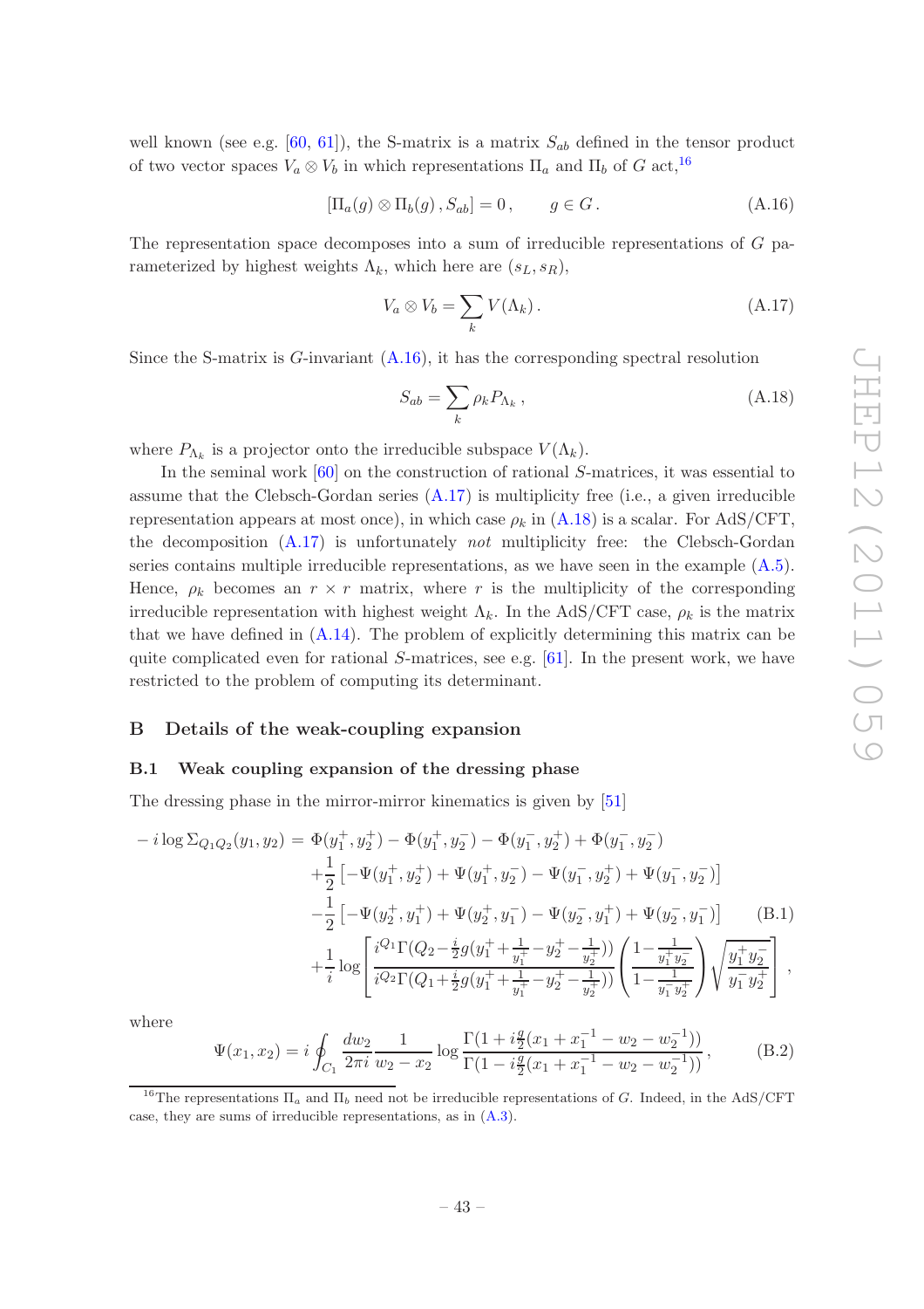well known (see e.g. [60, 61]), the S-matrix is a matrix $S_{ab}$ defined in the tensor product of two vector spaces $V_a \otimes V_b$ in which representations $\Pi_a$ and $\Pi_b$ of $G$ act,[16]

$$[\Pi_a(g) \otimes \Pi_b(g)\,, S_{ab}] = 0\,, \qquad g \in G\,. \tag{A.16}$$

The representation space decomposes into a sum of irreducible representations of $G$ parameterized by highest weights $\Lambda_k$, which here are $(s_L, s_R)$,

$$V_a \otimes V_b = \sum_k V(\Lambda_k)\,. \tag{A.17}$$

Since the S-matrix is $G$-invariant (A.16), it has the corresponding spectral resolution

$$S_{ab} = \sum_k \rho_k P_{\Lambda_k}\,, \tag{A.18}$$

where $P_{\Lambda_k}$ is a projector onto the irreducible subspace $V(\Lambda_k)$.

In the seminal work [60] on the construction of rational $S$-matrices, it was essential to assume that the Clebsch-Gordan series (A.17) is multiplicity free (i.e., a given irreducible representation appears at most once), in which case $\rho_k$ in (A.18) is a scalar. For AdS/CFT, the decomposition (A.17) is unfortunately *not* multiplicity free: the Clebsch-Gordan series contains multiple irreducible representations, as we have seen in the example (A.5). Hence, $\rho_k$ becomes an $r \times r$ matrix, where $r$ is the multiplicity of the corresponding irreducible representation with highest weight $\Lambda_k$. In the AdS/CFT case, $\rho_k$ is the matrix that we have defined in (A.14). The problem of explicitly determining this matrix can be quite complicated even for rational $S$-matrices, see e.g. [61]. In the present work, we have restricted to the problem of computing its determinant.

## B Details of the weak-coupling expansion

### B.1 Weak coupling expansion of the dressing phase

The dressing phase in the mirror-mirror kinematics is given by [51]

$$\begin{aligned}
-\,i\log\Sigma_{Q_1Q_2}(y_1,y_2) &= \Phi(y_1^+,y_2^+) - \Phi(y_1^+,y_2^-) - \Phi(y_1^-,y_2^+) + \Phi(y_1^-,y_2^-)\\
&\quad+\frac{1}{2}\left[-\Psi(y_1^+,y_2^+) + \Psi(y_1^+,y_2^-) - \Psi(y_1^-,y_2^+) + \Psi(y_1^-,y_2^-)\right]\\
&\quad-\frac{1}{2}\left[-\Psi(y_2^+,y_1^+) + \Psi(y_2^+,y_1^-) - \Psi(y_2^-,y_1^+) + \Psi(y_2^-,y_1^-)\right]\\
&\quad+\frac{1}{i}\log\left[\frac{i^{Q_1}\Gamma(Q_2-\frac{i}{2}g(y_1^+ + \frac{1}{y_1^+} - y_2^+ - \frac{1}{y_2^+}))}{i^{Q_2}\Gamma(Q_1+\frac{i}{2}g(y_1^+ + \frac{1}{y_1^+} - y_2^+ - \frac{1}{y_2^+}))}\left(\frac{1-\frac{1}{y_1^+y_2^-}}{1-\frac{1}{y_1^-y_2^+}}\right)\sqrt{\frac{y_1^+y_2^-}{y_1^-y_2^+}}\right],
\end{aligned} \tag{B.1}$$

where

$$\Psi(x_1,x_2) = i\oint_{C_1}\frac{dw_2}{2\pi i}\,\frac{1}{w_2-x_2}\log\frac{\Gamma(1+i\frac{g}{2}(x_1+x_1^{-1}-w_2-w_2^{-1}))}{\Gamma(1-i\frac{g}{2}(x_1+x_1^{-1}-w_2-w_2^{-1}))}\,, \tag{B.2}$$

[16] The representations $\Pi_a$ and $\Pi_b$ need not be irreducible representations of $G$. Indeed, in the AdS/CFT case, they are sums of irreducible representations, as in (A.3).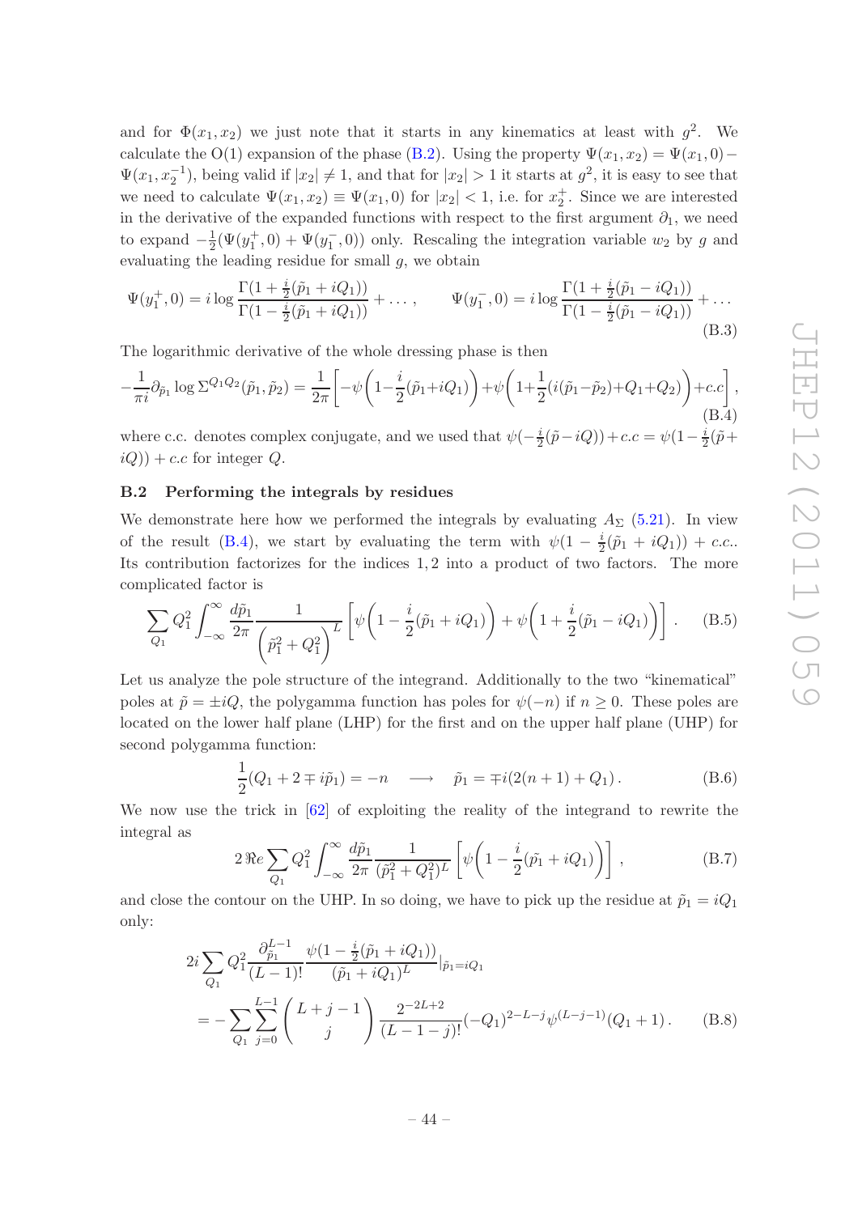and for $\Phi(x_1, x_2)$ we just note that it starts in any kinematics at least with $g^2$. We calculate the O(1) expansion of the phase (B.2). Using the property $\Psi(x_1, x_2) = \Psi(x_1, 0) - \Psi(x_1, x_2^{-1})$, being valid if $|x_2| \neq 1$, and that for $|x_2| > 1$ it starts at $g^2$, it is easy to see that we need to calculate $\Psi(x_1, x_2) \equiv \Psi(x_1, 0)$ for $|x_2| < 1$, i.e. for $x_2^+$. Since we are interested in the derivative of the expanded functions with respect to the first argument $\partial_1$, we need to expand $-\frac{1}{2}(\Psi(y_1^+, 0) + \Psi(y_1^-, 0))$ only. Rescaling the integration variable $w_2$ by $g$ and evaluating the leading residue for small $g$, we obtain

$$\Psi(y_1^+, 0) = i \log \frac{\Gamma(1 + \frac{i}{2}(\tilde{p}_1 + iQ_1))}{\Gamma(1 - \frac{i}{2}(\tilde{p}_1 + iQ_1))} + \dots , \qquad \Psi(y_1^-, 0) = i \log \frac{\Gamma(1 + \frac{i}{2}(\tilde{p}_1 - iQ_1))}{\Gamma(1 - \frac{i}{2}(\tilde{p}_1 - iQ_1))} + \dots \tag{B.3}$$

The logarithmic derivative of the whole dressing phase is then

$$-\frac{1}{\pi i} \partial_{\tilde{p}_1} \log \Sigma^{Q_1 Q_2}(\tilde{p}_1, \tilde{p}_2) = \frac{1}{2\pi} \left[ -\psi\left(1 - \frac{i}{2}(\tilde{p}_1 + iQ_1)\right) + \psi\left(1 + \frac{1}{2}(i(\tilde{p}_1 - \tilde{p}_2) + Q_1 + Q_2)\right) + c.c \right], \tag{B.4}$$

where c.c. denotes complex conjugate, and we used that $\psi(-\frac{i}{2}(\tilde{p} - iQ)) + c.c = \psi(1 - \frac{i}{2}(\tilde{p} + iQ)) + c.c$ for integer $Q$.

### B.2 Performing the integrals by residues

We demonstrate here how we performed the integrals by evaluating $A_\Sigma$ (5.21). In view of the result (B.4), we start by evaluating the term with $\psi(1 - \frac{i}{2}(\tilde{p}_1 + iQ_1)) + c.c.$. Its contribution factorizes for the indices 1, 2 into a product of two factors. The more complicated factor is

$$\sum_{Q_1} Q_1^2 \int_{-\infty}^{\infty} \frac{d\tilde{p}_1}{2\pi} \frac{1}{\left(\tilde{p}_1^2 + Q_1^2\right)^L} \left[ \psi\left(1 - \frac{i}{2}(\tilde{p}_1 + iQ_1)\right) + \psi\left(1 + \frac{i}{2}(\tilde{p}_1 - iQ_1)\right) \right]. \tag{B.5}$$

Let us analyze the pole structure of the integrand. Additionally to the two "kinematical" poles at $\tilde{p} = \pm iQ$, the polygamma function has poles for $\psi(-n)$ if $n \geq 0$. These poles are located on the lower half plane (LHP) for the first and on the upper half plane (UHP) for second polygamma function:

$$\frac{1}{2}(Q_1 + 2 \mp i\tilde{p}_1) = -n \quad \longrightarrow \quad \tilde{p}_1 = \mp i(2(n+1) + Q_1). \tag{B.6}$$

We now use the trick in [62] of exploiting the reality of the integrand to rewrite the integral as

$$2\,\Re e \sum_{Q_1} Q_1^2 \int_{-\infty}^{\infty} \frac{d\tilde{p}_1}{2\pi} \frac{1}{(\tilde{p}_1^2 + Q_1^2)^L} \left[ \psi\left(1 - \frac{i}{2}(\tilde{p}_1 + iQ_1)\right) \right], \tag{B.7}$$

and close the contour on the UHP. In so doing, we have to pick up the residue at $\tilde{p}_1 = iQ_1$ only:

$$\begin{aligned}
&2i \sum_{Q_1} Q_1^2 \frac{\partial_{\tilde{p}_1}^{L-1}}{(L-1)!} \frac{\psi(1 - \frac{i}{2}(\tilde{p}_1 + iQ_1))}{(\tilde{p}_1 + iQ_1)^L} \Big|_{\tilde{p}_1 = iQ_1} \\
&= -\sum_{Q_1} \sum_{j=0}^{L-1} \binom{L+j-1}{j} \frac{2^{-2L+2}}{(L-1-j)!} (-Q_1)^{2-L-j} \psi^{(L-j-1)}(Q_1 + 1).
\end{aligned} \tag{B.8}$$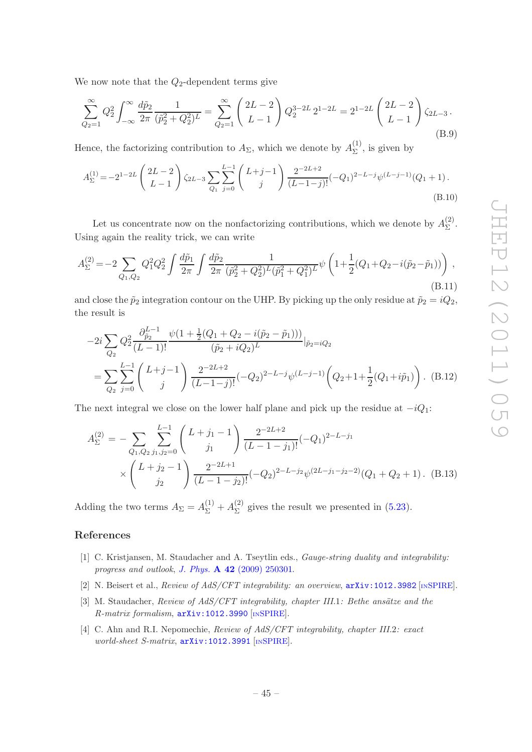We now note that the $Q_2$-dependent terms give

$$\sum_{Q_2=1}^{\infty} Q_2^2 \int_{-\infty}^{\infty} \frac{d\tilde{p}_2}{2\pi} \frac{1}{(\tilde{p}_2^2+Q_2^2)^L} = \sum_{Q_2=1}^{\infty} \binom{2L-2}{L-1} Q_2^{3-2L}\, 2^{1-2L} = 2^{1-2L} \binom{2L-2}{L-1} \zeta_{2L-3} \,. \tag{B.9}$$

Hence, the factorizing contribution to $A_\Sigma$, which we denote by $A_\Sigma^{(1)}$, is given by

$$A_\Sigma^{(1)} = -2^{1-2L} \binom{2L-2}{L-1} \zeta_{2L-3} \sum_{Q_1} \sum_{j=0}^{L-1} \binom{L+j-1}{j} \frac{2^{-2L+2}}{(L-1-j)!} (-Q_1)^{2-L-j} \psi^{(L-j-1)}(Q_1+1) \,. \tag{B.10}$$

Let us concentrate now on the nonfactorizing contributions, which we denote by $A_\Sigma^{(2)}$. Using again the reality trick, we can write

$$A_\Sigma^{(2)} = -2 \sum_{Q_1,Q_2} Q_1^2 Q_2^2 \int \frac{d\tilde{p}_1}{2\pi} \int \frac{d\tilde{p}_2}{2\pi} \frac{1}{(\tilde{p}_2^2+Q_2^2)^L (\tilde{p}_1^2+Q_1^2)^L} \psi\left(1+\frac{1}{2}(Q_1+Q_2-i(\tilde{p}_2-\tilde{p}_1))\right) , \tag{B.11}$$

and close the $\tilde{p}_2$ integration contour on the UHP. By picking up the only residue at $\tilde{p}_2 = iQ_2$, the result is

$$\begin{aligned} &-2i \sum_{Q_2} Q_2^2 \frac{\partial_{\tilde{p}_2}^{L-1}}{(L-1)!} \frac{\psi(1+\frac{1}{2}(Q_1+Q_2-i(\tilde{p}_2-\tilde{p}_1)))}{(\tilde{p}_2+iQ_2)^L} \Big|_{\tilde{p}_2=iQ_2} \\ &= \sum_{Q_2} \sum_{j=0}^{L-1} \binom{L+j-1}{j} \frac{2^{-2L+2}}{(L-1-j)!} (-Q_2)^{2-L-j} \psi^{(L-j-1)}\left(Q_2+1+\frac{1}{2}(Q_1+i\tilde{p}_1)\right) . \end{aligned} \tag{B.12}$$

The next integral we close on the lower half plane and pick up the residue at $-iQ_1$:

$$\begin{aligned} A_\Sigma^{(2)} = &- \sum_{Q_1,Q_2} \sum_{j_1,j_2=0}^{L-1} \binom{L+j_1-1}{j_1} \frac{2^{-2L+2}}{(L-1-j_1)!} (-Q_1)^{2-L-j_1} \\ &\times \binom{L+j_2-1}{j_2} \frac{2^{-2L+1}}{(L-1-j_2)!} (-Q_2)^{2-L-j_2} \psi^{(2L-j_1-j_2-2)}(Q_1+Q_2+1) \,. \end{aligned} \tag{B.13}$$

Adding the two terms $A_\Sigma = A_\Sigma^{(1)} + A_\Sigma^{(2)}$ gives the result we presented in (5.23).

## References

[1] C. Kristjansen, M. Staudacher and A. Tseytlin eds., *Gauge-string duality and integrability: progress and outlook*, J. Phys. **A 42** (2009) 250301.

[2] N. Beisert et al., *Review of AdS/CFT integrability: an overview*, arXiv:1012.3982 [INSPIRE].

[3] M. Staudacher, *Review of AdS/CFT integrability, chapter III.1: Bethe ansätze and the R-matrix formalism*, arXiv:1012.3990 [INSPIRE].

[4] C. Ahn and R.I. Nepomechie, *Review of AdS/CFT integrability, chapter III.2: exact world-sheet S-matrix*, arXiv:1012.3991 [INSPIRE].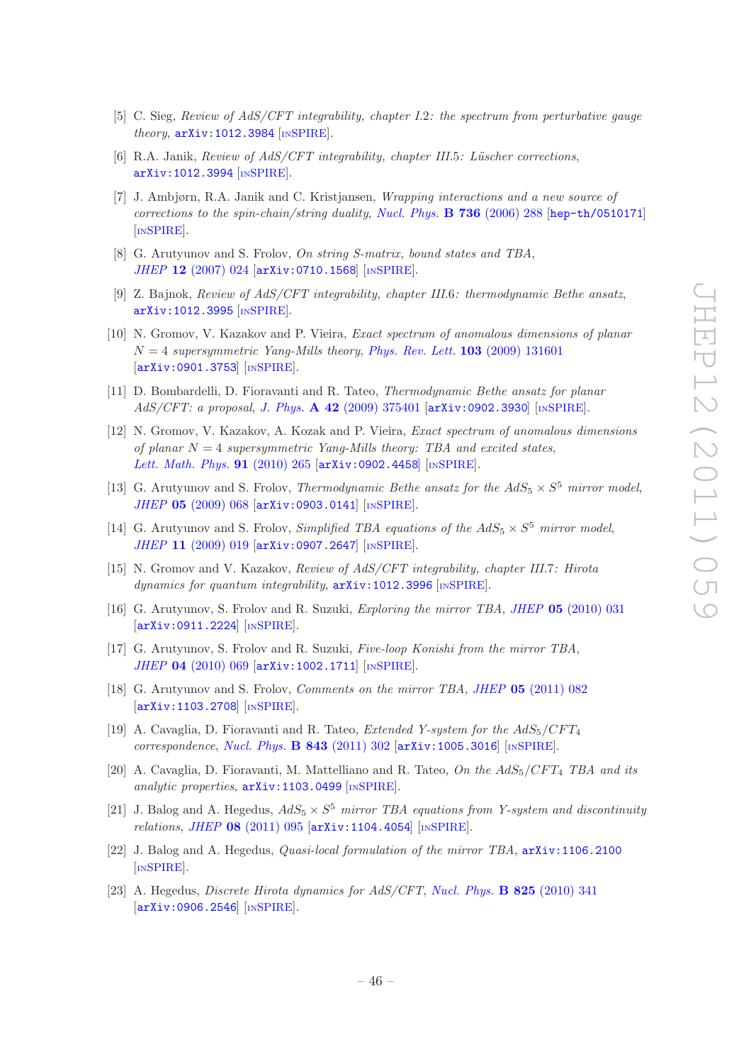- [5] C. Sieg, *Review of AdS/CFT integrability, chapter I.2: the spectrum from perturbative gauge theory*, arXiv:1012.3984 [INSPIRE].
- [6] R.A. Janik, *Review of AdS/CFT integrability, chapter III.5: Lüscher corrections*, arXiv:1012.3994 [INSPIRE].
- [7] J. Ambjørn, R.A. Janik and C. Kristjansen, *Wrapping interactions and a new source of corrections to the spin-chain/string duality*, *Nucl. Phys.* **B 736** (2006) 288 [hep-th/0510171] [INSPIRE].
- [8] G. Arutyunov and S. Frolov, *On string S-matrix, bound states and TBA*, *JHEP* **12** (2007) 024 [arXiv:0710.1568] [INSPIRE].
- [9] Z. Bajnok, *Review of AdS/CFT integrability, chapter III.6: thermodynamic Bethe ansatz*, arXiv:1012.3995 [INSPIRE].
- [10] N. Gromov, V. Kazakov and P. Vieira, *Exact spectrum of anomalous dimensions of planar $N = 4$ supersymmetric Yang-Mills theory*, *Phys. Rev. Lett.* **103** (2009) 131601 [arXiv:0901.3753] [INSPIRE].
- [11] D. Bombardelli, D. Fioravanti and R. Tateo, *Thermodynamic Bethe ansatz for planar AdS/CFT: a proposal*, *J. Phys.* **A 42** (2009) 375401 [arXiv:0902.3930] [INSPIRE].
- [12] N. Gromov, V. Kazakov, A. Kozak and P. Vieira, *Exact spectrum of anomalous dimensions of planar $N = 4$ supersymmetric Yang-Mills theory: TBA and excited states*, *Lett. Math. Phys.* **91** (2010) 265 [arXiv:0902.4458] [INSPIRE].
- [13] G. Arutyunov and S. Frolov, *Thermodynamic Bethe ansatz for the $AdS_5 \times S^5$ mirror model*, *JHEP* **05** (2009) 068 [arXiv:0903.0141] [INSPIRE].
- [14] G. Arutyunov and S. Frolov, *Simplified TBA equations of the $AdS_5 \times S^5$ mirror model*, *JHEP* **11** (2009) 019 [arXiv:0907.2647] [INSPIRE].
- [15] N. Gromov and V. Kazakov, *Review of AdS/CFT integrability, chapter III.7: Hirota dynamics for quantum integrability*, arXiv:1012.3996 [INSPIRE].
- [16] G. Arutyunov, S. Frolov and R. Suzuki, *Exploring the mirror TBA*, *JHEP* **05** (2010) 031 [arXiv:0911.2224] [INSPIRE].
- [17] G. Arutyunov, S. Frolov and R. Suzuki, *Five-loop Konishi from the mirror TBA*, *JHEP* **04** (2010) 069 [arXiv:1002.1711] [INSPIRE].
- [18] G. Arutyunov and S. Frolov, *Comments on the mirror TBA*, *JHEP* **05** (2011) 082 [arXiv:1103.2708] [INSPIRE].
- [19] A. Cavaglia, D. Fioravanti and R. Tateo, *Extended Y-system for the $AdS_5/CFT_4$ correspondence*, *Nucl. Phys.* **B 843** (2011) 302 [arXiv:1005.3016] [INSPIRE].
- [20] A. Cavaglia, D. Fioravanti, M. Mattelliano and R. Tateo, *On the $AdS_5/CFT_4$ TBA and its analytic properties*, arXiv:1103.0499 [INSPIRE].
- [21] J. Balog and A. Hegedus, *$AdS_5 \times S^5$ mirror TBA equations from Y-system and discontinuity relations*, *JHEP* **08** (2011) 095 [arXiv:1104.4054] [INSPIRE].
- [22] J. Balog and A. Hegedus, *Quasi-local formulation of the mirror TBA*, arXiv:1106.2100 [INSPIRE].
- [23] A. Hegedus, *Discrete Hirota dynamics for AdS/CFT*, *Nucl. Phys.* **B 825** (2010) 341 [arXiv:0906.2546] [INSPIRE].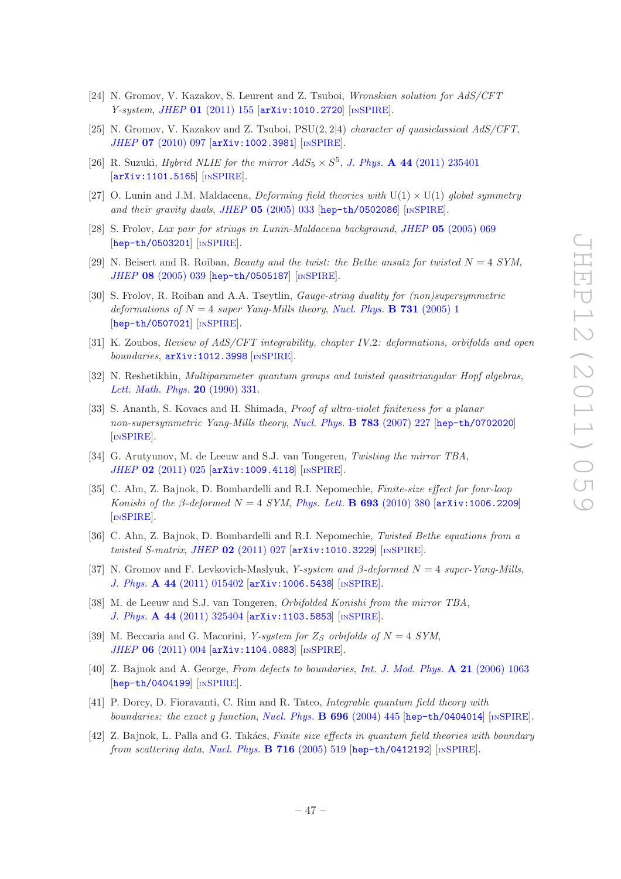[24] N. Gromov, V. Kazakov, S. Leurent and Z. Tsuboi, *Wronskian solution for AdS/CFT Y-system*, *JHEP* **01** (2011) 155 [arXiv:1010.2720] [INSPIRE].

[25] N. Gromov, V. Kazakov and Z. Tsuboi, PSU(2, 2|4) *character of quasiclassical AdS/CFT*, *JHEP* **07** (2010) 097 [arXiv:1002.3981] [INSPIRE].

[26] R. Suzuki, *Hybrid NLIE for the mirror* $AdS_5 \times S^5$, *J. Phys.* **A 44** (2011) 235401 [arXiv:1101.5165] [INSPIRE].

[27] O. Lunin and J.M. Maldacena, *Deforming field theories with* $U(1) \times U(1)$ *global symmetry and their gravity duals*, *JHEP* **05** (2005) 033 [hep-th/0502086] [INSPIRE].

[28] S. Frolov, *Lax pair for strings in Lunin-Maldacena background*, *JHEP* **05** (2005) 069 [hep-th/0503201] [INSPIRE].

[29] N. Beisert and R. Roiban, *Beauty and the twist: the Bethe ansatz for twisted* $N = 4$ *SYM*, *JHEP* **08** (2005) 039 [hep-th/0505187] [INSPIRE].

[30] S. Frolov, R. Roiban and A.A. Tseytlin, *Gauge-string duality for (non)supersymmetric deformations of* $N = 4$ *super Yang-Mills theory*, *Nucl. Phys.* **B 731** (2005) 1 [hep-th/0507021] [INSPIRE].

[31] K. Zoubos, *Review of AdS/CFT integrability, chapter IV.2: deformations, orbifolds and open boundaries*, arXiv:1012.3998 [INSPIRE].

[32] N. Reshetikhin, *Multiparameter quantum groups and twisted quasitriangular Hopf algebras*, *Lett. Math. Phys.* **20** (1990) 331.

[33] S. Ananth, S. Kovacs and H. Shimada, *Proof of ultra-violet finiteness for a planar non-supersymmetric Yang-Mills theory*, *Nucl. Phys.* **B 783** (2007) 227 [hep-th/0702020] [INSPIRE].

[34] G. Arutyunov, M. de Leeuw and S.J. van Tongeren, *Twisting the mirror TBA*, *JHEP* **02** (2011) 025 [arXiv:1009.4118] [INSPIRE].

[35] C. Ahn, Z. Bajnok, D. Bombardelli and R.I. Nepomechie, *Finite-size effect for four-loop Konishi of the* $\beta$*-deformed* $N = 4$ *SYM*, *Phys. Lett.* **B 693** (2010) 380 [arXiv:1006.2209] [INSPIRE].

[36] C. Ahn, Z. Bajnok, D. Bombardelli and R.I. Nepomechie, *Twisted Bethe equations from a twisted S-matrix*, *JHEP* **02** (2011) 027 [arXiv:1010.3229] [INSPIRE].

[37] N. Gromov and F. Levkovich-Maslyuk, *Y-system and* $\beta$*-deformed* $N = 4$ *super-Yang-Mills*, *J. Phys.* **A 44** (2011) 015402 [arXiv:1006.5438] [INSPIRE].

[38] M. de Leeuw and S.J. van Tongeren, *Orbifolded Konishi from the mirror TBA*, *J. Phys.* **A 44** (2011) 325404 [arXiv:1103.5853] [INSPIRE].

[39] M. Beccaria and G. Macorini, *Y-system for* $Z_S$ *orbifolds of* $N = 4$ *SYM*, *JHEP* **06** (2011) 004 [arXiv:1104.0883] [INSPIRE].

[40] Z. Bajnok and A. George, *From defects to boundaries*, *Int. J. Mod. Phys.* **A 21** (2006) 1063 [hep-th/0404199] [INSPIRE].

[41] P. Dorey, D. Fioravanti, C. Rim and R. Tateo, *Integrable quantum field theory with boundaries: the exact g function*, *Nucl. Phys.* **B 696** (2004) 445 [hep-th/0404014] [INSPIRE].

[42] Z. Bajnok, L. Palla and G. Takács, *Finite size effects in quantum field theories with boundary from scattering data*, *Nucl. Phys.* **B 716** (2005) 519 [hep-th/0412192] [INSPIRE].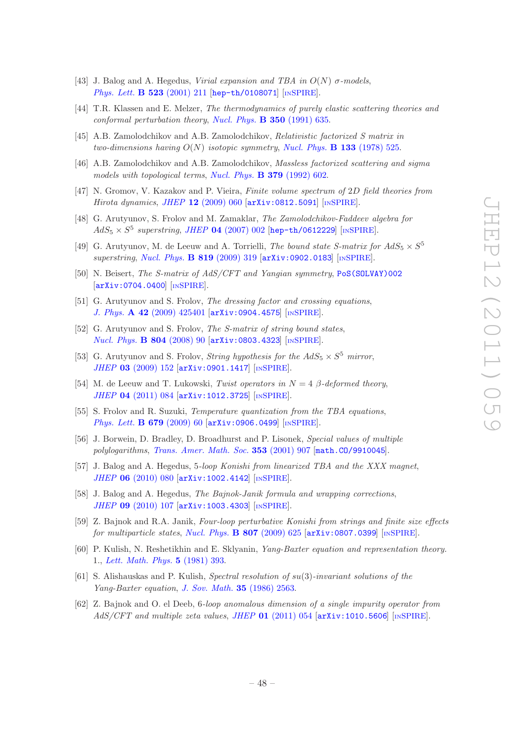[43] J. Balog and A. Hegedus, *Virial expansion and TBA in $O(N)$ σ-models*, Phys. Lett. **B 523** (2001) 211 [hep-th/0108071] [INSPIRE].

[44] T.R. Klassen and E. Melzer, *The thermodynamics of purely elastic scattering theories and conformal perturbation theory*, Nucl. Phys. **B 350** (1991) 635.

[45] A.B. Zamolodchikov and A.B. Zamolodchikov, *Relativistic factorized S matrix in two-dimensions having $O(N)$ isotopic symmetry*, Nucl. Phys. **B 133** (1978) 525.

[46] A.B. Zamolodchikov and A.B. Zamolodchikov, *Massless factorized scattering and sigma models with topological terms*, Nucl. Phys. **B 379** (1992) 602.

[47] N. Gromov, V. Kazakov and P. Vieira, *Finite volume spectrum of 2D field theories from Hirota dynamics*, JHEP **12** (2009) 060 [arXiv:0812.5091] [INSPIRE].

[48] G. Arutyunov, S. Frolov and M. Zamaklar, *The Zamolodchikov-Faddeev algebra for $AdS_5 \times S^5$ superstring*, JHEP **04** (2007) 002 [hep-th/0612229] [INSPIRE].

[49] G. Arutyunov, M. de Leeuw and A. Torrielli, *The bound state S-matrix for $AdS_5 \times S^5$ superstring*, Nucl. Phys. **B 819** (2009) 319 [arXiv:0902.0183] [INSPIRE].

[50] N. Beisert, *The S-matrix of AdS/CFT and Yangian symmetry*, PoS(SOLVAY)002 [arXiv:0704.0400] [INSPIRE].

[51] G. Arutyunov and S. Frolov, *The dressing factor and crossing equations*, J. Phys. **A 42** (2009) 425401 [arXiv:0904.4575] [INSPIRE].

[52] G. Arutyunov and S. Frolov, *The S-matrix of string bound states*, Nucl. Phys. **B 804** (2008) 90 [arXiv:0803.4323] [INSPIRE].

[53] G. Arutyunov and S. Frolov, *String hypothesis for the $AdS_5 \times S^5$ mirror*, JHEP **03** (2009) 152 [arXiv:0901.1417] [INSPIRE].

[54] M. de Leeuw and T. Lukowski, *Twist operators in $N = 4$ β-deformed theory*, JHEP **04** (2011) 084 [arXiv:1012.3725] [INSPIRE].

[55] S. Frolov and R. Suzuki, *Temperature quantization from the TBA equations*, Phys. Lett. **B 679** (2009) 60 [arXiv:0906.0499] [INSPIRE].

[56] J. Borwein, D. Bradley, D. Broadhurst and P. Lisonek, *Special values of multiple polylogarithms*, Trans. Amer. Math. Soc. **353** (2001) 907 [math.CO/9910045].

[57] J. Balog and A. Hegedus, *5-loop Konishi from linearized TBA and the XXX magnet*, JHEP **06** (2010) 080 [arXiv:1002.4142] [INSPIRE].

[58] J. Balog and A. Hegedus, *The Bajnok-Janik formula and wrapping corrections*, JHEP **09** (2010) 107 [arXiv:1003.4303] [INSPIRE].

[59] Z. Bajnok and R.A. Janik, *Four-loop perturbative Konishi from strings and finite size effects for multiparticle states*, Nucl. Phys. **B 807** (2009) 625 [arXiv:0807.0399] [INSPIRE].

[60] P. Kulish, N. Reshetikhin and E. Sklyanin, *Yang-Baxter equation and representation theory.* 1., Lett. Math. Phys. **5** (1981) 393.

[61] S. Alishauskas and P. Kulish, *Spectral resolution of $su(3)$-invariant solutions of the Yang-Baxter equation*, J. Sov. Math. **35** (1986) 2563.

[62] Z. Bajnok and O. el Deeb, *6-loop anomalous dimension of a single impurity operator from AdS/CFT and multiple zeta values*, JHEP **01** (2011) 054 [arXiv:1010.5606] [INSPIRE].